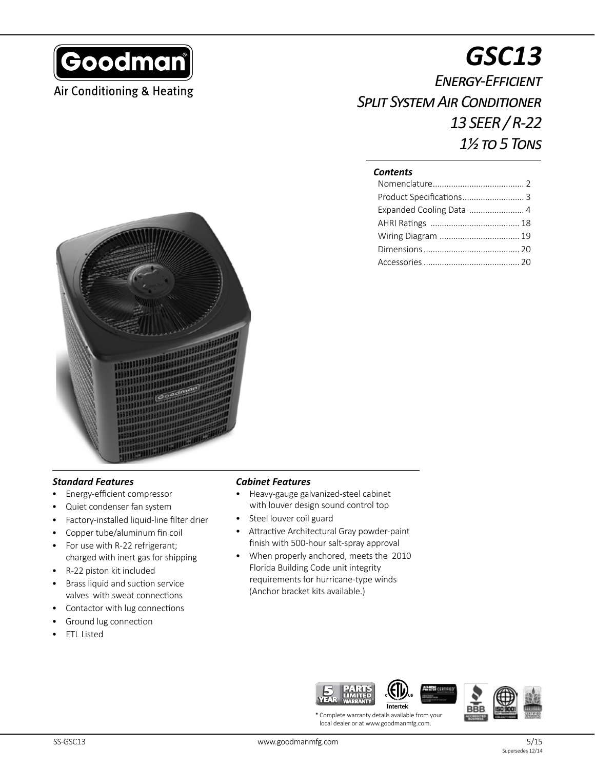Goodman

Air Conditioning & Heating

# GSC13

## Energy-Efficient Split System Air Conditioner 13 SEER / R-22 1½ to 5 Tons

***Contents***

| | |
|---|---|
| Nomenclature | 2 |
| Product Specifications | 3 |
| Expanded Cooling Data | 4 |
| AHRI Ratings | 18 |
| Wiring Diagram | 19 |
| Dimensions | 20 |
| Accessories | 20 |

### *Standard Features*

- Energy-efficient compressor
- Quiet condenser fan system
- Factory-installed liquid-line filter drier
- Copper tube/aluminum fin coil
- For use with R-22 refrigerant; charged with inert gas for shipping
- R-22 piston kit included
- Brass liquid and suction service valves with sweat connections
- Contactor with lug connections
- Ground lug connection
- ETL Listed

### *Cabinet Features*

- Heavy-gauge galvanized-steel cabinet with louver design sound control top
- Steel louver coil guard
- Attractive Architectural Gray powder-paint finish with 500-hour salt-spray approval
- When properly anchored, meets the 2010 Florida Building Code unit integrity requirements for hurricane-type winds (Anchor bracket kits available.)

\* Complete warranty details available from your local dealer or at www.goodmanmfg.com.

SS-GSC13 5/15 Supersedes 12/14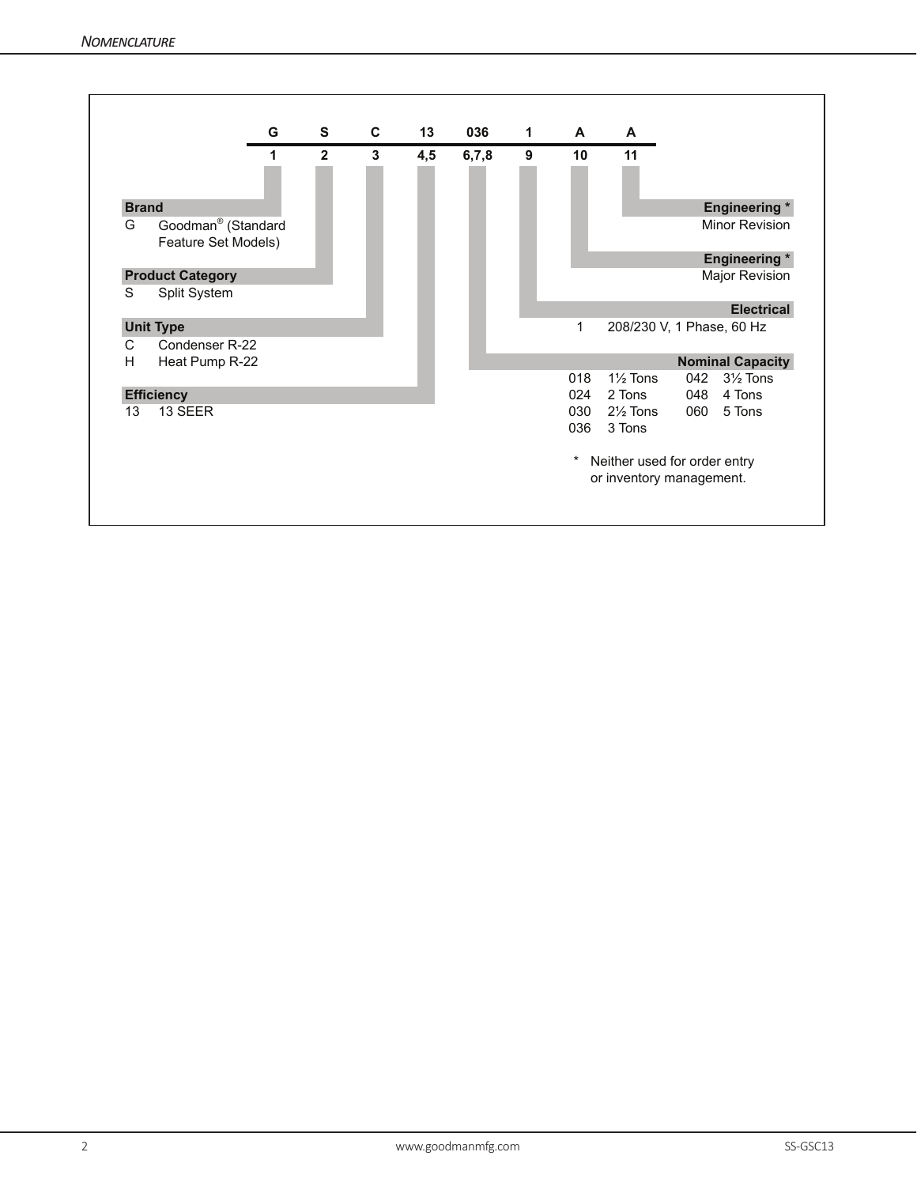## Nomenclature

| G | S | C | 13 | 036 | 1 | A | A |
|---|---|---|---|---|---|---|---|
| 1 | 2 | 3 | 4,5 | 6,7,8 | 9 | 10 | 11 |

**Brand**

G Goodman® (Standard Feature Set Models)

**Product Category**

S Split System

**Unit Type**

C Condenser R-22

H Heat Pump R-22

**Efficiency**

13 13 SEER

**Engineering \***

Minor Revision

**Engineering \***

Major Revision

**Electrical**

1 208/230 V, 1 Phase, 60 Hz

**Nominal Capacity**

| Code | Capacity | Code | Capacity |
|---|---|---|---|
| 018 | 1½ Tons | 042 | 3½ Tons |
| 024 | 2 Tons | 048 | 4 Tons |
| 030 | 2½ Tons | 060 | 5 Tons |
| 036 | 3 Tons | | |

\* Neither used for order entry or inventory management.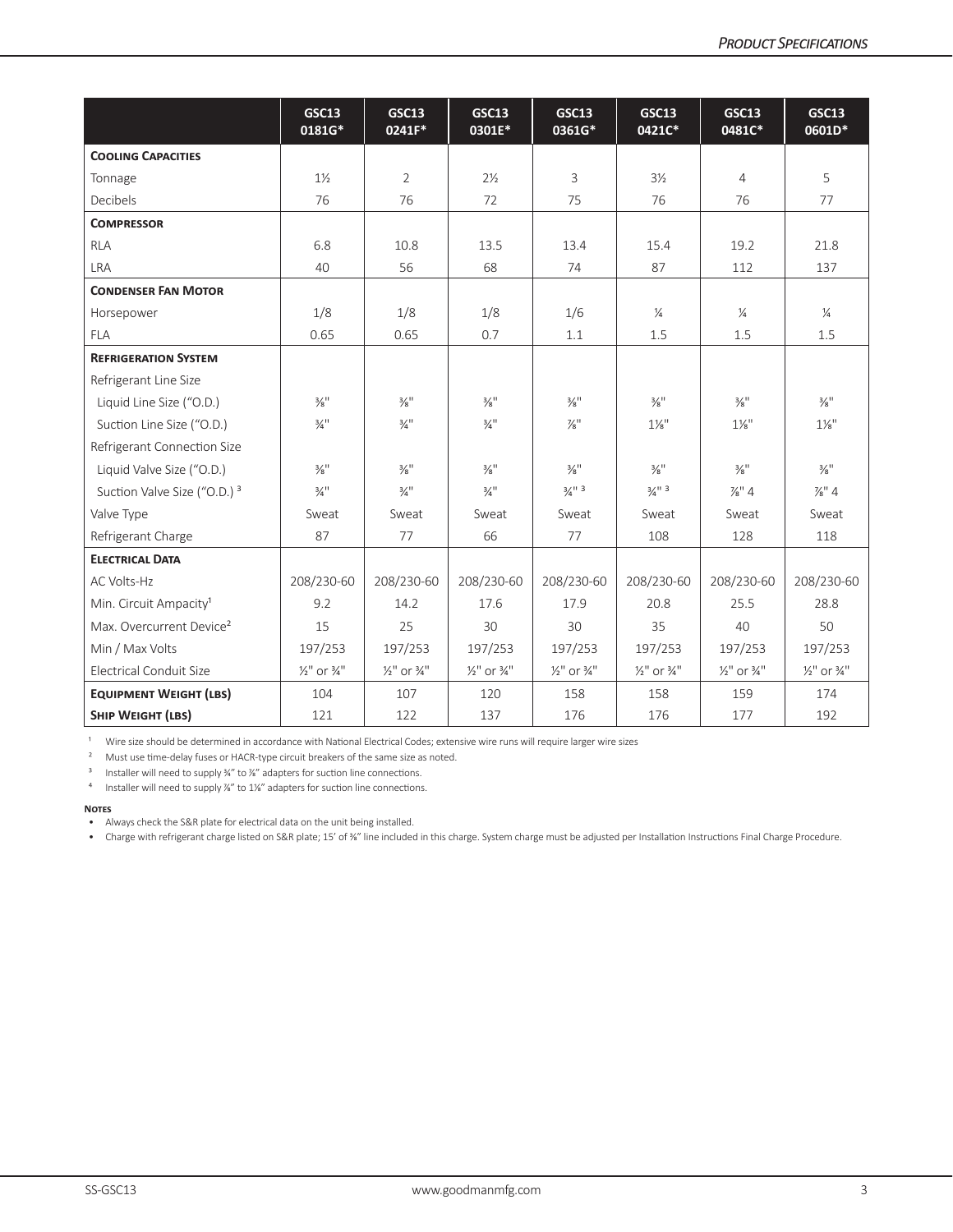|  | GSC13 0181G* | GSC13 0241F* | GSC13 0301E* | GSC13 0361G* | GSC13 0421C* | GSC13 0481C* | GSC13 0601D* |
|---|---|---|---|---|---|---|---|
| **Cooling Capacities** | | | | | | | |
| Tonnage | 1½ | 2 | 2½ | 3 | 3½ | 4 | 5 |
| Decibels | 76 | 76 | 72 | 75 | 76 | 76 | 77 |
| **Compressor** | | | | | | | |
| RLA | 6.8 | 10.8 | 13.5 | 13.4 | 15.4 | 19.2 | 21.8 |
| LRA | 40 | 56 | 68 | 74 | 87 | 112 | 137 |
| **Condenser Fan Motor** | | | | | | | |
| Horsepower | 1/8 | 1/8 | 1/8 | 1/6 | ¼ | ¼ | ¼ |
| FLA | 0.65 | 0.65 | 0.7 | 1.1 | 1.5 | 1.5 | 1.5 |
| **Refrigeration System** | | | | | | | |
| Refrigerant Line Size | | | | | | | |
| Liquid Line Size ("O.D.) | ⅜" | ⅜" | ⅜" | ⅜" | ⅜" | ⅜" | ⅜" |
| Suction Line Size ("O.D.) | ¾" | ¾" | ¾" | ⅞" | 1⅛" | 1⅛" | 1⅛" |
| Refrigerant Connection Size | | | | | | | |
| Liquid Valve Size ("O.D.) | ⅜" | ⅜" | ⅜" | ⅜" | ⅜" | ⅜" | ⅜" |
| Suction Valve Size ("O.D.) [3] | ¾" | ¾" | ¾" | ¾" [3] | ¾" [3] | ⅞" [4] | ⅞" [4] |
| Valve Type | Sweat | Sweat | Sweat | Sweat | Sweat | Sweat | Sweat |
| Refrigerant Charge | 87 | 77 | 66 | 77 | 108 | 128 | 118 |
| **Electrical Data** | | | | | | | |
| AC Volts-Hz | 208/230-60 | 208/230-60 | 208/230-60 | 208/230-60 | 208/230-60 | 208/230-60 | 208/230-60 |
| Min. Circuit Ampacity[1] | 9.2 | 14.2 | 17.6 | 17.9 | 20.8 | 25.5 | 28.8 |
| Max. Overcurrent Device[2] | 15 | 25 | 30 | 30 | 35 | 40 | 50 |
| Min / Max Volts | 197/253 | 197/253 | 197/253 | 197/253 | 197/253 | 197/253 | 197/253 |
| Electrical Conduit Size | ½" or ¾" | ½" or ¾" | ½" or ¾" | ½" or ¾" | ½" or ¾" | ½" or ¾" | ½" or ¾" |
| **Equipment Weight (lbs)** | 104 | 107 | 120 | 158 | 158 | 159 | 174 |
| **Ship Weight (lbs)** | 121 | 122 | 137 | 176 | 176 | 177 | 192 |

[1] Wire size should be determined in accordance with National Electrical Codes; extensive wire runs will require larger wire sizes

[2] Must use time-delay fuses or HACR-type circuit breakers of the same size as noted.

[3] Installer will need to supply ¾" to ⅞" adapters for suction line connections.

[4] Installer will need to supply ⅞" to 1⅛" adapters for suction line connections.

**Notes**

- Always check the S&R plate for electrical data on the unit being installed.
- Charge with refrigerant charge listed on S&R plate; 15' of ⅜" line included in this charge. System charge must be adjusted per Installation Instructions Final Charge Procedure.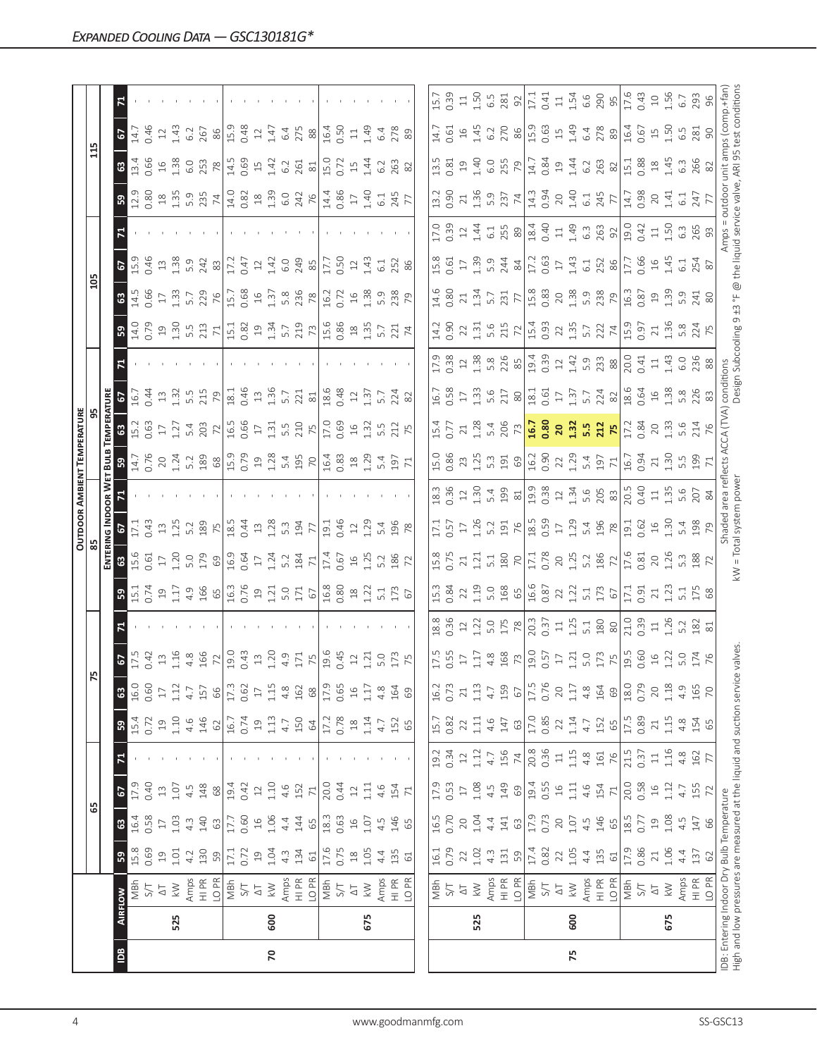# *Expanded Cooling Data — GSC130181G**

| IDB | Airflow | | Outdoor Ambient Temperature 65 | | | | 75 | | | | 85 | | | | 95 | | | | 105 | | | | 115 | | | |
|---|---|---|---|---|---|---|---|---|---|---|---|---|---|---|---|---|---|---|---|---|---|---|---|---|---|---|
| | | | Entering Indoor Wet Bulb Temperature | | | | | | | | | | | | | | | | | | | | | | | |
| | | | 59 | 63 | 67 | 71 | 59 | 63 | 67 | 71 | 59 | 63 | 67 | 71 | 59 | 63 | 67 | 71 | 59 | 63 | 67 | 71 | 59 | 63 | 67 | 71 |
| 70 | 525 | MBh | 15.8 | 16.4 | 17.9 | - | 15.4 | 16.0 | 17.5 | - | 15.1 | 15.6 | 17.1 | - | 14.7 | 15.2 | 16.7 | - | 14.0 | 14.5 | 15.9 | - | 12.9 | 13.4 | 14.7 | - |
| | | S/T | 0.69 | 0.58 | 0.40 | - | 0.72 | 0.60 | 0.42 | - | 0.74 | 0.61 | 0.43 | - | 0.76 | 0.63 | 0.44 | - | 0.79 | 0.66 | 0.46 | - | 0.80 | 0.66 | 0.46 | - |
| | | ΔT | 19 | 17 | 13 | - | 19 | 17 | 13 | - | 19 | 17 | 13 | - | 20 | 17 | 13 | - | 19 | 17 | 13 | - | 18 | 16 | 12 | - |
| | | kW | 1.01 | 1.03 | 1.07 | - | 1.10 | 1.12 | 1.16 | - | 1.17 | 1.20 | 1.25 | - | 1.24 | 1.27 | 1.32 | - | 1.30 | 1.33 | 1.38 | - | 1.35 | 1.38 | 1.43 | - |
| | | Amps | 4.2 | 4.3 | 4.5 | - | 4.6 | 4.7 | 4.8 | - | 4.9 | 5.0 | 5.2 | - | 5.2 | 5.4 | 5.5 | - | 5.5 | 5.7 | 5.9 | - | 5.9 | 6.0 | 6.2 | - |
| | | HI PR | 130 | 140 | 148 | - | 146 | 157 | 166 | - | 166 | 179 | 189 | - | 189 | 203 | 215 | - | 213 | 229 | 242 | - | 235 | 253 | 267 | - |
| | | LO PR | 59 | 63 | 68 | - | 62 | 66 | 72 | - | 65 | 69 | 75 | - | 68 | 72 | 79 | - | 71 | 76 | 83 | - | 74 | 78 | 86 | - |
| | 600 | MBh | 17.1 | 17.7 | 19.4 | - | 16.7 | 17.3 | 19.0 | - | 16.3 | 16.9 | 18.5 | - | 15.9 | 16.5 | 18.1 | - | 15.1 | 15.7 | 17.2 | - | 14.0 | 14.5 | 15.9 | - |
| | | S/T | 0.72 | 0.60 | 0.42 | - | 0.74 | 0.62 | 0.43 | - | 0.76 | 0.64 | 0.44 | - | 0.79 | 0.66 | 0.46 | - | 0.82 | 0.68 | 0.47 | - | 0.82 | 0.69 | 0.48 | - |
| | | ΔT | 19 | 16 | 12 | - | 19 | 17 | 13 | - | 19 | 17 | 13 | - | 19 | 17 | 13 | - | 19 | 16 | 12 | - | 18 | 15 | 12 | - |
| | | kW | 1.04 | 1.06 | 1.10 | - | 1.13 | 1.15 | 1.20 | - | 1.21 | 1.24 | 1.28 | - | 1.28 | 1.31 | 1.36 | - | 1.34 | 1.37 | 1.42 | - | 1.39 | 1.42 | 1.47 | - |
| | | Amps | 4.3 | 4.4 | 4.6 | - | 4.7 | 4.8 | 4.9 | - | 5.0 | 5.2 | 5.3 | - | 5.4 | 5.5 | 5.7 | - | 5.7 | 5.8 | 6.0 | - | 6.0 | 6.2 | 6.4 | - |
| | | HI PR | 134 | 144 | 152 | - | 150 | 162 | 171 | - | 171 | 184 | 194 | - | 195 | 210 | 221 | - | 219 | 236 | 249 | - | 242 | 261 | 275 | - |
| | | LO PR | 61 | 65 | 71 | - | 64 | 68 | 75 | - | 67 | 71 | 77 | - | 70 | 75 | 81 | - | 73 | 78 | 85 | - | 76 | 81 | 88 | - |
| | 675 | MBh | 17.6 | 18.3 | 20.0 | - | 17.2 | 17.9 | 19.6 | - | 16.8 | 17.4 | 19.1 | - | 16.4 | 17.0 | 18.6 | - | 15.6 | 16.2 | 17.7 | - | 14.4 | 15.0 | 16.4 | - |
| | | S/T | 0.75 | 0.63 | 0.44 | - | 0.78 | 0.65 | 0.45 | - | 0.80 | 0.67 | 0.46 | - | 0.83 | 0.69 | 0.48 | - | 0.86 | 0.72 | 0.50 | - | 0.86 | 0.72 | 0.50 | - |
| | | ΔT | 18 | 16 | 12 | - | 18 | 16 | 12 | - | 18 | 16 | 12 | - | 18 | 16 | 12 | - | 18 | 16 | 12 | - | 17 | 15 | 11 | - |
| | | kW | 1.05 | 1.07 | 1.11 | - | 1.14 | 1.17 | 1.21 | - | 1.22 | 1.25 | 1.29 | - | 1.29 | 1.32 | 1.37 | - | 1.35 | 1.38 | 1.43 | - | 1.40 | 1.44 | 1.49 | - |
| | | Amps | 4.4 | 4.5 | 4.6 | - | 4.7 | 4.8 | 5.0 | - | 5.1 | 5.2 | 5.4 | - | 5.4 | 5.5 | 5.7 | - | 5.7 | 5.9 | 6.1 | - | 6.1 | 6.2 | 6.4 | - |
| | | HI PR | 135 | 146 | 154 | - | 152 | 164 | 173 | - | 173 | 186 | 196 | - | 197 | 212 | 224 | - | 221 | 238 | 252 | - | 245 | 263 | 278 | - |
| | | LO PR | 61 | 65 | 71 | - | 65 | 69 | 75 | - | 67 | 72 | 78 | - | 71 | 75 | 82 | - | 74 | 79 | 86 | - | 77 | 82 | 89 | - |

| IDB | Airflow | | Outdoor Ambient Temperature 65 | | | | 75 | | | | 85 | | | | 95 | | | | 105 | | | | 115 | | | |
|---|---|---|---|---|---|---|---|---|---|---|---|---|---|---|---|---|---|---|---|---|---|---|---|---|---|---|
| | | | Entering Indoor Wet Bulb Temperature | | | | | | | | | | | | | | | | | | | | | | | |
| | | | 59 | 63 | 67 | 71 | 59 | 63 | 67 | 71 | 59 | 63 | 67 | 71 | 59 | 63 | 67 | 71 | 59 | 63 | 67 | 71 | 59 | 63 | 67 | 71 |
| 75 | 525 | MBh | 16.1 | 16.5 | 17.9 | 19.2 | 15.7 | 16.2 | 17.5 | 18.8 | 15.3 | 15.8 | 17.1 | 18.3 | 15.0 | 15.4 | 16.7 | 17.9 | 14.2 | 14.6 | 15.8 | 17.0 | 13.2 | 13.5 | 14.7 | 15.7 |
| | | S/T | 0.79 | 0.70 | 0.53 | 0.34 | 0.82 | 0.73 | 0.55 | 0.36 | 0.84 | 0.75 | 0.57 | 0.36 | 0.86 | 0.77 | 0.58 | 0.38 | 0.90 | 0.80 | 0.61 | 0.39 | 0.90 | 0.81 | 0.61 | 0.39 |
| | | ΔT | 22 | 20 | 17 | 12 | 22 | 21 | 17 | 12 | 22 | 21 | 17 | 12 | 23 | 21 | 17 | 12 | 22 | 21 | 17 | 12 | 21 | 19 | 16 | 11 |
| | | kW | 1.02 | 1.04 | 1.08 | 1.12 | 1.11 | 1.13 | 1.17 | 1.22 | 1.19 | 1.21 | 1.26 | 1.30 | 1.25 | 1.28 | 1.33 | 1.38 | 1.31 | 1.34 | 1.39 | 1.44 | 1.36 | 1.40 | 1.45 | 1.50 |
| | | Amps | 4.3 | 4.4 | 4.5 | 4.7 | 4.6 | 4.7 | 4.8 | 5.0 | 5.0 | 5.1 | 5.2 | 5.4 | 5.3 | 5.4 | 5.6 | 5.8 | 5.6 | 5.7 | 5.9 | 6.1 | 5.9 | 6.0 | 6.2 | 6.5 |
| | | HI PR | 131 | 141 | 149 | 156 | 147 | 159 | 168 | 175 | 168 | 180 | 191 | 199 | 191 | 206 | 217 | 226 | 215 | 231 | 244 | 255 | 237 | 255 | 270 | 281 |
| | | LO PR | 59 | 63 | 69 | 74 | 63 | 67 | 73 | 78 | 65 | 70 | 76 | 81 | 69 | 73 | 80 | 85 | 72 | 77 | 84 | 89 | 74 | 79 | 86 | 92 |
| | 600 | MBh | 17.4 | 17.9 | 19.4 | 20.8 | 17.0 | 17.5 | 19.0 | 20.3 | 16.6 | 17.1 | 18.5 | 19.9 | 16.2 | **16.7** | 18.1 | 19.4 | 15.4 | 15.8 | 17.2 | 18.4 | 14.3 | 14.7 | 15.9 | 17.1 |
| | | S/T | 0.82 | 0.73 | 0.55 | 0.36 | 0.85 | 0.76 | 0.57 | 0.37 | 0.87 | 0.78 | 0.59 | 0.38 | 0.90 | **0.80** | 0.61 | 0.39 | 0.93 | 0.83 | 0.63 | 0.40 | 0.94 | 0.84 | 0.63 | 0.41 |
| | | ΔT | 22 | 20 | 16 | 11 | 22 | 20 | 17 | 11 | 22 | 20 | 17 | 12 | 22 | **20** | 17 | 12 | 22 | 20 | 17 | 11 | 20 | 19 | 15 | 11 |
| | | kW | 1.05 | 1.07 | 1.11 | 1.15 | 1.14 | 1.17 | 1.21 | 1.25 | 1.22 | 1.25 | 1.29 | 1.34 | 1.29 | **1.32** | 1.37 | 1.42 | 1.35 | 1.38 | 1.43 | 1.49 | 1.40 | 1.44 | 1.49 | 1.54 |
| | | Amps | 4.4 | 4.5 | 4.6 | 4.8 | 4.7 | 4.8 | 5.0 | 5.1 | 5.1 | 5.2 | 5.4 | 5.6 | 5.4 | **5.5** | 5.7 | 5.9 | 5.7 | 5.9 | 6.1 | 6.3 | 6.1 | 6.2 | 6.4 | 6.6 |
| | | HI PR | 135 | 146 | 154 | 161 | 152 | 164 | 173 | 180 | 173 | 186 | 196 | 205 | 197 | **212** | 224 | 233 | 222 | 238 | 252 | 263 | 245 | 263 | 278 | 290 |
| | | LO PR | 61 | 65 | 71 | 76 | 65 | 69 | 75 | 80 | 67 | 72 | 78 | 83 | 71 | **75** | 82 | 88 | 74 | 79 | 86 | 92 | 77 | 82 | 89 | 95 |
| | 675 | MBh | 17.9 | 18.5 | 20.0 | 21.5 | 17.5 | 18.0 | 19.5 | 21.0 | 17.1 | 17.6 | 19.1 | 20.5 | 16.7 | 17.2 | 18.6 | 20.0 | 15.9 | 16.3 | 17.7 | 19.0 | 14.7 | 15.1 | 16.4 | 17.6 |
| | | S/T | 0.86 | 0.77 | 0.58 | 0.37 | 0.89 | 0.79 | 0.60 | 0.39 | 0.91 | 0.81 | 0.62 | 0.40 | 0.94 | 0.84 | 0.64 | 0.41 | 0.97 | 0.87 | 0.66 | 0.42 | 0.98 | 0.88 | 0.67 | 0.43 |
| | | ΔT | 21 | 19 | 16 | 11 | 21 | 20 | 16 | 11 | 21 | 20 | 16 | 11 | 21 | 20 | 16 | 11 | 21 | 19 | 16 | 11 | 20 | 18 | 15 | 10 |
| | | kW | 1.06 | 1.08 | 1.12 | 1.16 | 1.15 | 1.18 | 1.22 | 1.26 | 1.23 | 1.26 | 1.30 | 1.35 | 1.30 | 1.33 | 1.38 | 1.43 | 1.36 | 1.39 | 1.45 | 1.50 | 1.41 | 1.45 | 1.50 | 1.56 |
| | | Amps | 4.4 | 4.5 | 4.7 | 4.8 | 4.8 | 4.9 | 5.0 | 5.2 | 5.1 | 5.3 | 5.4 | 5.6 | 5.5 | 5.6 | 5.8 | 6.0 | 5.8 | 5.9 | 6.1 | 6.3 | 6.1 | 6.3 | 6.5 | 6.7 |
| | | HI PR | 137 | 147 | 155 | 162 | 154 | 165 | 174 | 182 | 175 | 188 | 198 | 207 | 199 | 214 | 226 | 236 | 224 | 241 | 254 | 265 | 247 | 266 | 281 | 293 |
| | | LO PR | 62 | 66 | 72 | 77 | 65 | 70 | 76 | 81 | 68 | 72 | 79 | 84 | 71 | 76 | 83 | 88 | 75 | 80 | 87 | 93 | 77 | 82 | 90 | 96 |

IDB: Entering Indoor Dry Bulb Temperature
High and low pressures are measured at the liquid and suction service valves.

Shaded area reflects ACCA (TVA) conditions
kW = Total system power

Amps = outdoor unit amps (comp.+fan)
Design Subcooling 9 ±3 °F @ the liquid service valve, ARI 95 test conditions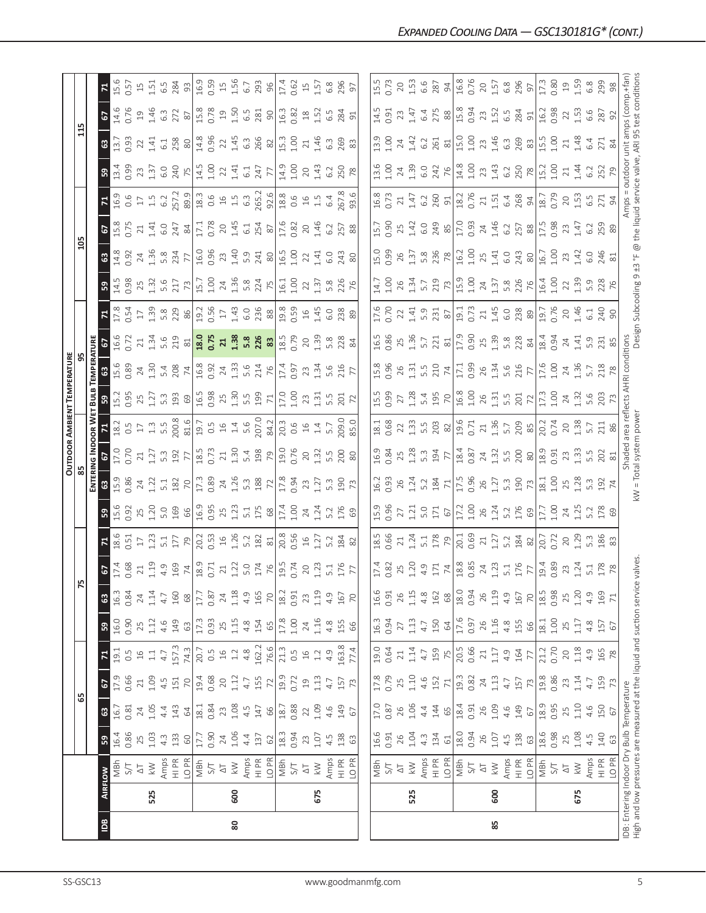## EXPANDED COOLING DATA — GSC130181G* (CONT.)

| IDB | AIRFLOW | | 65 | | | | 75 | | | | 85 | | | | 95 | | | | 105 | | | | 115 | | | |
|---|---|---|---|---|---|---|---|---|---|---|---|---|---|---|---|---|---|---|---|---|---|---|---|---|---|---|
| | | | **ENTERING INDOOR WET BULB TEMPERATURE** | | | | | | | | | | | | | | | | | | | | | | | |
| | | | 59 | 63 | 67 | 71 | 59 | 63 | 67 | 71 | 59 | 63 | 67 | 71 | 59 | 63 | 67 | 71 | 59 | 63 | 67 | 71 | 59 | 63 | 67 | 71 |
| 80 | 525 | MBh | 16.4 | 16.7 | 17.9 | 19.1 | 16.0 | 16.3 | 17.4 | 18.6 | 15.6 | 15.9 | 17.0 | 18.2 | 15.2 | 15.6 | 16.6 | 17.8 | 14.5 | 14.8 | 15.8 | 16.9 | 13.4 | 13.7 | 14.6 | 15.6 |
| | | S/T | 0.86 | 0.81 | 0.66 | 0.5 | 0.90 | 0.84 | 0.68 | 0.51 | 0.92 | 0.86 | 0.70 | 0.5 | 0.95 | 0.89 | 0.72 | 0.54 | 0.98 | 0.92 | 0.75 | 0.6 | 0.99 | 0.93 | 0.76 | 0.57 |
| | | ΔT | 25 | 24 | 21 | 16 | 25 | 24 | 21 | 17 | 25 | 24 | 21 | 17 | 25 | 24 | 21 | 17 | 25 | 24 | 21 | 17 | 23 | 22 | 19 | 15 |
| | | kW | 1.03 | 1.05 | 1.09 | 1.1 | 1.12 | 1.14 | 1.19 | 1.23 | 1.20 | 1.22 | 1.27 | 1.3 | 1.27 | 1.30 | 1.34 | 1.39 | 1.32 | 1.36 | 1.41 | 1.5 | 1.37 | 1.41 | 1.46 | 1.51 |
| | | Amps | 4.3 | 4.4 | 4.5 | 4.7 | 4.6 | 4.7 | 4.9 | 5.1 | 5.0 | 5.1 | 5.3 | 5.5 | 5.3 | 5.4 | 5.6 | 5.8 | 5.6 | 5.8 | 6.0 | 6.2 | 6.0 | 6.1 | 6.3 | 6.5 |
| | | HI PR | 133 | 143 | 151 | 157.3 | 149 | 160 | 169 | 177 | 169 | 182 | 192 | 200.8 | 193 | 208 | 219 | 229 | 217 | 234 | 247 | 257.2 | 240 | 258 | 272 | 284 |
| | | LO PR | 60 | 64 | 70 | 74.3 | 63 | 68 | 74 | 79 | 66 | 70 | 77 | 81.6 | 69 | 74 | 81 | 86 | 73 | 77 | 84 | 89.9 | 75 | 80 | 87 | 93 |
| | 600 | MBh | 17.7 | 18.1 | 19.4 | 20.7 | 17.3 | 17.7 | 18.9 | 20.2 | 16.9 | 17.3 | 18.5 | 19.7 | 16.5 | 16.8 | **18.0** | 19.2 | 15.7 | 16.0 | 17.1 | 18.3 | 14.5 | 14.8 | 15.8 | 16.9 |
| | | S/T | 0.90 | 0.84 | 0.68 | 0.5 | 0.93 | 0.87 | 0.71 | 0.53 | 0.95 | 0.89 | 0.73 | 0.5 | 0.98 | 0.92 | **0.75** | 0.56 | 1.00 | 0.96 | 0.78 | 0.6 | 1.00 | 0.96 | 0.78 | 0.59 |
| | | ΔT | 24 | 23 | 20 | 16 | 25 | 24 | 21 | 16 | 25 | 24 | 21 | 16 | 25 | 24 | **21** | 17 | 24 | 23 | 20 | 16 | 22 | 22 | 19 | 15 |
| | | kW | 1.06 | 1.08 | 1.12 | 1.2 | 1.15 | 1.18 | 1.22 | 1.26 | 1.23 | 1.26 | 1.30 | 1.4 | 1.30 | 1.33 | **1.38** | 1.43 | 1.36 | 1.40 | 1.45 | 1.5 | 1.41 | 1.45 | 1.50 | 1.56 |
| | | Amps | 4.4 | 4.5 | 4.7 | 4.8 | 4.8 | 4.9 | 5.0 | 5.2 | 5.1 | 5.3 | 5.4 | 5.6 | 5.5 | 5.6 | **5.8** | 6.0 | 5.8 | 5.9 | 6.1 | 6.3 | 6.1 | 6.3 | 6.5 | 6.7 |
| | | HI PR | 137 | 147 | 155 | 162.2 | 154 | 165 | 174 | 182 | 175 | 188 | 198 | 207.0 | 199 | 214 | **226** | 236 | 224 | 241 | 254 | 265.2 | 247 | 266 | 281 | 293 |
| | | LO PR | 62 | 66 | 72 | 76.6 | 65 | 70 | 76 | 81 | 68 | 72 | 79 | 84.2 | 71 | 76 | **83** | 88 | 75 | 80 | 87 | 92.6 | 77 | 82 | 90 | 96 |
| | 675 | MBh | 18.3 | 18.7 | 19.9 | 21.3 | 17.8 | 18.2 | 19.5 | 20.8 | 17.4 | 17.8 | 19.0 | 20.3 | 17.0 | 17.4 | 18.5 | 19.8 | 16.1 | 16.5 | 17.6 | 18.8 | 14.9 | 15.3 | 16.3 | 17.4 |
| | | S/T | 0.94 | 0.88 | 0.72 | 0.5 | 1.00 | 0.91 | 0.74 | 0.56 | 1.00 | 0.94 | 0.76 | 0.6 | 1.00 | 0.97 | 0.79 | 0.59 | 1.00 | 1.00 | 0.82 | 0.6 | 1.00 | 1.00 | 0.82 | 0.62 |
| | | ΔT | 23 | 22 | 19 | 16 | 24 | 23 | 20 | 16 | 24 | 23 | 20 | 16 | 23 | 23 | 20 | 16 | 22 | 22 | 20 | 16 | 20 | 21 | 18 | 15 |
| | | kW | 1.07 | 1.09 | 1.13 | 1.2 | 1.16 | 1.19 | 1.23 | 1.27 | 1.24 | 1.27 | 1.32 | 1.4 | 1.31 | 1.34 | 1.39 | 1.45 | 1.37 | 1.41 | 1.46 | 1.5 | 1.43 | 1.46 | 1.52 | 1.57 |
| | | Amps | 4.5 | 4.6 | 4.7 | 4.9 | 4.8 | 4.9 | 5.1 | 5.2 | 5.2 | 5.3 | 5.5 | 5.7 | 5.5 | 5.6 | 5.8 | 6.0 | 5.8 | 6.0 | 6.2 | 6.4 | 6.2 | 6.3 | 6.5 | 6.8 |
| | | HI PR | 138 | 149 | 157 | 163.8 | 155 | 167 | 176 | 184 | 176 | 190 | 200 | 209.0 | 201 | 216 | 228 | 238 | 226 | 243 | 257 | 267.8 | 250 | 269 | 284 | 296 |
| | | LO PR | 63 | 67 | 73 | 77.4 | 66 | 70 | 77 | 82 | 69 | 73 | 80 | 85.0 | 72 | 77 | 84 | 89 | 76 | 80 | 88 | 93.6 | 78 | 83 | 91 | 97 |
| 85 | 525 | MBh | 16.6 | 17.0 | 17.8 | 19.0 | 16.3 | 16.6 | 17.4 | 18.5 | 15.9 | 16.2 | 16.9 | 18.1 | 15.5 | 15.8 | 16.5 | 17.6 | 14.7 | 15.0 | 15.7 | 16.8 | 13.6 | 13.9 | 14.5 | 15.5 |
| | | S/T | 0.91 | 0.87 | 0.79 | 0.64 | 0.94 | 0.91 | 0.82 | 0.66 | 0.96 | 0.93 | 0.84 | 0.68 | 0.99 | 0.96 | 0.86 | 0.70 | 1.00 | 0.99 | 0.90 | 0.73 | 1.00 | 1.00 | 0.91 | 0.73 |
| | | ΔT | 26 | 26 | 25 | 21 | 27 | 26 | 25 | 21 | 27 | 26 | 25 | 22 | 27 | 26 | 25 | 22 | 26 | 26 | 25 | 21 | 24 | 24 | 23 | 20 |
| | | kW | 1.04 | 1.06 | 1.10 | 1.14 | 1.13 | 1.15 | 1.20 | 1.24 | 1.21 | 1.24 | 1.28 | 1.33 | 1.28 | 1.31 | 1.36 | 1.41 | 1.34 | 1.37 | 1.42 | 1.47 | 1.39 | 1.42 | 1.47 | 1.53 |
| | | Amps | 4.3 | 4.4 | 4.6 | 4.7 | 4.7 | 4.8 | 4.9 | 5.1 | 5.0 | 5.2 | 5.3 | 5.5 | 5.4 | 5.5 | 5.7 | 5.9 | 5.7 | 5.8 | 6.0 | 6.2 | 6.0 | 6.2 | 6.4 | 6.6 |
| | | HI PR | 134 | 144 | 152 | 159 | 150 | 162 | 171 | 178 | 171 | 184 | 194 | 203 | 195 | 210 | 221 | 231 | 219 | 236 | 249 | 260 | 242 | 261 | 275 | 287 |
| | | LO PR | 61 | 65 | 71 | 75 | 64 | 68 | 74 | 79 | 67 | 71 | 77 | 82 | 70 | 74 | 81 | 87 | 73 | 78 | 85 | 91 | 76 | 81 | 88 | 94 |
| | 600 | MBh | 18.0 | 18.4 | 19.3 | 20.5 | 17.6 | 18.0 | 18.8 | 20.1 | 17.2 | 17.5 | 18.4 | 19.6 | 16.8 | 17.1 | 17.9 | 19.1 | 15.9 | 16.2 | 17.0 | 18.2 | 14.8 | 15.0 | 15.8 | 16.8 |
| | | S/T | 0.94 | 0.91 | 0.82 | 0.66 | 0.97 | 0.94 | 0.85 | 0.69 | 1.00 | 0.96 | 0.87 | 0.71 | 1.00 | 0.99 | 0.90 | 0.73 | 1.00 | 1.00 | 0.93 | 0.76 | 1.00 | 1.00 | 0.94 | 0.76 |
| | | ΔT | 26 | 26 | 24 | 21 | 26 | 26 | 24 | 21 | 26 | 26 | 24 | 21 | 26 | 26 | 25 | 21 | 24 | 25 | 24 | 21 | 23 | 23 | 23 | 20 |
| | | kW | 1.07 | 1.09 | 1.13 | 1.17 | 1.16 | 1.19 | 1.23 | 1.27 | 1.24 | 1.27 | 1.32 | 1.36 | 1.31 | 1.34 | 1.39 | 1.45 | 1.37 | 1.41 | 1.46 | 1.51 | 1.43 | 1.46 | 1.52 | 1.57 |
| | | Amps | 4.5 | 4.6 | 4.7 | 4.9 | 4.8 | 4.9 | 5.1 | 5.2 | 5.2 | 5.3 | 5.5 | 5.7 | 5.5 | 5.6 | 5.8 | 6.0 | 5.8 | 6.0 | 6.2 | 6.4 | 6.2 | 6.3 | 6.5 | 6.8 |
| | | HI PR | 138 | 149 | 157 | 164 | 155 | 167 | 176 | 184 | 176 | 190 | 200 | 209 | 201 | 216 | 228 | 238 | 226 | 243 | 257 | 268 | 250 | 269 | 284 | 296 |
| | | LO PR | 63 | 67 | 73 | 77 | 66 | 70 | 77 | 82 | 69 | 73 | 80 | 85 | 72 | 77 | 84 | 89 | 76 | 80 | 88 | 94 | 78 | 83 | 91 | 97 |
| | 675 | MBh | 18.6 | 18.9 | 19.8 | 21.2 | 18.1 | 18.5 | 19.4 | 20.7 | 17.7 | 18.1 | 18.9 | 20.2 | 17.3 | 17.6 | 18.4 | 19.7 | 16.4 | 16.7 | 17.5 | 18.7 | 15.2 | 15.5 | 16.2 | 17.3 |
| | | S/T | 0.98 | 0.95 | 0.86 | 0.70 | 1.00 | 0.98 | 0.89 | 0.72 | 1.00 | 1.00 | 0.91 | 0.74 | 1.00 | 1.00 | 0.94 | 0.76 | 1.00 | 1.00 | 0.98 | 0.79 | 1.00 | 1.00 | 0.98 | 0.80 |
| | | ΔT | 25 | 25 | 23 | 20 | 25 | 25 | 23 | 20 | 24 | 25 | 23 | 20 | 24 | 24 | 24 | 20 | 22 | 23 | 23 | 20 | 21 | 21 | 22 | 19 |
| | | kW | 1.08 | 1.10 | 1.14 | 1.18 | 1.17 | 1.20 | 1.24 | 1.29 | 1.25 | 1.28 | 1.33 | 1.38 | 1.32 | 1.36 | 1.41 | 1.46 | 1.39 | 1.42 | 1.47 | 1.53 | 1.44 | 1.48 | 1.53 | 1.59 |
| | | Amps | 4.5 | 4.6 | 4.7 | 4.9 | 4.8 | 4.9 | 5.1 | 5.3 | 5.2 | 5.3 | 5.5 | 5.7 | 5.6 | 5.7 | 5.9 | 6.1 | 5.9 | 6.0 | 6.2 | 6.5 | 6.2 | 6.4 | 6.6 | 6.8 |
| | | HI PR | 140 | 150 | 159 | 165 | 157 | 169 | 178 | 186 | 178 | 192 | 202 | 211 | 203 | 218 | 231 | 240 | 228 | 246 | 259 | 271 | 252 | 271 | 287 | 299 |
| | | LO PR | 63 | 67 | 73 | 78 | 67 | 71 | 78 | 83 | 69 | 74 | 81 | 86 | 73 | 78 | 85 | 90 | 76 | 81 | 89 | 94 | 79 | 84 | 92 | 98 |

IDB: Entering Indoor Dry Bulb Temperature
High and low pressures are measured at the liquid and suction service valves.

Shaded area reflects AHRI conditions
kW = Total system power

Amps = outdoor unit amps (comp.+fan)
Design Subcooling 9 ±3 °F @ the liquid service valve, ARI 95 test conditions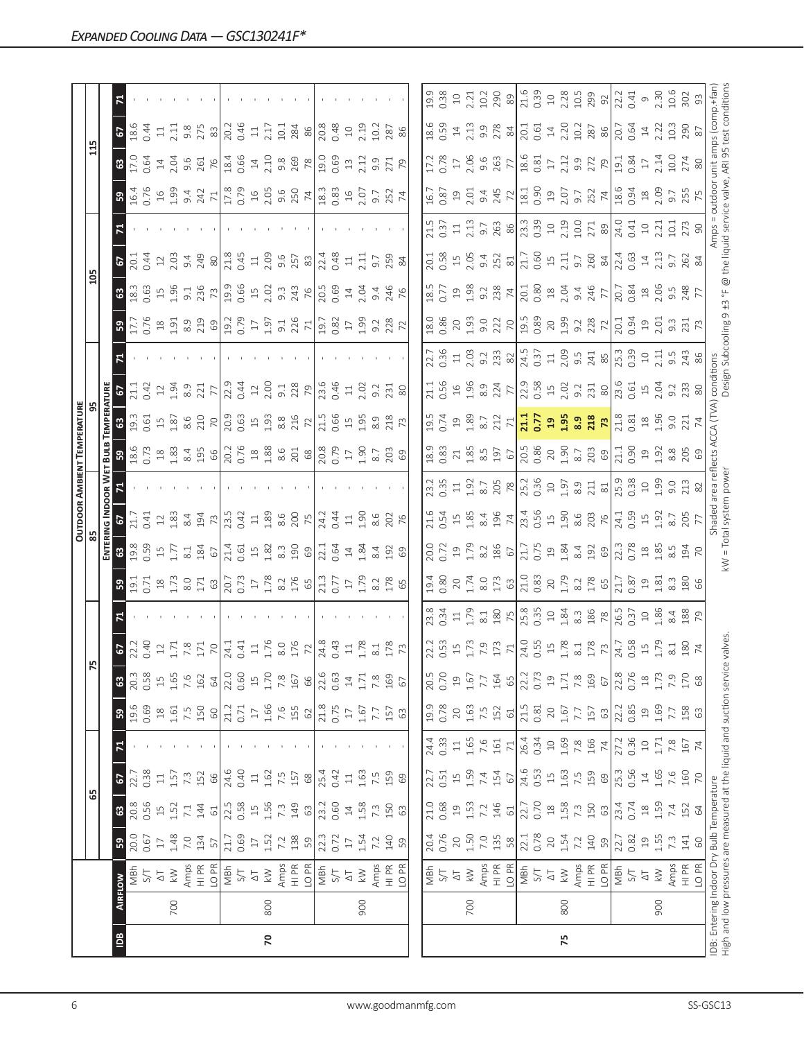## Expanded Cooling Data — GSC130241F*

| IDB | Airflow | | 65 | | | | 75 | | | | 85 | | | | 95 | | | | 105 | | | | 115 | | | |
|---|---|---|---|---|---|---|---|---|---|---|---|---|---|---|---|---|---|---|---|---|---|---|---|---|---|---|
| | | | **Entering Indoor Wet Bulb Temperature** | | | | | | | | | | | | | | | | | | | | | | | |
| | | | 59 | 63 | 67 | 71 | 59 | 63 | 67 | 71 | 59 | 63 | 67 | 71 | 59 | 63 | 67 | 71 | 59 | 63 | 67 | 71 | 59 | 63 | 67 | 71 |
| 70 | 700 | MBh | 20.0 | 20.8 | 22.7 | - | 19.6 | 20.3 | 22.2 | - | 19.1 | 19.8 | 21.7 | - | 18.6 | 19.3 | 21.1 | - | 17.7 | 18.3 | 20.1 | - | 16.4 | 17.0 | 18.6 | - |
| | | S/T | 0.67 | 0.56 | 0.38 | - | 0.69 | 0.58 | 0.40 | - | 0.71 | 0.59 | 0.41 | - | 0.73 | 0.61 | 0.42 | - | 0.76 | 0.63 | 0.44 | - | 0.76 | 0.64 | 0.44 | - |
| | | ΔT | 17 | 15 | 11 | - | 18 | 15 | 12 | - | 18 | 15 | 12 | - | 18 | 15 | 12 | - | 18 | 15 | 12 | - | 16 | 14 | 11 | - |
| | | kW | 1.48 | 1.52 | 1.57 | - | 1.61 | 1.65 | 1.71 | - | 1.73 | 1.77 | 1.83 | - | 1.83 | 1.87 | 1.94 | - | 1.91 | 1.96 | 2.03 | - | 1.99 | 2.04 | 2.11 | - |
| | | Amps | 7.0 | 7.1 | 7.3 | - | 7.5 | 7.6 | 7.8 | - | 8.0 | 8.1 | 8.4 | - | 8.4 | 8.6 | 8.9 | - | 8.9 | 9.1 | 9.4 | - | 9.4 | 9.6 | 9.8 | - |
| | | HI PR | 134 | 144 | 152 | - | 150 | 162 | 171 | - | 171 | 184 | 194 | - | 195 | 210 | 221 | - | 219 | 236 | 249 | - | 242 | 261 | 275 | - |
| | | LO PR | 57 | 61 | 66 | - | 60 | 64 | 70 | - | 63 | 67 | 73 | - | 66 | 70 | 77 | - | 69 | 73 | 80 | - | 71 | 76 | 83 | - |
| | 800 | MBh | 21.7 | 22.5 | 24.6 | - | 21.2 | 22.0 | 24.1 | - | 20.7 | 21.4 | 23.5 | - | 20.2 | 20.9 | 22.9 | - | 19.2 | 19.9 | 21.8 | - | 17.8 | 18.4 | 20.2 | - |
| | | S/T | 0.69 | 0.58 | 0.40 | - | 0.71 | 0.60 | 0.41 | - | 0.73 | 0.61 | 0.42 | - | 0.76 | 0.63 | 0.44 | - | 0.79 | 0.66 | 0.45 | - | 0.79 | 0.66 | 0.46 | - |
| | | ΔT | 17 | 15 | 11 | - | 17 | 15 | 11 | - | 17 | 15 | 11 | - | 18 | 15 | 12 | - | 17 | 15 | 11 | - | 16 | 14 | 11 | - |
| | | kW | 1.52 | 1.56 | 1.62 | - | 1.66 | 1.70 | 1.76 | - | 1.78 | 1.82 | 1.89 | - | 1.88 | 1.93 | 2.00 | - | 1.97 | 2.02 | 2.09 | - | 2.05 | 2.10 | 2.17 | - |
| | | Amps | 7.2 | 7.3 | 7.5 | - | 7.6 | 7.8 | 8.0 | - | 8.2 | 8.3 | 8.6 | - | 8.6 | 8.8 | 9.1 | - | 9.1 | 9.3 | 9.6 | - | 9.6 | 9.8 | 10.1 | - |
| | | HI PR | 138 | 149 | 157 | - | 155 | 167 | 176 | - | 176 | 190 | 200 | - | 201 | 216 | 228 | - | 226 | 243 | 257 | - | 250 | 269 | 284 | - |
| | | LO PR | 59 | 63 | 68 | - | 62 | 66 | 72 | - | 65 | 69 | 75 | - | 68 | 72 | 79 | - | 71 | 76 | 83 | - | 74 | 78 | 86 | - |
| | 900 | MBh | 22.3 | 23.2 | 25.4 | - | 21.8 | 22.6 | 24.8 | - | 21.3 | 22.1 | 24.2 | - | 20.8 | 21.5 | 23.6 | - | 19.7 | 20.5 | 22.4 | - | 18.3 | 19.0 | 20.8 | - |
| | | S/T | 0.72 | 0.60 | 0.42 | - | 0.75 | 0.63 | 0.43 | - | 0.77 | 0.64 | 0.44 | - | 0.79 | 0.66 | 0.46 | - | 0.82 | 0.69 | 0.48 | - | 0.83 | 0.69 | 0.48 | - |
| | | ΔT | 17 | 14 | 11 | - | 17 | 14 | 11 | - | 17 | 14 | 11 | - | 17 | 15 | 11 | - | 17 | 14 | 11 | - | 16 | 13 | 10 | - |
| | | kW | 1.54 | 1.58 | 1.63 | - | 1.67 | 1.71 | 1.78 | - | 1.79 | 1.84 | 1.90 | - | 1.90 | 1.95 | 2.02 | - | 1.99 | 2.04 | 2.11 | - | 2.07 | 2.12 | 2.19 | - |
| | | Amps | 7.2 | 7.3 | 7.5 | - | 7.7 | 7.8 | 8.1 | - | 8.2 | 8.4 | 8.6 | - | 8.7 | 8.9 | 9.2 | - | 9.2 | 9.4 | 9.7 | - | 9.7 | 9.9 | 10.2 | - |
| | | HI PR | 140 | 150 | 159 | - | 157 | 169 | 178 | - | 178 | 192 | 202 | - | 203 | 218 | 231 | - | 228 | 246 | 259 | - | 252 | 271 | 287 | - |
| | | LO PR | 59 | 63 | 69 | - | 63 | 67 | 73 | - | 65 | 69 | 76 | - | 69 | 73 | 80 | - | 72 | 76 | 84 | - | 74 | 79 | 86 | - |
| 75 | 700 | MBh | 20.4 | 21.0 | 22.7 | 24.4 | 19.9 | 20.5 | 22.2 | 23.8 | 19.4 | 20.0 | 21.6 | 23.2 | 18.9 | 19.5 | 21.1 | 22.7 | 18.0 | 18.5 | 20.1 | 21.5 | 16.7 | 17.2 | 18.6 | 19.9 |
| | | S/T | 0.76 | 0.68 | 0.51 | 0.33 | 0.78 | 0.70 | 0.53 | 0.34 | 0.80 | 0.72 | 0.54 | 0.35 | 0.83 | 0.74 | 0.56 | 0.36 | 0.86 | 0.77 | 0.58 | 0.37 | 0.87 | 0.78 | 0.59 | 0.38 |
| | | ΔT | 20 | 19 | 15 | 11 | 20 | 19 | 15 | 11 | 20 | 19 | 15 | 11 | 21 | 19 | 16 | 11 | 20 | 19 | 15 | 11 | 19 | 17 | 14 | 10 |
| | | kW | 1.50 | 1.53 | 1.59 | 1.65 | 1.63 | 1.67 | 1.73 | 1.79 | 1.74 | 1.79 | 1.85 | 1.92 | 1.85 | 1.89 | 1.96 | 2.03 | 1.93 | 1.98 | 2.05 | 2.13 | 2.01 | 2.06 | 2.13 | 2.21 |
| | | Amps | 7.0 | 7.2 | 7.4 | 7.6 | 7.5 | 7.7 | 7.9 | 8.1 | 8.0 | 8.2 | 8.4 | 8.7 | 8.5 | 8.7 | 8.9 | 9.2 | 9.0 | 9.2 | 9.4 | 9.7 | 9.4 | 9.6 | 9.9 | 10.2 |
| | | HI PR | 135 | 146 | 154 | 161 | 152 | 164 | 173 | 180 | 173 | 186 | 196 | 205 | 197 | 212 | 224 | 233 | 222 | 238 | 252 | 263 | 245 | 263 | 278 | 290 |
| | | LO PR | 58 | 61 | 67 | 71 | 61 | 65 | 71 | 75 | 63 | 67 | 74 | 78 | 67 | 71 | 77 | 82 | 70 | 74 | 81 | 86 | 72 | 77 | 84 | 89 |
| | 800 | MBh | 22.1 | 22.7 | 24.6 | 26.4 | 21.5 | 22.2 | 24.0 | 25.8 | 21.0 | 21.7 | 23.4 | 25.2 | 20.5 | **21.1** | 22.9 | 24.5 | 19.5 | 20.1 | 21.7 | 23.3 | 18.1 | 18.6 | 20.1 | 21.6 |
| | | S/T | 0.78 | 0.70 | 0.53 | 0.34 | 0.81 | 0.73 | 0.55 | 0.35 | 0.83 | 0.75 | 0.56 | 0.36 | 0.86 | **0.77** | 0.58 | 0.37 | 0.89 | 0.80 | 0.60 | 0.39 | 0.90 | 0.81 | 0.61 | 0.39 |
| | | ΔT | 20 | 18 | 15 | 10 | 20 | 19 | 15 | 10 | 20 | 19 | 15 | 10 | 20 | **19** | 15 | 11 | 20 | 18 | 15 | 10 | 19 | 17 | 14 | 10 |
| | | kW | 1.54 | 1.58 | 1.63 | 1.69 | 1.67 | 1.71 | 1.78 | 1.84 | 1.79 | 1.84 | 1.90 | 1.97 | 1.90 | **1.95** | 2.02 | 2.09 | 1.99 | 2.04 | 2.11 | 2.19 | 2.07 | 2.12 | 2.20 | 2.28 |
| | | Amps | 7.2 | 7.3 | 7.5 | 7.8 | 7.7 | 7.8 | 8.1 | 8.3 | 8.2 | 8.4 | 8.6 | 8.9 | 8.7 | **8.9** | 9.2 | 9.5 | 9.2 | 9.4 | 9.7 | 10.0 | 9.7 | 9.9 | 10.2 | 10.5 |
| | | HI PR | 140 | 150 | 159 | 166 | 157 | 169 | 178 | 186 | 178 | 192 | 203 | 211 | 203 | **218** | 231 | 241 | 228 | 246 | 260 | 271 | 252 | 272 | 287 | 299 |
| | | LO PR | 59 | 63 | 69 | 74 | 63 | 67 | 73 | 78 | 65 | 69 | 76 | 81 | 69 | **73** | 80 | 85 | 72 | 77 | 84 | 89 | 74 | 79 | 86 | 92 |
| | 900 | MBh | 22.7 | 23.4 | 25.3 | 27.2 | 22.2 | 22.8 | 24.7 | 26.5 | 21.7 | 22.3 | 24.1 | 25.9 | 21.1 | 21.8 | 23.6 | 25.3 | 20.1 | 20.7 | 22.4 | 24.0 | 18.6 | 19.1 | 20.7 | 22.2 |
| | | S/T | 0.82 | 0.74 | 0.56 | 0.36 | 0.85 | 0.76 | 0.58 | 0.37 | 0.87 | 0.78 | 0.59 | 0.38 | 0.90 | 0.81 | 0.61 | 0.39 | 0.94 | 0.84 | 0.63 | 0.41 | 0.94 | 0.84 | 0.64 | 0.41 |
| | | ΔT | 19 | 18 | 14 | 10 | 19 | 18 | 15 | 10 | 19 | 18 | 15 | 10 | 19 | 18 | 15 | 10 | 19 | 18 | 14 | 10 | 18 | 17 | 14 | 9 |
| | | kW | 1.55 | 1.59 | 1.65 | 1.71 | 1.69 | 1.73 | 1.79 | 1.86 | 1.81 | 1.85 | 1.92 | 1.99 | 1.92 | 1.96 | 2.04 | 2.11 | 2.01 | 2.06 | 2.13 | 2.21 | 2.09 | 2.14 | 2.22 | 2.30 |
| | | Amps | 7.3 | 7.4 | 7.6 | 7.8 | 7.7 | 7.9 | 8.1 | 8.4 | 8.3 | 8.5 | 8.7 | 9.0 | 8.8 | 9.0 | 9.2 | 9.5 | 9.3 | 9.5 | 9.7 | 10.1 | 9.7 | 10.0 | 10.3 | 10.6 |
| | | HI PR | 141 | 152 | 160 | 167 | 158 | 170 | 180 | 188 | 180 | 194 | 205 | 213 | 205 | 221 | 233 | 243 | 231 | 248 | 262 | 273 | 255 | 274 | 290 | 302 |
| | | LO PR | 60 | 64 | 70 | 74 | 63 | 68 | 74 | 79 | 66 | 70 | 77 | 82 | 69 | 74 | 80 | 86 | 73 | 77 | 84 | 90 | 75 | 80 | 87 | 93 |

IDB: Entering Indoor Dry Bulb Temperature
High and low pressures are measured at the liquid and suction service valves.

Shaded area reflects ACCA (TVA) conditions
kW = Total system power

Amps = outdoor unit amps (comp.+fan)
Design Subcooling 9 ±3 °F @ the liquid service valve, ARI 95 test conditions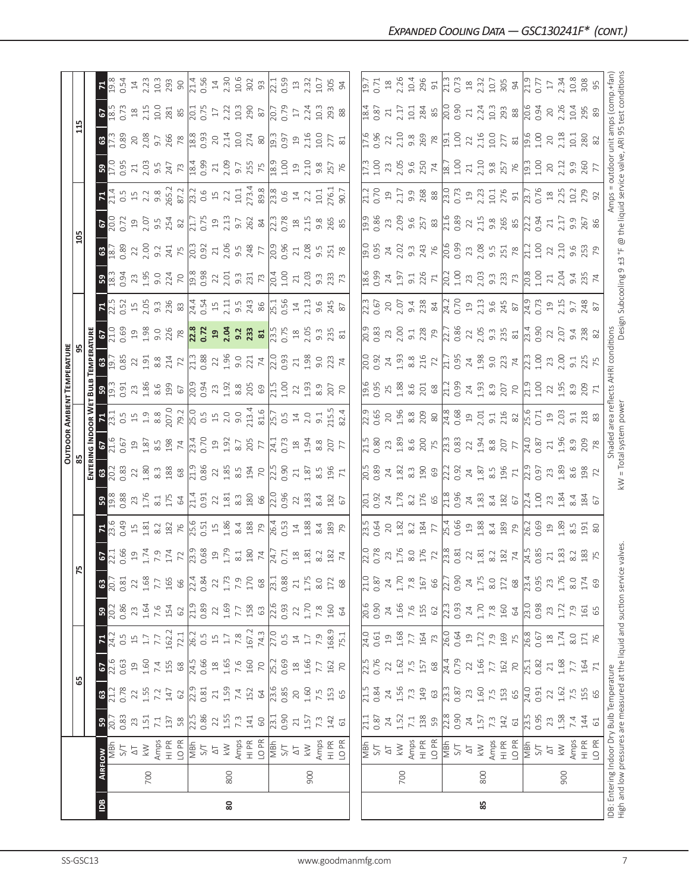## Expanded Cooling Data — GSC130241F* (cont.)

| IDB | Airflow | | Outdoor Ambient Temperature | | | | | | | | | | | | | | | | | | | | | |
|---|---|---|---|---|---|---|---|---|---|---|---|---|---|---|---|---|---|---|---|---|---|---|---|---|
| | | | 65 | | | | 75 | | | | 85 | | | | 95 | | | | 105 | | | | 115 | | | |
| | | | Entering Indoor Wet Bulb Temperature | | | | | | | | | | | | | | | | | | | | | | | |
| | | | 59 | 63 | 67 | 71 | 59 | 63 | 67 | 71 | 59 | 63 | 67 | 71 | 59 | 63 | 67 | 71 | 59 | 63 | 67 | 71 | 59 | 63 | 67 | 71 |
| 80 | 700 | MBh | 20.7 | 21.2 | 22.6 | 24.2 | 20.2 | 20.7 | 22.1 | 23.6 | 19.8 | 20.2 | 21.6 | 23.1 | 19.3 | 19.7 | 21.0 | 22.5 | 18.3 | 18.7 | 20.0 | 21.4 | 17.0 | 17.3 | 18.5 | 19.8 |
| | | S/T | 0.83 | 0.78 | 0.63 | 0.5 | 0.86 | 0.81 | 0.66 | 0.49 | 0.88 | 0.83 | 0.67 | 0.5 | 0.91 | 0.85 | 0.69 | 0.52 | 0.94 | 0.89 | 0.72 | 0.5 | 0.95 | 0.89 | 0.73 | 0.54 |
| | | ΔT | 23 | 22 | 19 | 15 | 23 | 22 | 19 | 15 | 23 | 22 | 19 | 15 | 23 | 22 | 19 | 15 | 23 | 22 | 19 | 15 | 21 | 20 | 18 | 14 |
| | | kW | 1.51 | 1.55 | 1.60 | 1.7 | 1.64 | 1.68 | 1.74 | 1.81 | 1.76 | 1.80 | 1.87 | 1.9 | 1.86 | 1.91 | 1.98 | 2.05 | 1.95 | 2.00 | 2.07 | 2.2 | 2.03 | 2.08 | 2.15 | 2.23 |
| | | Amps | 7.1 | 7.2 | 7.4 | 7.7 | 7.6 | 7.7 | 7.9 | 8.2 | 8.1 | 8.3 | 8.5 | 8.8 | 8.6 | 8.8 | 9.0 | 9.3 | 9.0 | 9.2 | 9.5 | 9.8 | 9.5 | 9.7 | 10.0 | 10.3 |
| | | HI PR | 137 | 147 | 155 | 162.2 | 154 | 165 | 174 | 182 | 175 | 188 | 198 | 207.0 | 199 | 214 | 226 | 236 | 224 | 241 | 254 | 265.2 | 247 | 266 | 281 | 293 |
| | | LO PR | 58 | 62 | 68 | 72.1 | 62 | 66 | 72 | 76 | 64 | 68 | 74 | 79.2 | 67 | 72 | 78 | 83 | 70 | 75 | 82 | 87.2 | 73 | 78 | 85 | 90 |
| | 800 | MBh | 22.5 | 22.9 | 24.5 | 26.2 | 21.9 | 22.4 | 23.9 | 25.6 | 21.4 | 21.9 | 23.4 | 25.0 | 20.9 | 21.3 | **22.8** | 24.4 | 19.8 | 20.3 | 21.7 | 23.2 | 18.4 | 18.8 | 20.1 | 21.4 |
| | | S/T | 0.86 | 0.81 | 0.66 | 0.5 | 0.89 | 0.84 | 0.68 | 0.51 | 0.91 | 0.86 | 0.70 | 0.5 | 0.94 | 0.88 | **0.72** | 0.54 | 0.98 | 0.92 | 0.75 | 0.6 | 0.99 | 0.93 | 0.75 | 0.56 |
| | | ΔT | 22 | 21 | 18 | 15 | 22 | 22 | 19 | 15 | 22 | 22 | 19 | 15 | 23 | 22 | **19** | 15 | 22 | 21 | 19 | 15 | 21 | 20 | 17 | 14 |
| | | kW | 1.55 | 1.59 | 1.65 | 1.7 | 1.69 | 1.73 | 1.79 | 1.86 | 1.81 | 1.85 | 1.92 | 2.0 | 1.92 | 1.96 | **2.04** | 2.11 | 2.01 | 2.06 | 2.13 | 2.2 | 2.09 | 2.14 | 2.22 | 2.30 |
| | | Amps | 7.3 | 7.4 | 7.6 | 7.8 | 7.7 | 7.9 | 8.1 | 8.4 | 8.3 | 8.5 | 8.7 | 9.0 | 8.8 | 9.0 | **9.2** | 9.5 | 9.3 | 9.5 | 9.7 | 10.1 | 9.7 | 10.0 | 10.3 | 10.6 |
| | | HI PR | 141 | 152 | 160 | 167.2 | 158 | 170 | 180 | 188 | 180 | 194 | 205 | 213.4 | 205 | 221 | **233** | 243 | 231 | 248 | 262 | 273.4 | 255 | 274 | 290 | 302 |
| | | LO PR | 60 | 64 | 70 | 74.3 | 63 | 68 | 74 | 79 | 66 | 70 | 77 | 81.6 | 69 | 74 | **81** | 86 | 73 | 77 | 84 | 89.8 | 75 | 80 | 87 | 93 |
| | 900 | MBh | 23.1 | 23.6 | 25.2 | 27.0 | 22.6 | 23.1 | 24.7 | 26.4 | 22.0 | 22.5 | 24.1 | 25.7 | 21.5 | 22.0 | 23.5 | 25.1 | 20.4 | 20.9 | 22.3 | 23.8 | 18.9 | 19.3 | 20.7 | 22.1 |
| | | S/T | 0.90 | 0.85 | 0.69 | 0.5 | 0.93 | 0.88 | 0.71 | 0.53 | 0.96 | 0.90 | 0.73 | 0.5 | 1.00 | 0.93 | 0.75 | 0.56 | 1.00 | 0.96 | 0.78 | 0.6 | 1.00 | 0.97 | 0.79 | 0.59 |
| | | ΔT | 21 | 20 | 18 | 14 | 22 | 21 | 18 | 14 | 22 | 21 | 18 | 14 | 21 | 21 | 18 | 14 | 21 | 21 | 18 | 14 | 19 | 19 | 17 | 13 |
| | | kW | 1.57 | 1.60 | 1.66 | 1.7 | 1.70 | 1.75 | 1.81 | 1.88 | 1.83 | 1.87 | 1.94 | 2.0 | 1.93 | 1.98 | 2.05 | 2.13 | 2.03 | 2.08 | 2.15 | 2.2 | 2.10 | 2.16 | 2.24 | 2.32 |
| | | Amps | 7.3 | 7.5 | 7.7 | 7.9 | 7.8 | 8.0 | 8.2 | 8.4 | 8.4 | 8.5 | 8.8 | 9.1 | 8.9 | 9.0 | 9.3 | 9.6 | 9.3 | 9.5 | 9.8 | 10.1 | 9.8 | 10.0 | 10.3 | 10.7 |
| | | HI PR | 142 | 153 | 162 | 168.9 | 160 | 172 | 182 | 189 | 182 | 196 | 207 | 215.5 | 207 | 223 | 235 | 245 | 233 | 251 | 265 | 276.1 | 257 | 277 | 293 | 305 |
| | | LO PR | 61 | 65 | 70 | 75.1 | 64 | 68 | 74 | 79 | 67 | 71 | 77 | 82.4 | 70 | 74 | 81 | 87 | 73 | 78 | 85 | 90.7 | 76 | 81 | 88 | 94 |
| 85 | 700 | MBh | 21.1 | 21.5 | 22.5 | 24.0 | 20.6 | 21.0 | 22.0 | 23.5 | 20.1 | 20.5 | 21.5 | 22.9 | 19.6 | 20.0 | 20.9 | 22.3 | 18.6 | 19.0 | 19.9 | 21.2 | 17.3 | 17.6 | 18.4 | 19.7 |
| | | S/T | 0.87 | 0.84 | 0.76 | 0.61 | 0.90 | 0.87 | 0.78 | 0.64 | 0.92 | 0.89 | 0.80 | 0.65 | 0.95 | 0.92 | 0.83 | 0.67 | 0.99 | 0.95 | 0.86 | 0.70 | 1.00 | 0.96 | 0.87 | 0.71 |
| | | ΔT | 24 | 24 | 22 | 19 | 24 | 24 | 23 | 20 | 24 | 24 | 23 | 20 | 25 | 24 | 23 | 20 | 24 | 24 | 23 | 19 | 23 | 22 | 21 | 18 |
| | | kW | 1.52 | 1.56 | 1.62 | 1.68 | 1.66 | 1.70 | 1.76 | 1.82 | 1.78 | 1.82 | 1.89 | 1.96 | 1.88 | 1.93 | 2.00 | 2.07 | 1.97 | 2.02 | 2.09 | 2.17 | 2.05 | 2.10 | 2.17 | 2.26 |
| | | Amps | 7.1 | 7.3 | 7.5 | 7.7 | 7.6 | 7.8 | 8.0 | 8.2 | 8.2 | 8.3 | 8.6 | 8.8 | 8.6 | 8.8 | 9.1 | 9.4 | 9.1 | 9.3 | 9.6 | 9.9 | 9.6 | 9.8 | 10.1 | 10.4 |
| | | HI PR | 138 | 149 | 157 | 164 | 155 | 167 | 176 | 184 | 176 | 190 | 200 | 209 | 201 | 216 | 228 | 238 | 226 | 243 | 257 | 268 | 250 | 269 | 284 | 296 |
| | | LO PR | 59 | 63 | 68 | 73 | 62 | 66 | 72 | 77 | 65 | 69 | 75 | 80 | 68 | 72 | 79 | 84 | 71 | 76 | 83 | 88 | 74 | 78 | 85 | 91 |
| | 800 | MBh | 22.8 | 23.3 | 24.4 | 26.0 | 22.3 | 22.7 | 23.8 | 25.4 | 21.8 | 22.2 | 23.3 | 24.8 | 21.2 | 21.7 | 22.7 | 24.2 | 20.2 | 20.6 | 21.6 | 23.0 | 18.7 | 19.1 | 20.0 | 21.3 |
| | | S/T | 0.90 | 0.87 | 0.79 | 0.64 | 0.93 | 0.90 | 0.81 | 0.66 | 0.96 | 0.92 | 0.83 | 0.68 | 0.99 | 0.95 | 0.86 | 0.70 | 1.00 | 0.99 | 0.89 | 0.73 | 1.00 | 1.00 | 0.90 | 0.73 |
| | | ΔT | 24 | 23 | 22 | 19 | 24 | 24 | 22 | 19 | 24 | 24 | 22 | 19 | 24 | 24 | 22 | 19 | 23 | 23 | 22 | 19 | 21 | 22 | 21 | 18 |
| | | kW | 1.57 | 1.60 | 1.66 | 1.72 | 1.70 | 1.75 | 1.81 | 1.88 | 1.83 | 1.87 | 1.94 | 2.01 | 1.93 | 1.98 | 2.05 | 2.13 | 2.03 | 2.08 | 2.15 | 2.23 | 2.10 | 2.16 | 2.24 | 2.32 |
| | | Amps | 7.3 | 7.5 | 7.7 | 7.9 | 7.8 | 8.0 | 8.2 | 8.4 | 8.4 | 8.5 | 8.8 | 9.1 | 8.9 | 9.0 | 9.3 | 9.6 | 9.3 | 9.5 | 9.8 | 10.1 | 9.8 | 10.0 | 10.3 | 10.7 |
| | | HI PR | 142 | 153 | 162 | 169 | 160 | 172 | 182 | 189 | 182 | 196 | 207 | 216 | 207 | 223 | 235 | 245 | 233 | 251 | 265 | 276 | 257 | 277 | 293 | 305 |
| | | LO PR | 61 | 65 | 70 | 75 | 64 | 68 | 74 | 79 | 67 | 71 | 77 | 82 | 70 | 74 | 81 | 87 | 73 | 78 | 85 | 91 | 76 | 81 | 88 | 94 |
| | 900 | MBh | 23.5 | 24.0 | 25.1 | 26.8 | 23.0 | 23.4 | 24.5 | 26.2 | 22.4 | 22.9 | 24.0 | 25.6 | 21.9 | 22.3 | 23.4 | 24.9 | 20.8 | 21.2 | 22.2 | 23.7 | 19.3 | 19.6 | 20.6 | 21.9 |
| | | S/T | 0.95 | 0.91 | 0.82 | 0.67 | 0.98 | 0.95 | 0.85 | 0.69 | 1.00 | 0.97 | 0.87 | 0.71 | 1.00 | 1.00 | 0.90 | 0.73 | 1.00 | 1.00 | 0.94 | 0.76 | 1.00 | 1.00 | 0.94 | 0.77 |
| | | ΔT | 23 | 22 | 21 | 18 | 23 | 23 | 21 | 19 | 23 | 23 | 21 | 19 | 22 | 23 | 22 | 19 | 21 | 22 | 21 | 18 | 20 | 20 | 20 | 17 |
| | | kW | 1.58 | 1.62 | 1.68 | 1.74 | 1.72 | 1.76 | 1.83 | 1.89 | 1.84 | 1.89 | 1.96 | 2.03 | 1.95 | 2.00 | 2.07 | 2.15 | 2.04 | 2.10 | 2.17 | 2.25 | 2.12 | 2.18 | 2.26 | 2.34 |
| | | Amps | 7.4 | 7.5 | 7.7 | 8.0 | 7.9 | 8.0 | 8.2 | 8.5 | 8.4 | 8.6 | 8.9 | 9.1 | 8.9 | 9.1 | 9.4 | 9.7 | 9.4 | 9.6 | 9.9 | 10.2 | 9.9 | 10.1 | 10.4 | 10.8 |
| | | HI PR | 144 | 155 | 164 | 171 | 161 | 174 | 183 | 191 | 184 | 198 | 209 | 218 | 209 | 225 | 238 | 248 | 235 | 253 | 267 | 279 | 260 | 280 | 295 | 308 |
| | | LO PR | 61 | 65 | 71 | 76 | 65 | 69 | 75 | 80 | 67 | 72 | 78 | 83 | 71 | 75 | 82 | 87 | 74 | 79 | 86 | 92 | 77 | 82 | 89 | 95 |

IDB: Entering Indoor Dry Bulb Temperature
High and low pressures are measured at the liquid and suction service valves.

Shaded area reflects AHRI conditions
kW = Total system power

Amps = outdoor unit amps (comp.+fan)
Design Subcooling 9 ±3 °F @ the liquid service valve, ARI 95 test conditions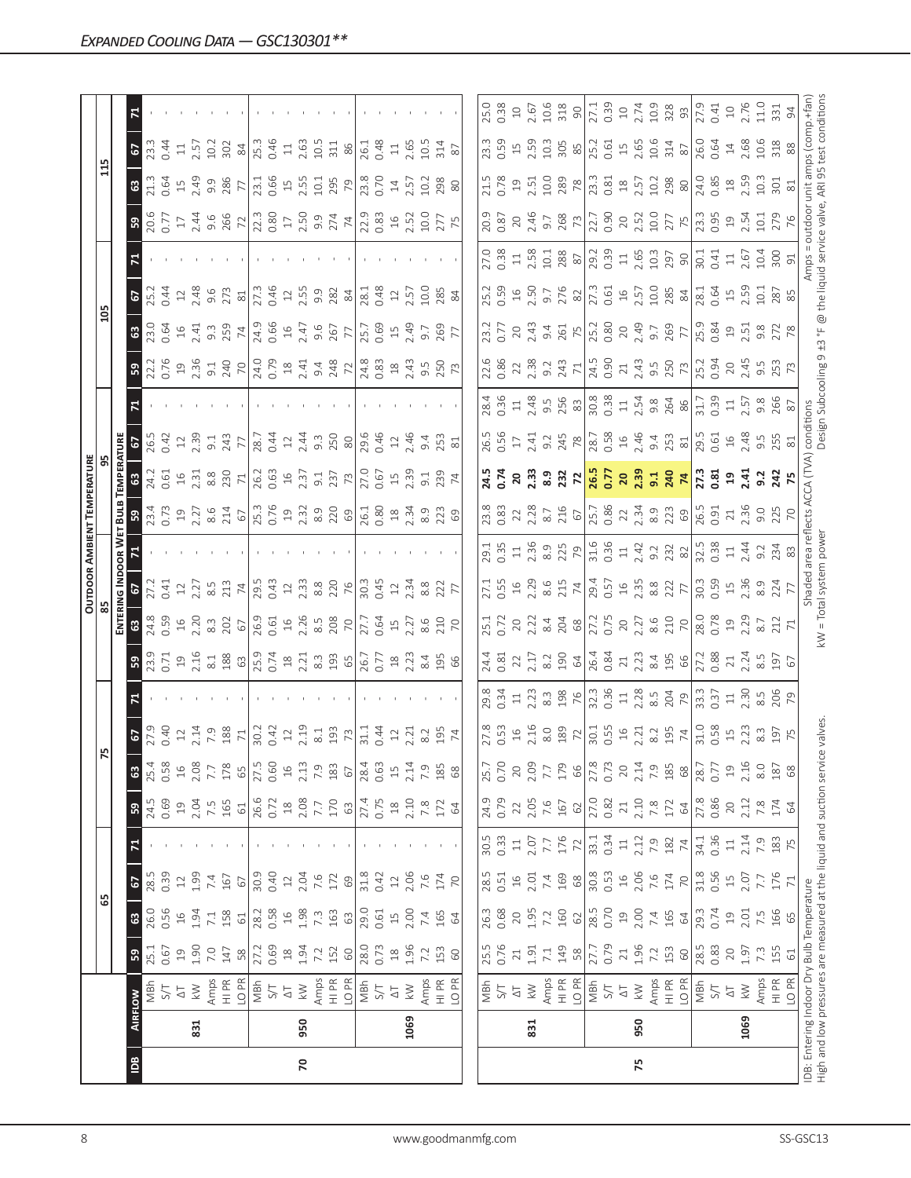## Expanded Cooling Data — GSC130301**

| IDB | Airflow | | Outdoor Ambient Temperature | | | | | | | | | | | | | | | | | | | |
|---|---|---|---|---|---|---|---|---|---|---|---|---|---|---|---|---|---|---|---|---|---|---|
| | | | 65 | | | | 75 | | | | 85 | | | | 95 | | | | 105 | | | | 115 | | | |
| | | | Entering Indoor Wet Bulb Temperature | | | | | | | | | | | | | | | | | | | | | | | |
| | | | 59 | 63 | 67 | 71 | 59 | 63 | 67 | 71 | 59 | 63 | 67 | 71 | 59 | 63 | 67 | 71 | 59 | 63 | 67 | 71 | 59 | 63 | 67 | 71 |
| 70 | 831 | MBh | 25.1 | 26.0 | 28.5 | - | 24.5 | 25.4 | 27.9 | - | 23.9 | 24.8 | 27.2 | - | 23.4 | 24.2 | 26.5 | - | 22.2 | 23.0 | 25.2 | - | 20.6 | 21.3 | 23.3 | - |
| | | S/T | 0.67 | 0.56 | 0.39 | - | 0.69 | 0.58 | 0.40 | - | 0.71 | 0.59 | 0.41 | - | 0.73 | 0.61 | 0.42 | - | 0.76 | 0.64 | 0.44 | - | 0.77 | 0.64 | 0.44 | - |
| | | ΔT | 19 | 16 | 12 | - | 19 | 16 | 12 | - | 19 | 16 | 12 | - | 19 | 16 | 12 | - | 19 | 16 | 12 | - | 17 | 15 | 11 | - |
| | | kW | 1.90 | 1.94 | 1.99 | - | 2.04 | 2.08 | 2.14 | - | 2.16 | 2.20 | 2.27 | - | 2.27 | 2.31 | 2.39 | - | 2.36 | 2.41 | 2.48 | - | 2.44 | 2.49 | 2.57 | - |
| | | Amps | 7.0 | 7.1 | 7.4 | - | 7.5 | 7.7 | 7.9 | - | 8.1 | 8.3 | 8.5 | - | 8.6 | 8.8 | 9.1 | - | 9.1 | 9.3 | 9.6 | - | 9.6 | 9.9 | 10.2 | - |
| | | HI PR | 147 | 158 | 167 | - | 165 | 178 | 188 | - | 188 | 202 | 213 | - | 214 | 230 | 243 | - | 240 | 259 | 273 | - | 266 | 286 | 302 | - |
| | | LO PR | 58 | 61 | 67 | - | 61 | 65 | 71 | - | 63 | 67 | 74 | - | 67 | 71 | 77 | - | 70 | 74 | 81 | - | 72 | 77 | 84 | - |
| | 950 | MBh | 27.2 | 28.2 | 30.9 | - | 26.6 | 27.5 | 30.2 | - | 25.9 | 26.9 | 29.5 | - | 25.3 | 26.2 | 28.7 | - | 24.0 | 24.9 | 27.3 | - | 22.3 | 23.1 | 25.3 | - |
| | | S/T | 0.69 | 0.58 | 0.40 | - | 0.72 | 0.60 | 0.42 | - | 0.74 | 0.61 | 0.43 | - | 0.76 | 0.63 | 0.44 | - | 0.79 | 0.66 | 0.46 | - | 0.80 | 0.66 | 0.46 | - |
| | | ΔT | 18 | 16 | 12 | - | 18 | 16 | 12 | - | 18 | 16 | 12 | - | 19 | 16 | 12 | - | 18 | 16 | 12 | - | 17 | 15 | 11 | - |
| | | kW | 1.94 | 1.98 | 2.04 | - | 2.08 | 2.13 | 2.19 | - | 2.21 | 2.26 | 2.33 | - | 2.32 | 2.37 | 2.44 | - | 2.41 | 2.47 | 2.55 | - | 2.50 | 2.55 | 2.63 | - |
| | | Amps | 7.2 | 7.3 | 7.6 | - | 7.7 | 7.9 | 8.1 | - | 8.3 | 8.5 | 8.8 | - | 8.9 | 9.1 | 9.3 | - | 9.4 | 9.6 | 9.9 | - | 9.9 | 10.1 | 10.5 | - |
| | | HI PR | 152 | 163 | 172 | - | 170 | 183 | 193 | - | 193 | 208 | 220 | - | 220 | 237 | 250 | - | 248 | 267 | 282 | - | 274 | 295 | 311 | - |
| | | LO PR | 60 | 63 | 69 | - | 63 | 67 | 73 | - | 65 | 70 | 76 | - | 69 | 73 | 80 | - | 72 | 77 | 84 | - | 74 | 79 | 86 | - |
| | 1069 | MBh | 28.0 | 29.0 | 31.8 | - | 27.4 | 28.4 | 31.1 | - | 26.7 | 27.7 | 30.3 | - | 26.1 | 27.0 | 29.6 | - | 24.8 | 25.7 | 28.1 | - | 22.9 | 23.8 | 26.1 | - |
| | | S/T | 0.73 | 0.61 | 0.42 | - | 0.75 | 0.63 | 0.44 | - | 0.77 | 0.64 | 0.45 | - | 0.80 | 0.67 | 0.46 | - | 0.83 | 0.69 | 0.48 | - | 0.83 | 0.70 | 0.48 | - |
| | | ΔT | 18 | 15 | 12 | - | 18 | 15 | 12 | - | 18 | 15 | 12 | - | 18 | 15 | 12 | - | 18 | 15 | 12 | - | 16 | 14 | 11 | - |
| | | kW | 1.96 | 2.00 | 2.06 | - | 2.10 | 2.14 | 2.21 | - | 2.23 | 2.27 | 2.34 | - | 2.34 | 2.39 | 2.46 | - | 2.43 | 2.49 | 2.57 | - | 2.52 | 2.57 | 2.65 | - |
| | | Amps | 7.2 | 7.4 | 7.6 | - | 7.8 | 7.9 | 8.2 | - | 8.4 | 8.6 | 8.8 | - | 8.9 | 9.1 | 9.4 | - | 9.5 | 9.7 | 10.0 | - | 10.0 | 10.2 | 10.5 | - |
| | | HI PR | 153 | 165 | 174 | - | 172 | 185 | 195 | - | 195 | 210 | 222 | - | 223 | 239 | 253 | - | 250 | 269 | 285 | - | 277 | 298 | 314 | - |
| | | LO PR | 60 | 64 | 70 | - | 64 | 68 | 74 | - | 66 | 70 | 77 | - | 69 | 74 | 81 | - | 73 | 77 | 84 | - | 75 | 80 | 87 | - |
| 75 | 831 | MBh | 25.5 | 26.3 | 28.5 | 30.5 | 24.9 | 25.7 | 27.8 | 29.8 | 24.4 | 25.1 | 27.1 | 29.1 | 23.8 | **24.5** | 26.5 | 28.4 | 22.6 | 23.2 | 25.2 | 27.0 | 20.9 | 21.5 | 23.3 | 25.0 |
| | | S/T | 0.76 | 0.68 | 0.51 | 0.33 | 0.79 | 0.70 | 0.53 | 0.34 | 0.81 | 0.72 | 0.55 | 0.35 | 0.83 | **0.74** | 0.56 | 0.36 | 0.86 | 0.77 | 0.59 | 0.38 | 0.87 | 0.78 | 0.59 | 0.38 |
| | | ΔT | 21 | 20 | 16 | 11 | 22 | 20 | 16 | 11 | 22 | 20 | 16 | 11 | 22 | **20** | 17 | 11 | 22 | 20 | 16 | 11 | 20 | 19 | 15 | 10 |
| | | kW | 1.91 | 1.95 | 2.01 | 2.07 | 2.05 | 2.09 | 2.16 | 2.23 | 2.17 | 2.22 | 2.29 | 2.36 | 2.28 | **2.33** | 2.41 | 2.48 | 2.38 | 2.43 | 2.50 | 2.58 | 2.46 | 2.51 | 2.59 | 2.67 |
| | | Amps | 7.1 | 7.2 | 7.4 | 7.7 | 7.6 | 7.7 | 8.0 | 8.3 | 8.2 | 8.4 | 8.6 | 8.9 | 8.7 | **8.9** | 9.2 | 9.5 | 9.2 | 9.4 | 9.7 | 10.1 | 9.7 | 10.0 | 10.3 | 10.6 |
| | | HI PR | 149 | 160 | 169 | 176 | 167 | 179 | 189 | 198 | 190 | 204 | 215 | 225 | 216 | **232** | 245 | 256 | 243 | 261 | 276 | 288 | 268 | 289 | 305 | 318 |
| | | LO PR | 58 | 62 | 68 | 72 | 62 | 66 | 72 | 76 | 64 | 68 | 74 | 79 | 67 | **72** | 78 | 83 | 71 | 75 | 82 | 87 | 73 | 78 | 85 | 90 |
| | 950 | MBh | 27.7 | 28.5 | 30.8 | 33.1 | 27.0 | 27.8 | 30.1 | 32.3 | 26.4 | 27.2 | 29.4 | 31.6 | 25.7 | **26.5** | 28.7 | 30.8 | 24.5 | 25.2 | 27.3 | 29.2 | 22.7 | 23.3 | 25.2 | 27.1 |
| | | S/T | 0.79 | 0.70 | 0.53 | 0.34 | 0.82 | 0.73 | 0.55 | 0.36 | 0.84 | 0.75 | 0.57 | 0.36 | 0.86 | **0.77** | 0.58 | 0.38 | 0.90 | 0.80 | 0.61 | 0.39 | 0.90 | 0.81 | 0.61 | 0.39 |
| | | ΔT | 21 | 19 | 16 | 11 | 21 | 20 | 16 | 11 | 21 | 20 | 16 | 11 | 22 | **20** | 16 | 11 | 21 | 20 | 16 | 11 | 20 | 18 | 15 | 10 |
| | | kW | 1.96 | 2.00 | 2.06 | 2.12 | 2.10 | 2.14 | 2.21 | 2.28 | 2.23 | 2.27 | 2.35 | 2.42 | 2.34 | **2.39** | 2.46 | 2.54 | 2.43 | 2.49 | 2.57 | 2.65 | 2.52 | 2.57 | 2.65 | 2.74 |
| | | Amps | 7.2 | 7.4 | 7.6 | 7.9 | 7.8 | 7.9 | 8.2 | 8.5 | 8.4 | 8.6 | 8.8 | 9.2 | 8.9 | **9.1** | 9.4 | 9.8 | 9.5 | 9.7 | 10.0 | 10.3 | 10.0 | 10.2 | 10.6 | 10.9 |
| | | HI PR | 153 | 165 | 174 | 182 | 172 | 185 | 195 | 204 | 195 | 210 | 222 | 232 | 223 | **240** | 253 | 264 | 250 | 269 | 285 | 297 | 277 | 298 | 314 | 328 |
| | | LO PR | 60 | 64 | 70 | 74 | 64 | 68 | 74 | 79 | 66 | 70 | 77 | 82 | 69 | **74** | 81 | 86 | 73 | 77 | 84 | 90 | 75 | 80 | 87 | 93 |
| | 1069 | MBh | 28.5 | 29.3 | 31.8 | 34.1 | 27.8 | 28.7 | 31.0 | 33.3 | 27.2 | 28.0 | 30.3 | 32.5 | 26.5 | **27.3** | 29.5 | 31.7 | 25.2 | 25.9 | 28.1 | 30.1 | 23.3 | 24.0 | 26.0 | 27.9 |
| | | S/T | 0.83 | 0.74 | 0.56 | 0.36 | 0.86 | 0.77 | 0.58 | 0.37 | 0.88 | 0.78 | 0.59 | 0.38 | 0.91 | **0.81** | 0.61 | 0.39 | 0.94 | 0.84 | 0.64 | 0.41 | 0.95 | 0.85 | 0.64 | 0.41 |
| | | ΔT | 20 | 19 | 15 | 11 | 20 | 19 | 15 | 11 | 21 | 19 | 15 | 11 | 21 | **19** | 16 | 11 | 20 | 19 | 15 | 11 | 19 | 18 | 14 | 10 |
| | | kW | 1.97 | 2.01 | 2.07 | 2.14 | 2.12 | 2.16 | 2.23 | 2.30 | 2.24 | 2.29 | 2.36 | 2.44 | 2.36 | **2.41** | 2.48 | 2.57 | 2.45 | 2.51 | 2.59 | 2.67 | 2.54 | 2.59 | 2.68 | 2.76 |
| | | Amps | 7.3 | 7.5 | 7.7 | 7.9 | 7.8 | 8.0 | 8.3 | 8.5 | 8.5 | 8.7 | 8.9 | 9.2 | 9.0 | **9.2** | 9.5 | 9.8 | 9.5 | 9.8 | 10.1 | 10.4 | 10.1 | 10.3 | 10.6 | 11.0 |
| | | HI PR | 155 | 166 | 176 | 183 | 174 | 187 | 197 | 206 | 197 | 212 | 224 | 234 | 225 | **242** | 255 | 266 | 253 | 272 | 287 | 300 | 279 | 301 | 318 | 331 |
| | | LO PR | 61 | 65 | 71 | 75 | 64 | 68 | 75 | 79 | 67 | 71 | 77 | 83 | 70 | **75** | 81 | 87 | 73 | 78 | 85 | 91 | 76 | 81 | 88 | 94 |

IDB: Entering Indoor Dry Bulb Temperature
High and low pressures are measured at the liquid and suction service valves.

Shaded area reflects ACCA (TVA) conditions
kW = Total system power

Amps = outdoor unit amps (comp.+fan)
Design Subcooling 9 ±3 °F @ the liquid service valve, ARI 95 test conditions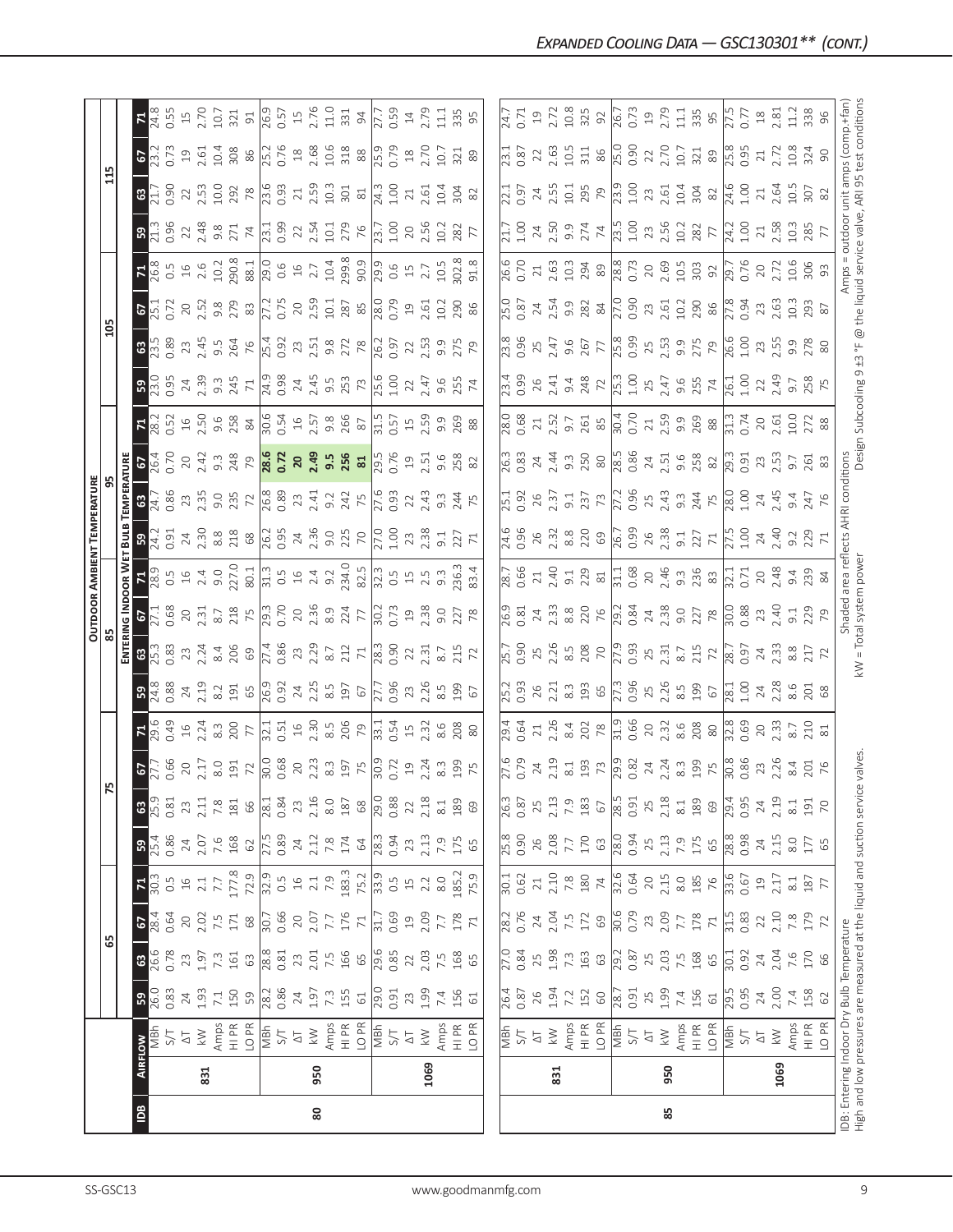## Expanded Cooling Data — GSC130301** (cont.)

| IDB | Airflow | | Outdoor Ambient Temperature | | | | | | | | | | | | | | | | | | | |
|---|---|---|---|---|---|---|---|---|---|---|---|---|---|---|---|---|---|---|---|---|---|---|
| | | | 65 | | | | 75 | | | | 85 | | | | 95 | | | | 105 | | | | 115 | | | |
| | | | Entering Indoor Wet Bulb Temperature | | | | | | | | | | | | | | | | | | | | | | | |
| | | | 59 | 63 | 67 | 71 | 59 | 63 | 67 | 71 | 59 | 63 | 67 | 71 | 59 | 63 | 67 | 71 | 59 | 63 | 67 | 71 | 59 | 63 | 67 | 71 |
| 80 | 831 | MBh | 26.0 | 26.6 | 28.4 | 30.3 | 25.4 | 25.9 | 27.7 | 29.6 | 24.8 | 25.3 | 27.1 | 28.9 | 24.2 | 24.7 | 26.4 | 28.2 | 23.0 | 23.5 | 25.1 | 26.8 | 21.3 | 21.7 | 23.2 | 24.8 |
| | | S/T | 0.83 | 0.78 | 0.64 | 0.5 | 0.86 | 0.81 | 0.66 | 0.49 | 0.88 | 0.83 | 0.68 | 0.5 | 0.91 | 0.86 | 0.70 | 0.52 | 0.95 | 0.89 | 0.72 | 0.5 | 0.96 | 0.90 | 0.73 | 0.55 |
| | | ΔT | 24 | 23 | 20 | 16 | 24 | 23 | 20 | 16 | 24 | 23 | 20 | 16 | 24 | 23 | 20 | 16 | 24 | 23 | 20 | 16 | 22 | 22 | 19 | 15 |
| | | kW | 1.93 | 1.97 | 2.02 | 2.1 | 2.07 | 2.11 | 2.17 | 2.24 | 2.19 | 2.24 | 2.31 | 2.4 | 2.30 | 2.35 | 2.42 | 2.50 | 2.39 | 2.45 | 2.52 | 2.6 | 2.48 | 2.53 | 2.61 | 2.70 |
| | | Amps | 7.1 | 7.3 | 7.5 | 7.7 | 7.6 | 7.8 | 8.0 | 8.3 | 8.2 | 8.4 | 8.7 | 9.0 | 8.8 | 9.0 | 9.3 | 9.6 | 9.3 | 9.5 | 9.8 | 10.2 | 9.8 | 10.0 | 10.4 | 10.7 |
| | | HI PR | 150 | 161 | 171 | 177.8 | 168 | 181 | 191 | 200 | 191 | 206 | 218 | 227.0 | 218 | 235 | 248 | 258 | 245 | 264 | 279 | 290.8 | 271 | 292 | 308 | 321 |
| | | LO PR | 59 | 63 | 68 | 72.9 | 62 | 66 | 72 | 77 | 65 | 69 | 75 | 80.1 | 68 | 72 | 79 | 84 | 71 | 76 | 83 | 88.1 | 74 | 78 | 86 | 91 |
| | 950 | MBh | 28.2 | 28.8 | 30.7 | 32.9 | 27.5 | 28.1 | 30.0 | 32.1 | 26.9 | 27.4 | 29.3 | 31.3 | 26.2 | 26.8 | **28.6** | 30.6 | 24.9 | 25.4 | 27.2 | 29.0 | 23.1 | 23.6 | 25.2 | 26.9 |
| | | S/T | 0.86 | 0.81 | 0.66 | 0.5 | 0.89 | 0.84 | 0.68 | 0.51 | 0.92 | 0.86 | 0.70 | 0.5 | 0.95 | 0.89 | **0.72** | 0.54 | 0.98 | 0.92 | 0.75 | 0.6 | 0.99 | 0.93 | 0.76 | 0.57 |
| | | ΔT | 24 | 23 | 20 | 16 | 24 | 23 | 20 | 16 | 24 | 23 | 20 | 16 | 24 | 23 | **20** | 16 | 24 | 23 | 20 | 16 | 22 | 21 | 18 | 15 |
| | | kW | 1.97 | 2.01 | 2.07 | 2.1 | 2.12 | 2.16 | 2.23 | 2.30 | 2.25 | 2.29 | 2.36 | 2.4 | 2.36 | 2.41 | **2.49** | 2.57 | 2.45 | 2.51 | 2.59 | 2.7 | 2.54 | 2.59 | 2.68 | 2.76 |
| | | Amps | 7.3 | 7.5 | 7.7 | 7.9 | 7.8 | 8.0 | 8.3 | 8.5 | 8.5 | 8.7 | 8.9 | 9.2 | 9.0 | 9.2 | **9.5** | 9.8 | 9.5 | 9.8 | 10.1 | 10.4 | 10.1 | 10.3 | 10.6 | 11.0 |
| | | HI PR | 155 | 166 | 176 | 183.3 | 174 | 187 | 197 | 206 | 197 | 212 | 224 | 234.0 | 225 | 242 | **256** | 266 | 253 | 272 | 287 | 299.8 | 279 | 301 | 318 | 331 |
| | | LO PR | 61 | 65 | 71 | 75.2 | 64 | 68 | 75 | 79 | 67 | 71 | 77 | 82.5 | 70 | 75 | **81** | 87 | 73 | 78 | 85 | 90.9 | 76 | 81 | 88 | 94 |
| | 1069 | MBh | 29.0 | 29.6 | 31.7 | 33.9 | 28.3 | 29.0 | 30.9 | 33.1 | 27.7 | 28.3 | 30.2 | 32.3 | 27.0 | 27.6 | 29.5 | 31.5 | 25.6 | 26.2 | 28.0 | 29.9 | 23.7 | 24.3 | 25.9 | 27.7 |
| | | S/T | 0.91 | 0.85 | 0.69 | 0.5 | 0.94 | 0.88 | 0.72 | 0.54 | 0.96 | 0.90 | 0.73 | 0.5 | 1.00 | 0.93 | 0.76 | 0.57 | 1.00 | 0.97 | 0.79 | 0.6 | 1.00 | 1.00 | 0.79 | 0.59 |
| | | ΔT | 23 | 22 | 19 | 15 | 23 | 22 | 19 | 15 | 23 | 22 | 19 | 15 | 23 | 22 | 19 | 15 | 22 | 22 | 19 | 15 | 20 | 21 | 18 | 14 |
| | | kW | 1.99 | 2.03 | 2.09 | 2.2 | 2.13 | 2.18 | 2.24 | 2.32 | 2.26 | 2.31 | 2.38 | 2.5 | 2.38 | 2.43 | 2.51 | 2.59 | 2.47 | 2.53 | 2.61 | 2.7 | 2.56 | 2.61 | 2.70 | 2.79 |
| | | Amps | 7.4 | 7.5 | 7.7 | 8.0 | 7.9 | 8.1 | 8.3 | 8.6 | 8.5 | 8.7 | 9.0 | 9.3 | 9.1 | 9.3 | 9.6 | 9.9 | 9.6 | 9.9 | 10.2 | 10.5 | 10.2 | 10.4 | 10.7 | 11.1 |
| | | HI PR | 156 | 168 | 178 | 185.2 | 175 | 189 | 199 | 208 | 199 | 215 | 227 | 236.3 | 227 | 244 | 258 | 269 | 255 | 275 | 290 | 302.8 | 282 | 304 | 321 | 335 |
| | | LO PR | 61 | 65 | 71 | 75.9 | 65 | 69 | 75 | 80 | 67 | 72 | 78 | 83.4 | 71 | 75 | 82 | 88 | 74 | 79 | 86 | 91.8 | 77 | 82 | 89 | 95 |
| 85 | 831 | MBh | 26.4 | 27.0 | 28.2 | 30.1 | 25.8 | 26.3 | 27.6 | 29.4 | 25.2 | 25.7 | 26.9 | 28.7 | 24.6 | 25.1 | 26.3 | 28.0 | 23.4 | 23.8 | 25.0 | 26.6 | 21.7 | 22.1 | 23.1 | 24.7 |
| | | S/T | 0.87 | 0.84 | 0.76 | 0.62 | 0.90 | 0.87 | 0.79 | 0.64 | 0.93 | 0.90 | 0.81 | 0.66 | 0.96 | 0.92 | 0.83 | 0.68 | 0.99 | 0.96 | 0.87 | 0.70 | 1.00 | 0.97 | 0.87 | 0.71 |
| | | ΔT | 26 | 25 | 24 | 21 | 26 | 25 | 24 | 21 | 26 | 25 | 24 | 21 | 26 | 26 | 24 | 21 | 26 | 25 | 24 | 21 | 24 | 24 | 22 | 19 |
| | | kW | 1.94 | 1.98 | 2.04 | 2.10 | 2.08 | 2.13 | 2.19 | 2.26 | 2.21 | 2.26 | 2.33 | 2.40 | 2.32 | 2.37 | 2.44 | 2.52 | 2.41 | 2.47 | 2.54 | 2.63 | 2.50 | 2.55 | 2.63 | 2.72 |
| | | Amps | 7.2 | 7.3 | 7.5 | 7.8 | 7.7 | 7.9 | 8.1 | 8.4 | 8.3 | 8.5 | 8.8 | 9.1 | 8.8 | 9.1 | 9.3 | 9.7 | 9.4 | 9.6 | 9.9 | 10.3 | 9.9 | 10.1 | 10.5 | 10.8 |
| | | HI PR | 152 | 163 | 172 | 180 | 170 | 183 | 193 | 202 | 193 | 208 | 220 | 229 | 220 | 237 | 250 | 261 | 248 | 267 | 282 | 294 | 274 | 295 | 311 | 325 |
| | | LO PR | 60 | 63 | 69 | 74 | 63 | 67 | 73 | 78 | 65 | 70 | 76 | 81 | 69 | 73 | 80 | 85 | 72 | 77 | 84 | 89 | 74 | 79 | 86 | 92 |
| | 950 | MBh | 28.7 | 29.2 | 30.6 | 32.6 | 28.0 | 28.5 | 29.9 | 31.9 | 27.3 | 27.9 | 29.2 | 31.1 | 26.7 | 27.2 | 28.5 | 30.4 | 25.3 | 25.8 | 27.0 | 28.8 | 23.5 | 23.9 | 25.0 | 26.7 |
| | | S/T | 0.91 | 0.87 | 0.79 | 0.64 | 0.94 | 0.91 | 0.82 | 0.66 | 0.96 | 0.93 | 0.84 | 0.68 | 0.99 | 0.96 | 0.86 | 0.70 | 1.00 | 0.99 | 0.90 | 0.73 | 1.00 | 1.00 | 0.90 | 0.73 |
| | | ΔT | 25 | 25 | 23 | 20 | 25 | 25 | 24 | 20 | 25 | 25 | 24 | 20 | 26 | 25 | 24 | 21 | 25 | 25 | 23 | 20 | 23 | 23 | 22 | 19 |
| | | kW | 1.99 | 2.03 | 2.09 | 2.15 | 2.13 | 2.18 | 2.24 | 2.32 | 2.26 | 2.31 | 2.38 | 2.46 | 2.38 | 2.43 | 2.51 | 2.59 | 2.47 | 2.53 | 2.61 | 2.69 | 2.56 | 2.61 | 2.70 | 2.79 |
| | | Amps | 7.4 | 7.5 | 7.7 | 8.0 | 7.9 | 8.1 | 8.3 | 8.6 | 8.5 | 8.7 | 9.0 | 9.3 | 9.1 | 9.3 | 9.6 | 9.9 | 9.6 | 9.9 | 10.2 | 10.5 | 10.2 | 10.4 | 10.7 | 11.1 |
| | | HI PR | 156 | 168 | 178 | 185 | 175 | 189 | 199 | 208 | 199 | 215 | 227 | 236 | 227 | 244 | 258 | 269 | 255 | 275 | 290 | 303 | 282 | 304 | 321 | 335 |
| | | LO PR | 61 | 65 | 71 | 76 | 65 | 69 | 75 | 80 | 67 | 72 | 78 | 83 | 71 | 75 | 82 | 88 | 74 | 79 | 86 | 92 | 77 | 82 | 89 | 95 |
| | 1069 | MBh | 29.5 | 30.1 | 31.5 | 33.6 | 28.8 | 29.4 | 30.8 | 32.8 | 28.1 | 28.7 | 30.0 | 32.1 | 27.5 | 28.0 | 29.3 | 31.3 | 26.1 | 26.6 | 27.8 | 29.7 | 24.2 | 24.6 | 25.8 | 27.5 |
| | | S/T | 0.95 | 0.92 | 0.83 | 0.67 | 0.98 | 0.95 | 0.86 | 0.69 | 1.00 | 0.97 | 0.88 | 0.71 | 1.00 | 1.00 | 0.91 | 0.74 | 1.00 | 1.00 | 0.94 | 0.76 | 1.00 | 1.00 | 0.95 | 0.77 |
| | | ΔT | 24 | 24 | 22 | 19 | 24 | 24 | 23 | 20 | 24 | 24 | 23 | 20 | 24 | 24 | 23 | 20 | 22 | 23 | 23 | 20 | 21 | 21 | 21 | 18 |
| | | kW | 2.00 | 2.04 | 2.10 | 2.17 | 2.15 | 2.19 | 2.26 | 2.33 | 2.28 | 2.33 | 2.40 | 2.48 | 2.40 | 2.45 | 2.53 | 2.61 | 2.49 | 2.55 | 2.63 | 2.72 | 2.58 | 2.64 | 2.72 | 2.81 |
| | | Amps | 7.4 | 7.6 | 7.8 | 8.1 | 8.0 | 8.1 | 8.4 | 8.7 | 8.6 | 8.8 | 9.1 | 9.4 | 9.2 | 9.4 | 9.7 | 10.0 | 9.7 | 9.9 | 10.3 | 10.6 | 10.3 | 10.5 | 10.8 | 11.2 |
| | | HI PR | 158 | 170 | 179 | 187 | 177 | 191 | 201 | 210 | 201 | 217 | 229 | 239 | 229 | 247 | 261 | 272 | 258 | 278 | 293 | 306 | 285 | 307 | 324 | 338 |
| | | LO PR | 62 | 66 | 72 | 77 | 65 | 70 | 76 | 81 | 68 | 72 | 79 | 84 | 71 | 76 | 83 | 88 | 75 | 80 | 87 | 93 | 77 | 82 | 90 | 96 |

IDB: Entering Indoor Dry Bulb Temperature
High and low pressures are measured at the liquid and suction service valves.

Shaded area reflects AHRI conditions
kW = Total system power

Amps = outdoor unit amps (comp.+fan)
Design Subcooling 9 ±3 °F @ the liquid service valve, ARI 95 test conditions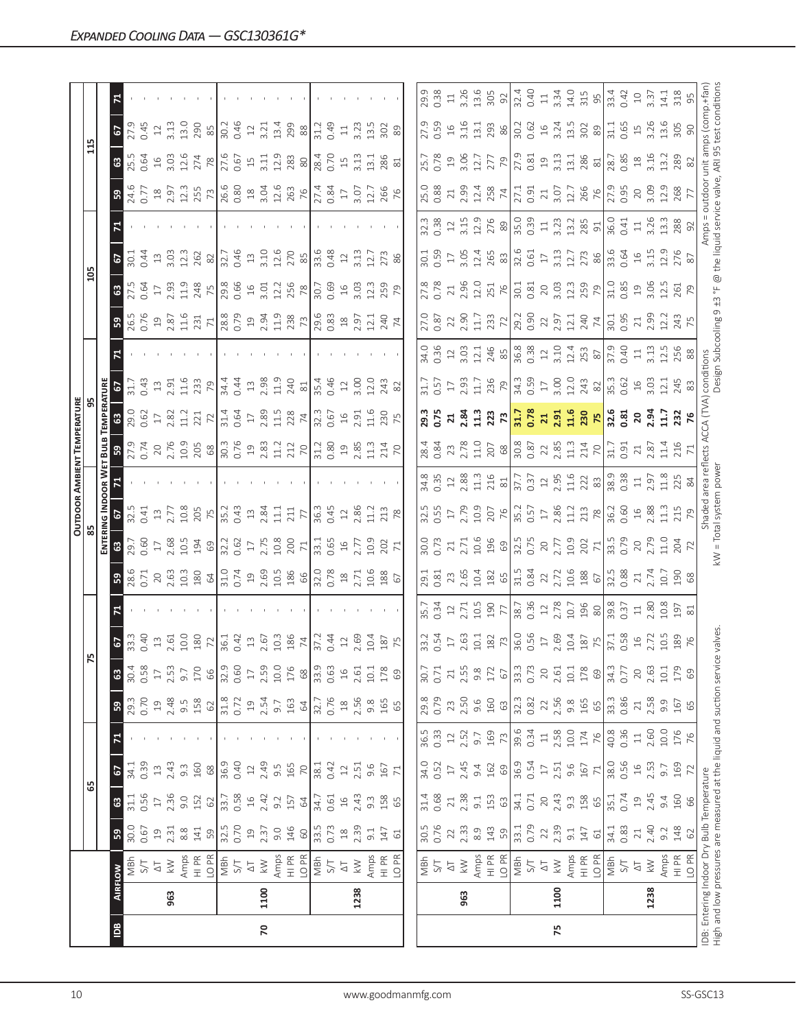# *Expanded Cooling Data — GSC130361G**

| IDB | Airflow | | 65 | | | | 75 | | | | 85 | | | | 95 | | | | 105 | | | | 115 | | | |
|---|---|---|---|---|---|---|---|---|---|---|---|---|---|---|---|---|---|---|---|---|---|---|---|---|---|---|
| | | | **Entering Indoor Wet Bulb Temperature** | | | | | | | | | | | | | | | | | | | | | | | |
| | | | 59 | 63 | 67 | 71 | 59 | 63 | 67 | 71 | 59 | 63 | 67 | 71 | 59 | 63 | 67 | 71 | 59 | 63 | 67 | 71 | 59 | 63 | 67 | 71 |
| 70 | 963 | MBh | 30.0 | 31.1 | 34.1 | - | 29.3 | 30.4 | 33.3 | - | 28.6 | 29.7 | 32.5 | - | 27.9 | 29.0 | 31.7 | - | 26.5 | 27.5 | 30.1 | - | 24.6 | 25.5 | 27.9 | - |
| | | S/T | 0.67 | 0.56 | 0.39 | - | 0.70 | 0.58 | 0.40 | - | 0.71 | 0.60 | 0.41 | - | 0.74 | 0.62 | 0.43 | - | 0.76 | 0.64 | 0.44 | - | 0.77 | 0.64 | 0.45 | - |
| | | ΔT | 19 | 17 | 13 | - | 19 | 17 | 13 | - | 20 | 17 | 13 | - | 20 | 17 | 13 | - | 19 | 17 | 13 | - | 18 | 16 | 12 | - |
| | | kW | 2.31 | 2.36 | 2.43 | - | 2.48 | 2.53 | 2.61 | - | 2.63 | 2.68 | 2.77 | - | 2.76 | 2.82 | 2.91 | - | 2.87 | 2.93 | 3.03 | - | 2.97 | 3.03 | 3.13 | - |
| | | Amps | 8.8 | 9.0 | 9.3 | - | 9.5 | 9.7 | 10.0 | - | 10.3 | 10.5 | 10.8 | - | 10.9 | 11.2 | 11.6 | - | 11.6 | 11.9 | 12.3 | - | 12.3 | 12.6 | 13.0 | - |
| | | HI PR | 141 | 152 | 160 | - | 158 | 170 | 180 | - | 180 | 194 | 205 | - | 205 | 221 | 233 | - | 231 | 248 | 262 | - | 255 | 274 | 290 | - |
| | | LO PR | 59 | 62 | 68 | - | 62 | 66 | 72 | - | 64 | 69 | 75 | - | 68 | 72 | 79 | - | 71 | 75 | 82 | - | 73 | 78 | 85 | - |
| | 1100 | MBh | 32.5 | 33.7 | 36.9 | - | 31.8 | 32.9 | 36.1 | - | 31.0 | 32.2 | 35.2 | - | 30.3 | 31.4 | 34.4 | - | 28.8 | 29.8 | 32.7 | - | 26.6 | 27.6 | 30.2 | - |
| | | S/T | 0.70 | 0.58 | 0.40 | - | 0.72 | 0.60 | 0.42 | - | 0.74 | 0.62 | 0.43 | - | 0.76 | 0.64 | 0.44 | - | 0.79 | 0.66 | 0.46 | - | 0.80 | 0.67 | 0.46 | - |
| | | ΔT | 19 | 16 | 12 | - | 19 | 17 | 13 | - | 19 | 17 | 13 | - | 19 | 17 | 13 | - | 19 | 16 | 13 | - | 18 | 15 | 12 | - |
| | | kW | 2.37 | 2.42 | 2.49 | - | 2.54 | 2.59 | 2.67 | - | 2.69 | 2.75 | 2.84 | - | 2.83 | 2.89 | 2.98 | - | 2.94 | 3.01 | 3.10 | - | 3.04 | 3.11 | 3.21 | - |
| | | Amps | 9.0 | 9.2 | 9.5 | - | 9.7 | 10.0 | 10.3 | - | 10.5 | 10.8 | 11.1 | - | 11.2 | 11.5 | 11.9 | - | 11.9 | 12.2 | 12.6 | - | 12.6 | 12.9 | 13.4 | - |
| | | HI PR | 146 | 157 | 165 | - | 163 | 176 | 186 | - | 186 | 200 | 211 | - | 212 | 228 | 240 | - | 238 | 256 | 270 | - | 263 | 283 | 299 | - |
| | | LO PR | 60 | 64 | 70 | - | 64 | 68 | 74 | - | 66 | 71 | 77 | - | 70 | 74 | 81 | - | 73 | 78 | 85 | - | 76 | 80 | 88 | - |
| | 1238 | MBh | 33.5 | 34.7 | 38.1 | - | 32.7 | 33.9 | 37.2 | - | 32.0 | 33.1 | 36.3 | - | 31.2 | 32.3 | 35.4 | - | 29.6 | 30.7 | 33.6 | - | 27.4 | 28.4 | 31.2 | - |
| | | S/T | 0.73 | 0.61 | 0.42 | - | 0.76 | 0.63 | 0.44 | - | 0.78 | 0.65 | 0.45 | - | 0.80 | 0.67 | 0.46 | - | 0.83 | 0.69 | 0.48 | - | 0.84 | 0.70 | 0.49 | - |
| | | ΔT | 18 | 16 | 12 | - | 18 | 16 | 12 | - | 18 | 16 | 12 | - | 18 | 16 | 12 | - | 18 | 16 | 12 | - | 17 | 15 | 11 | - |
| | | kW | 2.39 | 2.43 | 2.51 | - | 2.56 | 2.61 | 2.69 | - | 2.71 | 2.77 | 2.86 | - | 2.85 | 2.91 | 3.00 | - | 2.97 | 3.03 | 3.13 | - | 3.07 | 3.13 | 3.23 | - |
| | | Amps | 9.1 | 9.3 | 9.6 | - | 9.8 | 10.1 | 10.4 | - | 10.6 | 10.9 | 11.2 | - | 11.3 | 11.6 | 12.0 | - | 12.1 | 12.3 | 12.7 | - | 12.7 | 13.1 | 13.5 | - |
| | | HI PR | 147 | 158 | 167 | - | 165 | 178 | 187 | - | 188 | 202 | 213 | - | 214 | 230 | 243 | - | 240 | 259 | 273 | - | 266 | 286 | 302 | - |
| | | LO PR | 61 | 65 | 71 | - | 65 | 69 | 75 | - | 67 | 71 | 78 | - | 70 | 75 | 82 | - | 74 | 79 | 86 | - | 76 | 81 | 89 | - |
| 75 | 963 | MBh | 30.5 | 31.4 | 34.0 | 36.5 | 29.8 | 30.7 | 33.2 | 35.7 | 29.1 | 30.0 | 32.5 | 34.8 | 28.4 | **29.3** | 31.7 | 34.0 | 27.0 | 27.8 | 30.1 | 32.3 | 25.0 | 25.7 | 27.9 | 29.9 |
| | | S/T | 0.76 | 0.68 | 0.52 | 0.33 | 0.79 | 0.71 | 0.54 | 0.34 | 0.81 | 0.73 | 0.55 | 0.35 | 0.84 | **0.75** | 0.57 | 0.36 | 0.87 | 0.78 | 0.59 | 0.38 | 0.88 | 0.78 | 0.59 | 0.38 |
| | | ΔT | 22 | 21 | 17 | 12 | 23 | 21 | 17 | 12 | 23 | 21 | 17 | 12 | 23 | **21** | 17 | 12 | 22 | 21 | 17 | 12 | 21 | 19 | 16 | 11 |
| | | kW | 2.33 | 2.38 | 2.45 | 2.52 | 2.50 | 2.55 | 2.63 | 2.71 | 2.65 | 2.71 | 2.79 | 2.88 | 2.78 | **2.84** | 2.93 | 3.03 | 2.90 | 2.96 | 3.05 | 3.15 | 2.99 | 3.06 | 3.16 | 3.26 |
| | | Amps | 8.9 | 9.1 | 9.4 | 9.7 | 9.6 | 9.8 | 10.1 | 10.5 | 10.4 | 10.6 | 10.9 | 11.3 | 11.0 | **11.3** | 11.7 | 12.1 | 11.7 | 12.0 | 12.4 | 12.9 | 12.4 | 12.7 | 13.1 | 13.6 |
| | | HI PR | 143 | 153 | 162 | 169 | 160 | 172 | 182 | 190 | 182 | 196 | 207 | 216 | 207 | **223** | 236 | 246 | 233 | 251 | 265 | 276 | 258 | 277 | 293 | 305 |
| | | LO PR | 59 | 63 | 69 | 73 | 63 | 67 | 73 | 77 | 65 | 69 | 76 | 81 | 68 | **73** | 79 | 85 | 72 | 76 | 83 | 89 | 74 | 79 | 86 | 92 |
| | 1100 | MBh | 33.1 | 34.1 | 36.9 | 39.6 | 32.3 | 33.3 | 36.0 | 38.7 | 31.5 | 32.5 | 35.2 | 37.7 | 30.8 | **31.7** | 34.3 | 36.8 | 29.2 | 30.1 | 32.6 | 35.0 | 27.1 | 27.9 | 30.2 | 32.4 |
| | | S/T | 0.79 | 0.71 | 0.54 | 0.34 | 0.82 | 0.73 | 0.56 | 0.36 | 0.84 | 0.75 | 0.57 | 0.37 | 0.87 | **0.78** | 0.59 | 0.38 | 0.90 | 0.81 | 0.61 | 0.39 | 0.91 | 0.81 | 0.62 | 0.40 |
| | | ΔT | 22 | 20 | 17 | 11 | 22 | 20 | 17 | 12 | 22 | 20 | 17 | 12 | 22 | **21** | 17 | 12 | 22 | 20 | 17 | 11 | 21 | 19 | 16 | 11 |
| | | kW | 2.39 | 2.43 | 2.51 | 2.58 | 2.56 | 2.61 | 2.69 | 2.78 | 2.72 | 2.77 | 2.86 | 2.95 | 2.85 | **2.91** | 3.00 | 3.10 | 2.97 | 3.03 | 3.13 | 3.23 | 3.07 | 3.13 | 3.24 | 3.34 |
| | | Amps | 9.1 | 9.3 | 9.6 | 10.0 | 9.8 | 10.1 | 10.4 | 10.7 | 10.6 | 10.9 | 11.2 | 11.6 | 11.3 | **11.6** | 12.0 | 12.4 | 12.1 | 12.3 | 12.7 | 13.2 | 12.7 | 13.1 | 13.5 | 14.0 |
| | | HI PR | 147 | 158 | 167 | 174 | 165 | 178 | 187 | 196 | 188 | 202 | 213 | 222 | 214 | **230** | 243 | 253 | 240 | 259 | 273 | 285 | 266 | 286 | 302 | 315 |
| | | LO PR | 61 | 65 | 71 | 76 | 65 | 69 | 75 | 80 | 67 | 71 | 78 | 83 | 70 | **75** | 82 | 87 | 74 | 79 | 86 | 91 | 76 | 81 | 89 | 95 |
| | 1238 | MBh | 34.1 | 35.1 | 38.0 | 40.8 | 33.3 | 34.3 | 37.1 | 39.8 | 32.5 | 33.5 | 36.2 | 38.9 | 31.7 | **32.6** | 35.3 | 37.9 | 30.1 | 31.0 | 33.6 | 36.0 | 27.9 | 28.7 | 31.1 | 33.4 |
| | | S/T | 0.83 | 0.74 | 0.56 | 0.36 | 0.86 | 0.77 | 0.58 | 0.37 | 0.88 | 0.79 | 0.60 | 0.38 | 0.91 | **0.81** | 0.62 | 0.40 | 0.95 | 0.85 | 0.64 | 0.41 | 0.95 | 0.85 | 0.65 | 0.42 |
| | | ΔT | 21 | 19 | 16 | 11 | 21 | 20 | 16 | 11 | 21 | 20 | 16 | 11 | 21 | **20** | 16 | 11 | 21 | 19 | 16 | 11 | 20 | 18 | 15 | 10 |
| | | kW | 2.40 | 2.45 | 2.53 | 2.60 | 2.58 | 2.63 | 2.72 | 2.80 | 2.74 | 2.79 | 2.88 | 2.97 | 2.87 | **2.94** | 3.03 | 3.13 | 2.99 | 3.06 | 3.15 | 3.26 | 3.09 | 3.16 | 3.26 | 3.37 |
| | | Amps | 9.2 | 9.4 | 9.7 | 10.0 | 9.9 | 10.1 | 10.5 | 10.8 | 10.7 | 11.0 | 11.3 | 11.8 | 11.4 | **11.7** | 12.1 | 12.5 | 12.2 | 12.5 | 12.9 | 13.3 | 12.9 | 13.2 | 13.6 | 14.1 |
| | | HI PR | 148 | 160 | 169 | 176 | 167 | 179 | 189 | 197 | 190 | 204 | 215 | 225 | 216 | **232** | 245 | 256 | 243 | 261 | 276 | 288 | 268 | 289 | 305 | 318 |
| | | LO PR | 62 | 66 | 72 | 76 | 65 | 69 | 76 | 81 | 68 | 72 | 79 | 84 | 71 | **76** | 83 | 88 | 75 | 79 | 87 | 92 | 77 | 82 | 90 | 95 |

IDB: Entering Indoor Dry Bulb Temperature
High and low pressures are measured at the liquid and suction service valves.

Shaded area reflects ACCA (TVA) conditions
kW = Total system power

Amps = outdoor unit amps (comp.+fan)
Design Subcooling 9 ±3 °F @ the liquid service valve, ARI 95 test conditions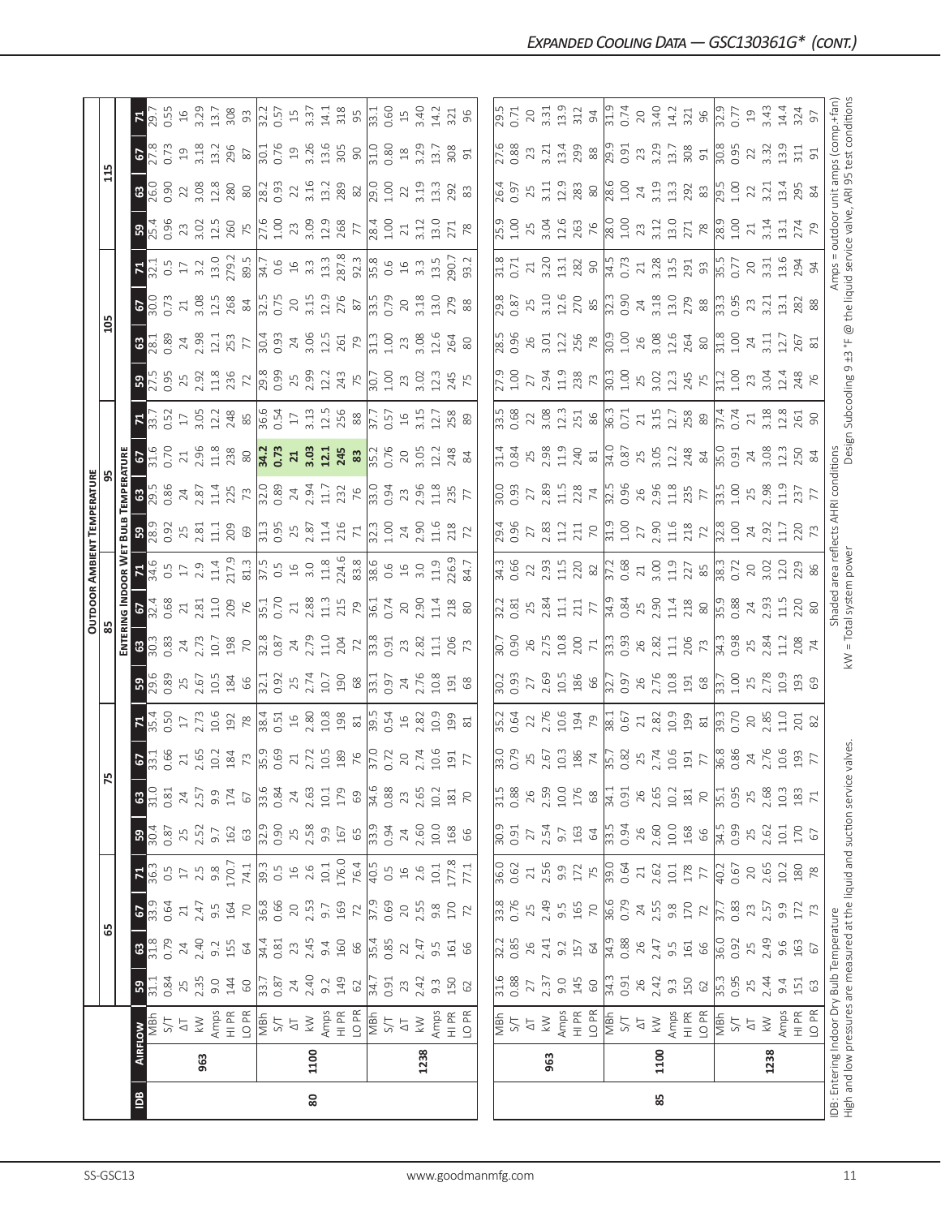## EXPANDED COOLING DATA — GSC130361G* (CONT.)

| IDB | AIRFLOW | | OUTDOOR AMBIENT TEMPERATURE: 65 | | | | 75 | | | | 85 | | | | 95 | | | | 105 | | | | 115 | | | |
|---|---|---|---|---|---|---|---|---|---|---|---|---|---|---|---|---|---|---|---|---|---|---|---|---|---|---|
| | | | ENTERING INDOOR WET BULB TEMPERATURE: 59 | 63 | 67 | 71 | 59 | 63 | 67 | 71 | 59 | 63 | 67 | 71 | 59 | 63 | 67 | 71 | 59 | 63 | 67 | 71 | 59 | 63 | 67 | 71 |
| 80 | 963 | MBh | 31.1 | 31.8 | 33.9 | 36.3 | 30.4 | 31.0 | 33.1 | 35.4 | 29.6 | 30.3 | 32.4 | 34.6 | 28.9 | 29.5 | 31.6 | 33.7 | 27.5 | 28.1 | 30.0 | 32.1 | 25.4 | 26.0 | 27.8 | 29.7 |
| | | S/T | 0.84 | 0.79 | 0.64 | 0.5 | 0.87 | 0.81 | 0.66 | 0.50 | 0.89 | 0.83 | 0.68 | 0.5 | 0.92 | 0.86 | 0.70 | 0.52 | 0.95 | 0.89 | 0.73 | 0.5 | 0.96 | 0.90 | 0.73 | 0.55 |
| | | ΔT | 25 | 24 | 21 | 17 | 25 | 24 | 21 | 17 | 25 | 24 | 21 | 17 | 25 | 24 | 21 | 17 | 25 | 24 | 21 | 17 | 23 | 22 | 19 | 16 |
| | | kW | 2.35 | 2.40 | 2.47 | 2.5 | 2.52 | 2.57 | 2.65 | 2.73 | 2.67 | 2.73 | 2.81 | 2.9 | 2.81 | 2.87 | 2.96 | 3.05 | 2.92 | 2.98 | 3.08 | 3.2 | 3.02 | 3.08 | 3.18 | 3.29 |
| | | Amps | 9.0 | 9.2 | 9.5 | 9.8 | 9.7 | 9.9 | 10.2 | 10.6 | 10.5 | 10.7 | 11.0 | 11.4 | 11.1 | 11.4 | 11.8 | 12.2 | 11.8 | 12.1 | 12.5 | 13.0 | 12.5 | 12.8 | 13.2 | 13.7 |
| | | HI PR | 144 | 155 | 164 | 170.7 | 162 | 174 | 184 | 192 | 184 | 198 | 209 | 217.9 | 209 | 225 | 238 | 248 | 236 | 253 | 268 | 279.2 | 260 | 280 | 296 | 308 |
| | | LO PR | 60 | 64 | 70 | 74.1 | 63 | 67 | 73 | 78 | 66 | 70 | 76 | 81.3 | 69 | 73 | 80 | 85 | 72 | 77 | 84 | 89.5 | 75 | 80 | 87 | 93 |
| | 1100 | MBh | 33.7 | 34.4 | 36.8 | 39.3 | 32.9 | 33.6 | 35.9 | 38.4 | 32.1 | 32.8 | 35.1 | 37.5 | 31.3 | 32.0 | **34.2** | 36.6 | 29.8 | 30.4 | 32.5 | 34.7 | 27.6 | 28.2 | 30.1 | 32.2 |
| | | S/T | 0.87 | 0.81 | 0.66 | 0.5 | 0.90 | 0.84 | 0.69 | 0.51 | 0.92 | 0.87 | 0.70 | 0.5 | 0.95 | 0.89 | **0.73** | 0.54 | 0.99 | 0.93 | 0.75 | 0.6 | 1.00 | 0.93 | 0.76 | 0.57 |
| | | ΔT | 24 | 23 | 20 | 16 | 25 | 24 | 21 | 16 | 25 | 24 | 21 | 16 | 25 | 24 | **21** | 17 | 25 | 24 | 20 | 16 | 23 | 22 | 19 | 15 |
| | | kW | 2.40 | 2.45 | 2.53 | 2.6 | 2.58 | 2.63 | 2.72 | 2.80 | 2.74 | 2.79 | 2.88 | 3.0 | 2.87 | 2.94 | **3.03** | 3.13 | 2.99 | 3.06 | 3.15 | 3.3 | 3.09 | 3.16 | 3.26 | 3.37 |
| | | Amps | 9.2 | 9.4 | 9.7 | 10.1 | 9.9 | 10.1 | 10.5 | 10.8 | 10.7 | 11.0 | 11.3 | 11.8 | 11.4 | 11.7 | **12.1** | 12.5 | 12.2 | 12.5 | 12.9 | 13.3 | 12.9 | 13.2 | 13.6 | 14.1 |
| | | HI PR | 149 | 160 | 169 | 176.0 | 167 | 179 | 189 | 198 | 190 | 204 | 215 | 224.6 | 216 | 232 | **245** | 256 | 243 | 261 | 276 | 287.8 | 268 | 289 | 305 | 318 |
| | | LO PR | 62 | 66 | 72 | 76.4 | 65 | 69 | 76 | 81 | 68 | 72 | 79 | 83.8 | 71 | 76 | **83** | 88 | 75 | 79 | 87 | 92.3 | 77 | 82 | 90 | 95 |
| | 1238 | MBh | 34.7 | 35.4 | 37.9 | 40.5 | 33.9 | 34.6 | 37.0 | 39.5 | 33.1 | 33.8 | 36.1 | 38.6 | 32.3 | 33.0 | 35.2 | 37.7 | 30.7 | 31.3 | 33.5 | 35.8 | 28.4 | 29.0 | 31.0 | 33.1 |
| | | S/T | 0.91 | 0.85 | 0.69 | 0.5 | 0.94 | 0.88 | 0.72 | 0.54 | 0.97 | 0.91 | 0.74 | 0.6 | 1.00 | 0.94 | 0.76 | 0.57 | 1.00 | 1.00 | 0.79 | 0.6 | 1.00 | 1.00 | 0.80 | 0.60 |
| | | ΔT | 23 | 22 | 20 | 16 | 24 | 23 | 20 | 16 | 24 | 23 | 20 | 16 | 24 | 23 | 20 | 16 | 23 | 23 | 20 | 16 | 21 | 22 | 18 | 15 |
| | | kW | 2.42 | 2.47 | 2.55 | 2.6 | 2.60 | 2.65 | 2.74 | 2.82 | 2.76 | 2.82 | 2.90 | 3.0 | 2.90 | 2.96 | 3.05 | 3.15 | 3.02 | 3.08 | 3.18 | 3.3 | 3.12 | 3.19 | 3.29 | 3.40 |
| | | Amps | 9.3 | 9.5 | 9.8 | 10.1 | 10.0 | 10.2 | 10.6 | 10.9 | 10.8 | 11.1 | 11.4 | 11.9 | 11.6 | 11.8 | 12.2 | 12.7 | 12.3 | 12.6 | 13.0 | 13.5 | 13.0 | 13.3 | 13.7 | 14.2 |
| | | HI PR | 150 | 161 | 170 | 177.8 | 168 | 181 | 191 | 199 | 191 | 206 | 218 | 226.9 | 218 | 235 | 248 | 258 | 245 | 264 | 279 | 290.7 | 271 | 292 | 308 | 321 |
| | | LO PR | 62 | 66 | 72 | 77.1 | 66 | 70 | 77 | 81 | 68 | 73 | 80 | 84.7 | 72 | 77 | 84 | 89 | 75 | 80 | 88 | 93.2 | 78 | 83 | 91 | 96 |
| 85 | 963 | MBh | 31.6 | 32.2 | 33.8 | 36.0 | 30.9 | 31.5 | 33.0 | 35.2 | 30.2 | 30.7 | 32.2 | 34.3 | 29.4 | 30.0 | 31.4 | 33.5 | 27.9 | 28.5 | 29.8 | 31.8 | 25.9 | 26.4 | 27.6 | 29.5 |
| | | S/T | 0.88 | 0.85 | 0.76 | 0.62 | 0.91 | 0.88 | 0.79 | 0.64 | 0.93 | 0.90 | 0.81 | 0.66 | 0.96 | 0.93 | 0.84 | 0.68 | 1.00 | 0.96 | 0.87 | 0.71 | 1.00 | 0.97 | 0.88 | 0.71 |
| | | ΔT | 27 | 26 | 25 | 21 | 27 | 26 | 25 | 22 | 27 | 26 | 25 | 22 | 27 | 27 | 25 | 22 | 27 | 26 | 25 | 21 | 25 | 25 | 23 | 20 |
| | | kW | 2.37 | 2.41 | 2.49 | 2.56 | 2.54 | 2.59 | 2.67 | 2.76 | 2.69 | 2.75 | 2.84 | 2.93 | 2.83 | 2.89 | 2.98 | 3.08 | 2.94 | 3.01 | 3.10 | 3.20 | 3.04 | 3.11 | 3.21 | 3.31 |
| | | Amps | 9.0 | 9.2 | 9.5 | 9.9 | 9.7 | 10.0 | 10.3 | 10.6 | 10.5 | 10.8 | 11.1 | 11.5 | 11.2 | 11.5 | 11.9 | 12.3 | 11.9 | 12.2 | 12.6 | 13.1 | 12.6 | 12.9 | 13.4 | 13.9 |
| | | HI PR | 145 | 157 | 165 | 172 | 163 | 176 | 186 | 194 | 186 | 200 | 211 | 220 | 211 | 228 | 240 | 251 | 238 | 256 | 270 | 282 | 263 | 283 | 299 | 312 |
| | | LO PR | 60 | 64 | 70 | 75 | 64 | 68 | 74 | 79 | 66 | 71 | 77 | 82 | 70 | 74 | 81 | 86 | 73 | 78 | 85 | 90 | 76 | 80 | 88 | 94 |
| | 1100 | MBh | 34.3 | 34.9 | 36.6 | 39.0 | 33.5 | 34.1 | 35.7 | 38.1 | 32.7 | 33.3 | 34.9 | 37.2 | 31.9 | 32.5 | 34.0 | 36.3 | 30.3 | 30.9 | 32.3 | 34.5 | 28.0 | 28.6 | 29.9 | 31.9 |
| | | S/T | 0.91 | 0.88 | 0.79 | 0.64 | 0.94 | 0.91 | 0.82 | 0.67 | 0.97 | 0.93 | 0.84 | 0.68 | 1.00 | 0.96 | 0.87 | 0.71 | 1.00 | 1.00 | 0.90 | 0.73 | 1.00 | 1.00 | 0.91 | 0.74 |
| | | ΔT | 26 | 26 | 24 | 21 | 26 | 26 | 25 | 21 | 26 | 26 | 25 | 21 | 27 | 26 | 25 | 21 | 25 | 26 | 24 | 21 | 23 | 24 | 23 | 20 |
| | | kW | 2.42 | 2.47 | 2.55 | 2.62 | 2.60 | 2.65 | 2.74 | 2.82 | 2.76 | 2.82 | 2.90 | 3.00 | 2.90 | 2.96 | 3.05 | 3.15 | 3.02 | 3.08 | 3.18 | 3.28 | 3.12 | 3.19 | 3.29 | 3.40 |
| | | Amps | 9.3 | 9.5 | 9.8 | 10.1 | 10.0 | 10.2 | 10.6 | 10.9 | 10.8 | 11.1 | 11.4 | 11.9 | 11.6 | 11.8 | 12.2 | 12.7 | 12.3 | 12.6 | 13.0 | 13.5 | 13.0 | 13.3 | 13.7 | 14.2 |
| | | HI PR | 150 | 161 | 170 | 178 | 168 | 181 | 191 | 199 | 191 | 206 | 218 | 227 | 218 | 235 | 248 | 258 | 245 | 264 | 279 | 291 | 271 | 292 | 308 | 321 |
| | | LO PR | 62 | 66 | 72 | 77 | 66 | 70 | 77 | 81 | 68 | 73 | 80 | 85 | 72 | 77 | 84 | 89 | 75 | 80 | 88 | 93 | 78 | 83 | 91 | 96 |
| | 1238 | MBh | 35.3 | 36.0 | 37.7 | 40.2 | 34.5 | 35.1 | 36.8 | 39.3 | 33.7 | 34.3 | 35.9 | 38.3 | 32.8 | 33.5 | 35.0 | 37.4 | 31.2 | 31.8 | 33.3 | 35.5 | 28.9 | 29.5 | 30.8 | 32.9 |
| | | S/T | 0.95 | 0.92 | 0.83 | 0.67 | 0.99 | 0.95 | 0.86 | 0.70 | 1.00 | 0.98 | 0.88 | 0.72 | 1.00 | 1.00 | 0.91 | 0.74 | 1.00 | 1.00 | 0.95 | 0.77 | 1.00 | 1.00 | 0.95 | 0.77 |
| | | ΔT | 25 | 25 | 23 | 20 | 25 | 25 | 24 | 20 | 25 | 25 | 24 | 20 | 24 | 25 | 24 | 21 | 23 | 24 | 23 | 20 | 21 | 22 | 22 | 19 |
| | | kW | 2.44 | 2.49 | 2.57 | 2.65 | 2.62 | 2.68 | 2.76 | 2.85 | 2.78 | 2.84 | 2.93 | 3.02 | 2.92 | 2.98 | 3.08 | 3.18 | 3.04 | 3.11 | 3.21 | 3.31 | 3.14 | 3.21 | 3.32 | 3.43 |
| | | Amps | 9.4 | 9.6 | 9.9 | 10.2 | 10.1 | 10.3 | 10.6 | 11.0 | 10.9 | 11.2 | 11.5 | 12.0 | 11.7 | 11.9 | 12.3 | 12.8 | 12.4 | 12.7 | 13.1 | 13.6 | 13.1 | 13.4 | 13.9 | 14.4 |
| | | HI PR | 151 | 163 | 172 | 180 | 170 | 183 | 193 | 201 | 193 | 208 | 220 | 229 | 220 | 237 | 250 | 261 | 248 | 267 | 282 | 294 | 274 | 295 | 311 | 324 |
| | | LO PR | 63 | 67 | 73 | 78 | 67 | 71 | 77 | 82 | 69 | 74 | 80 | 86 | 73 | 77 | 84 | 90 | 76 | 81 | 88 | 94 | 79 | 84 | 91 | 97 |

IDB: Entering Indoor Dry Bulb Temperature
High and low pressures are measured at the liquid and suction service valves.

Shaded area reflects AHRI conditions
kW = Total system power

Amps = outdoor unit amps (comp.+fan)
Design Subcooling 9 ±3 °F @ the liquid service valve, ARI 95 test conditions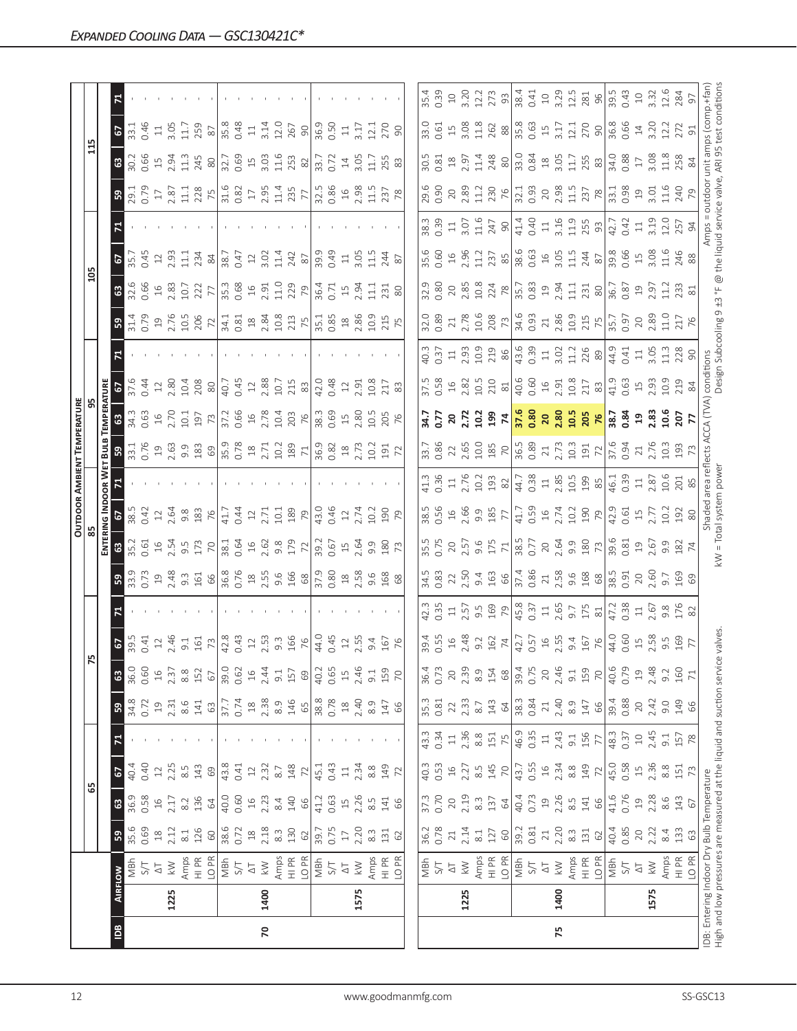# Expanded Cooling Data — GSC130421C*

| IDB | Airflow | | Outdoor Ambient Temperature | | | | | | | | | | | | | | | | | | | |
|---|---|---|---|---|---|---|---|---|---|---|---|---|---|---|---|---|---|---|---|---|---|---|
| | | | 65 | | | | 75 | | | | 85 | | | | 95 | | | | 105 | | | | 115 | | | |
| | | | Entering Indoor Wet Bulb Temperature | | | | | | | | | | | | | | | | | | | | | | | |
| | | | 59 | 63 | 67 | 71 | 59 | 63 | 67 | 71 | 59 | 63 | 67 | 71 | 59 | 63 | 67 | 71 | 59 | 63 | 67 | 71 | 59 | 63 | 67 | 71 |
| 70 | 1225 | MBh | 35.6 | 36.9 | 40.4 | - | 34.8 | 36.0 | 39.5 | - | 33.9 | 35.2 | 38.5 | - | 33.1 | 34.3 | 37.6 | - | 31.4 | 32.6 | 35.7 | - | 29.1 | 30.2 | 33.1 | - |
| | | S/T | 0.69 | 0.58 | 0.40 | - | 0.72 | 0.60 | 0.41 | - | 0.73 | 0.61 | 0.42 | - | 0.76 | 0.63 | 0.44 | - | 0.79 | 0.66 | 0.45 | - | 0.79 | 0.66 | 0.46 | - |
| | | ΔT | 18 | 16 | 12 | - | 19 | 16 | 12 | - | 19 | 16 | 12 | - | 19 | 16 | 12 | - | 19 | 16 | 12 | - | 17 | 15 | 11 | - |
| | | kW | 2.12 | 2.17 | 2.25 | - | 2.31 | 2.37 | 2.46 | - | 2.48 | 2.54 | 2.64 | - | 2.63 | 2.70 | 2.80 | - | 2.76 | 2.83 | 2.93 | - | 2.87 | 2.94 | 3.05 | - |
| | | Amps | 8.1 | 8.2 | 8.5 | - | 8.6 | 8.8 | 9.1 | - | 9.3 | 9.5 | 9.8 | - | 9.9 | 10.1 | 10.4 | - | 10.5 | 10.7 | 11.1 | - | 11.1 | 11.3 | 11.7 | - |
| | | HI PR | 126 | 136 | 143 | - | 141 | 152 | 161 | - | 161 | 173 | 183 | - | 183 | 197 | 208 | - | 206 | 222 | 234 | - | 228 | 245 | 259 | - |
| | | LO PR | 60 | 64 | 69 | - | 63 | 67 | 73 | - | 66 | 70 | 76 | - | 69 | 73 | 80 | - | 72 | 77 | 84 | - | 75 | 80 | 87 | - |
| | 1400 | MBh | 38.6 | 40.0 | 43.8 | - | 37.7 | 39.0 | 42.8 | - | 36.8 | 38.1 | 41.7 | - | 35.9 | 37.2 | 40.7 | - | 34.1 | 35.3 | 38.7 | - | 31.6 | 32.7 | 35.8 | - |
| | | S/T | 0.72 | 0.60 | 0.41 | - | 0.74 | 0.62 | 0.43 | - | 0.76 | 0.64 | 0.44 | - | 0.78 | 0.66 | 0.45 | - | 0.81 | 0.68 | 0.47 | - | 0.82 | 0.69 | 0.48 | - |
| | | ΔT | 18 | 16 | 12 | - | 18 | 16 | 12 | - | 18 | 16 | 12 | - | 18 | 16 | 12 | - | 18 | 16 | 12 | - | 17 | 15 | 11 | - |
| | | kW | 2.18 | 2.23 | 2.32 | - | 2.38 | 2.44 | 2.53 | - | 2.55 | 2.62 | 2.71 | - | 2.71 | 2.78 | 2.88 | - | 2.84 | 2.91 | 3.02 | - | 2.95 | 3.03 | 3.14 | - |
| | | Amps | 8.3 | 8.4 | 8.7 | - | 8.9 | 9.1 | 9.3 | - | 9.6 | 9.8 | 10.1 | - | 10.2 | 10.4 | 10.7 | - | 10.8 | 11.0 | 11.4 | - | 11.4 | 11.6 | 12.0 | - |
| | | HI PR | 130 | 140 | 148 | - | 146 | 157 | 166 | - | 166 | 179 | 189 | - | 189 | 203 | 215 | - | 213 | 229 | 242 | - | 235 | 253 | 267 | - |
| | | LO PR | 62 | 66 | 72 | - | 65 | 69 | 76 | - | 68 | 72 | 79 | - | 71 | 76 | 83 | - | 75 | 79 | 87 | - | 77 | 82 | 90 | - |
| | 1575 | MBh | 39.7 | 41.2 | 45.1 | - | 38.8 | 40.2 | 44.0 | - | 37.9 | 39.2 | 43.0 | - | 36.9 | 38.3 | 42.0 | - | 35.1 | 36.4 | 39.9 | - | 32.5 | 33.7 | 36.9 | - |
| | | S/T | 0.75 | 0.63 | 0.43 | - | 0.78 | 0.65 | 0.45 | - | 0.80 | 0.67 | 0.46 | - | 0.82 | 0.69 | 0.48 | - | 0.85 | 0.71 | 0.49 | - | 0.86 | 0.72 | 0.50 | - |
| | | ΔT | 17 | 15 | 11 | - | 18 | 15 | 12 | - | 18 | 15 | 12 | - | 18 | 15 | 12 | - | 18 | 15 | 11 | - | 16 | 14 | 11 | - |
| | | kW | 2.20 | 2.26 | 2.34 | - | 2.40 | 2.46 | 2.55 | - | 2.58 | 2.64 | 2.74 | - | 2.73 | 2.80 | 2.91 | - | 2.86 | 2.94 | 3.05 | - | 2.98 | 3.05 | 3.17 | - |
| | | Amps | 8.3 | 8.5 | 8.8 | - | 8.9 | 9.1 | 9.4 | - | 9.6 | 9.9 | 10.2 | - | 10.2 | 10.5 | 10.8 | - | 10.9 | 11.1 | 11.5 | - | 11.5 | 11.7 | 12.1 | - |
| | | HI PR | 131 | 141 | 149 | - | 147 | 159 | 167 | - | 168 | 180 | 190 | - | 191 | 205 | 217 | - | 215 | 231 | 244 | - | 237 | 255 | 270 | - |
| | | LO PR | 62 | 66 | 72 | - | 66 | 70 | 76 | - | 68 | 73 | 79 | - | 72 | 76 | 83 | - | 75 | 80 | 87 | - | 78 | 83 | 90 | - |
| 75 | 1225 | MBh | 36.2 | 37.3 | 40.3 | 43.3 | 35.3 | 36.4 | 39.4 | 42.3 | 34.5 | 35.5 | 38.5 | 41.3 | 33.7 | **34.7** | 37.5 | 40.3 | 32.0 | 32.9 | 35.6 | 38.3 | 29.6 | 30.5 | 33.0 | 35.4 |
| | | S/T | 0.78 | 0.70 | 0.53 | 0.34 | 0.81 | 0.73 | 0.55 | 0.35 | 0.83 | 0.75 | 0.56 | 0.36 | 0.86 | **0.77** | 0.58 | 0.37 | 0.89 | 0.80 | 0.60 | 0.39 | 0.90 | 0.81 | 0.61 | 0.39 |
| | | ΔT | 21 | 20 | 16 | 11 | 22 | 20 | 16 | 11 | 22 | 20 | 16 | 11 | 22 | **20** | 16 | 11 | 21 | 20 | 16 | 11 | 20 | 18 | 15 | 10 |
| | | kW | 2.14 | 2.19 | 2.27 | 2.36 | 2.33 | 2.39 | 2.48 | 2.57 | 2.50 | 2.57 | 2.66 | 2.76 | 2.65 | **2.72** | 2.82 | 2.93 | 2.78 | 2.85 | 2.96 | 3.07 | 2.89 | 2.97 | 3.08 | 3.20 |
| | | Amps | 8.1 | 8.3 | 8.5 | 8.8 | 8.7 | 8.9 | 9.2 | 9.5 | 9.4 | 9.6 | 9.9 | 10.2 | 10.0 | **10.2** | 10.5 | 10.9 | 10.6 | 10.8 | 11.2 | 11.6 | 11.2 | 11.4 | 11.8 | 12.2 |
| | | HI PR | 127 | 137 | 145 | 151 | 143 | 154 | 162 | 169 | 163 | 175 | 185 | 193 | 185 | **199** | 210 | 219 | 208 | 224 | 237 | 247 | 230 | 248 | 262 | 273 |
| | | LO PR | 60 | 64 | 70 | 75 | 64 | 68 | 74 | 79 | 66 | 71 | 77 | 82 | 70 | **74** | 81 | 86 | 73 | 78 | 85 | 90 | 76 | 80 | 88 | 93 |
| | 1400 | MBh | 39.2 | 40.4 | 43.7 | 46.9 | 38.3 | 39.4 | 42.7 | 45.8 | 37.4 | 38.5 | 41.7 | 44.7 | 36.5 | **37.6** | 40.6 | 43.6 | 34.6 | 35.7 | 38.6 | 41.4 | 32.1 | 33.0 | 35.8 | 38.4 |
| | | S/T | 0.81 | 0.73 | 0.55 | 0.35 | 0.84 | 0.75 | 0.57 | 0.37 | 0.86 | 0.77 | 0.59 | 0.38 | 0.89 | **0.80** | 0.60 | 0.39 | 0.93 | 0.83 | 0.63 | 0.40 | 0.93 | 0.84 | 0.63 | 0.41 |
| | | ΔT | 21 | 19 | 16 | 11 | 21 | 20 | 16 | 11 | 21 | 20 | 16 | 11 | 21 | **20** | 16 | 11 | 21 | 19 | 16 | 11 | 20 | 18 | 15 | 10 |
| | | kW | 2.20 | 2.26 | 2.34 | 2.43 | 2.40 | 2.46 | 2.55 | 2.65 | 2.58 | 2.64 | 2.74 | 2.85 | 2.73 | **2.80** | 2.91 | 3.02 | 2.86 | 2.94 | 3.05 | 3.16 | 2.98 | 3.05 | 3.17 | 3.29 |
| | | Amps | 8.3 | 8.5 | 8.8 | 9.1 | 8.9 | 9.1 | 9.4 | 9.7 | 9.6 | 9.9 | 10.2 | 10.5 | 10.3 | **10.5** | 10.8 | 11.2 | 10.9 | 11.1 | 11.5 | 11.9 | 11.5 | 11.7 | 12.1 | 12.5 |
| | | HI PR | 131 | 141 | 149 | 156 | 147 | 159 | 167 | 175 | 168 | 180 | 190 | 199 | 191 | **205** | 217 | 226 | 215 | 231 | 244 | 255 | 237 | 255 | 270 | 281 |
| | | LO PR | 62 | 66 | 72 | 77 | 66 | 70 | 76 | 81 | 68 | 73 | 79 | 85 | 72 | **76** | 83 | 89 | 75 | 80 | 87 | 93 | 78 | 83 | 90 | 96 |
| | 1575 | MBh | 40.4 | 41.6 | 45.0 | 48.3 | 39.4 | 40.6 | 44.0 | 47.2 | 38.5 | 39.6 | 42.9 | 46.1 | 37.6 | **38.7** | 41.9 | 44.9 | 35.7 | 36.7 | 39.8 | 42.7 | 33.1 | 34.0 | 36.8 | 39.5 |
| | | S/T | 0.85 | 0.76 | 0.58 | 0.37 | 0.88 | 0.79 | 0.60 | 0.38 | 0.91 | 0.81 | 0.61 | 0.39 | 0.94 | **0.84** | 0.63 | 0.41 | 0.97 | 0.87 | 0.66 | 0.42 | 0.98 | 0.88 | 0.66 | 0.43 |
| | | ΔT | 20 | 19 | 15 | 10 | 20 | 19 | 15 | 11 | 20 | 19 | 15 | 11 | 21 | **19** | 15 | 11 | 20 | 19 | 15 | 11 | 19 | 17 | 14 | 10 |
| | | kW | 2.22 | 2.28 | 2.36 | 2.45 | 2.42 | 2.48 | 2.58 | 2.67 | 2.60 | 2.67 | 2.77 | 2.87 | 2.76 | **2.83** | 2.93 | 3.05 | 2.89 | 2.97 | 3.08 | 3.19 | 3.01 | 3.08 | 3.20 | 3.32 |
| | | Amps | 8.4 | 8.6 | 8.8 | 9.1 | 9.0 | 9.2 | 9.5 | 9.8 | 9.7 | 9.9 | 10.2 | 10.6 | 10.3 | **10.6** | 10.9 | 11.3 | 11.0 | 11.2 | 11.6 | 12.0 | 11.6 | 11.8 | 12.2 | 12.6 |
| | | HI PR | 133 | 143 | 151 | 157 | 149 | 160 | 169 | 176 | 169 | 182 | 192 | 201 | 193 | **207** | 219 | 228 | 217 | 233 | 246 | 257 | 240 | 258 | 272 | 284 |
| | | LO PR | 63 | 67 | 73 | 78 | 66 | 71 | 77 | 82 | 69 | 74 | 80 | 85 | 73 | **77** | 84 | 90 | 76 | 81 | 88 | 94 | 79 | 84 | 91 | 97 |

IDB: Entering Indoor Dry Bulb Temperature
High and low pressures are measured at the liquid and suction service valves.

Shaded area reflects ACCA (TVA) conditions
kW = Total system power

Amps = outdoor unit amps (comp.+fan)
Design Subcooling 9 ±3 °F @ the liquid service valve, ARI 95 test conditions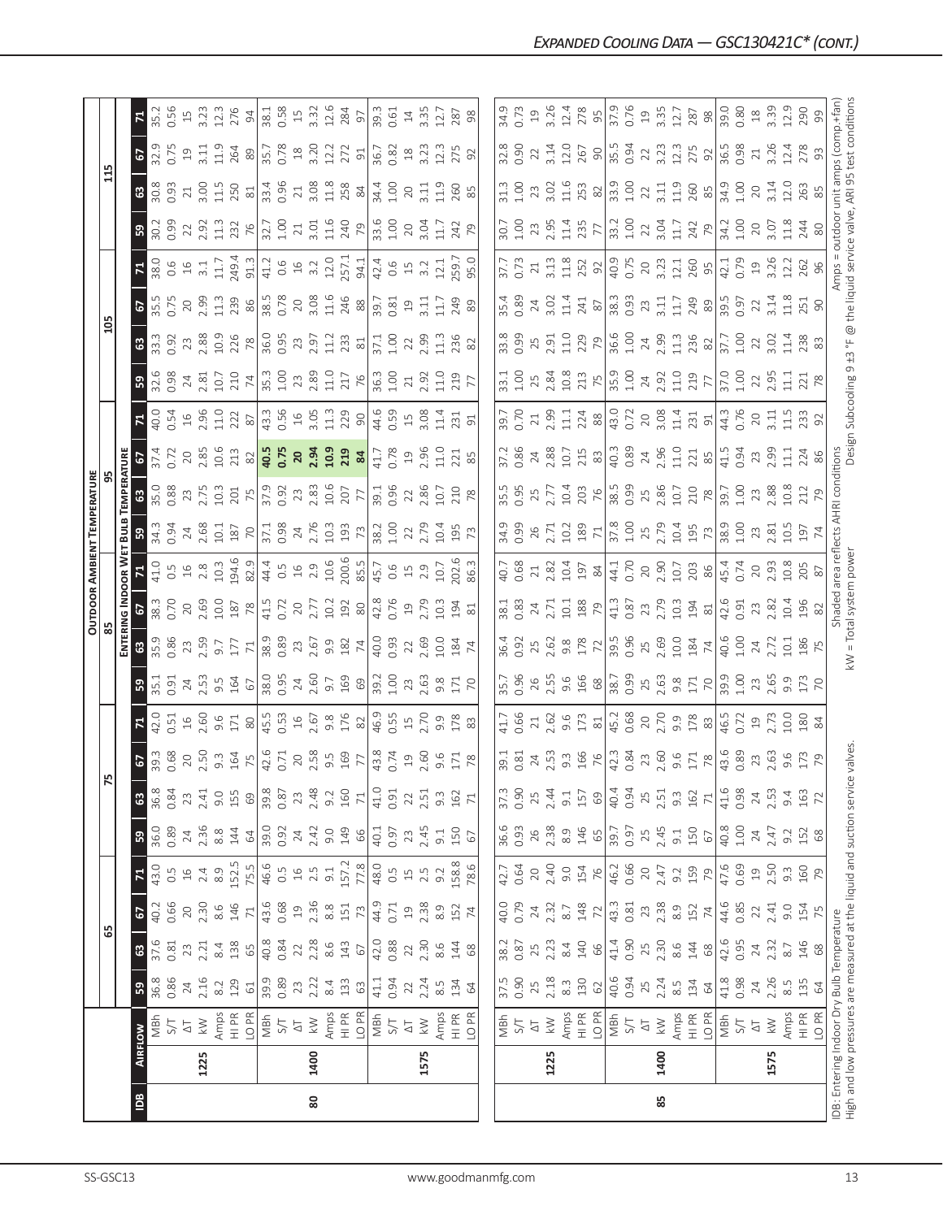## Expanded Cooling Data — GSC130421C* (cont.)

| IDB | Airflow | | Outdoor Ambient Temperature | | | | | | | | | | | | | | | | | | | | | |
|---|---|---|---|---|---|---|---|---|---|---|---|---|---|---|---|---|---|---|---|---|---|---|---|---|
| | | | 65 | | | | 75 | | | | 85 | | | | 95 | | | | 105 | | | | 115 | | | |
| | | | Entering Indoor Wet Bulb Temperature | | | | | | | | | | | | | | | | | | | | | | | |
| | | | 59 | 63 | 67 | 71 | 59 | 63 | 67 | 71 | 59 | 63 | 67 | 71 | 59 | 63 | 67 | 71 | 59 | 63 | 67 | 71 | 59 | 63 | 67 | 71 |
| 80 | 1225 | MBh | 36.8 | 37.6 | 40.2 | 43.0 | 36.0 | 36.8 | 39.3 | 42.0 | 35.1 | 35.9 | 38.3 | 41.0 | 34.3 | 35.0 | 37.4 | 40.0 | 32.6 | 33.3 | 35.5 | 38.0 | 30.2 | 30.8 | 32.9 | 35.2 |
| | | S/T | 0.86 | 0.81 | 0.66 | 0.5 | 0.89 | 0.84 | 0.68 | 0.51 | 0.91 | 0.86 | 0.70 | 0.5 | 0.94 | 0.88 | 0.72 | 0.54 | 0.98 | 0.92 | 0.75 | 0.6 | 0.99 | 0.93 | 0.75 | 0.56 |
| | | ΔT | 24 | 23 | 20 | 16 | 24 | 23 | 20 | 16 | 24 | 23 | 20 | 16 | 24 | 23 | 20 | 16 | 24 | 23 | 20 | 16 | 22 | 21 | 19 | 15 |
| | | kW | 2.16 | 2.21 | 2.30 | 2.4 | 2.36 | 2.41 | 2.50 | 2.60 | 2.53 | 2.59 | 2.69 | 2.8 | 2.68 | 2.75 | 2.85 | 2.96 | 2.81 | 2.88 | 2.99 | 3.1 | 2.92 | 3.00 | 3.11 | 3.23 |
| | | Amps | 8.2 | 8.4 | 8.6 | 8.9 | 8.8 | 9.0 | 9.3 | 9.6 | 9.5 | 9.7 | 10.0 | 10.3 | 10.1 | 10.3 | 10.6 | 11.0 | 10.7 | 10.9 | 11.3 | 11.7 | 11.3 | 11.5 | 11.9 | 12.3 |
| | | HI PR | 129 | 138 | 146 | 152.5 | 144 | 155 | 164 | 171 | 164 | 177 | 187 | 194.6 | 187 | 201 | 213 | 222 | 210 | 226 | 239 | 249.4 | 232 | 250 | 264 | 276 |
| | | LO PR | 61 | 65 | 71 | 75.5 | 64 | 69 | 75 | 80 | 67 | 71 | 78 | 82.9 | 70 | 75 | 82 | 87 | 74 | 78 | 86 | 91.3 | 76 | 81 | 89 | 94 |
| | 1400 | MBh | 39.9 | 40.8 | 43.6 | 46.6 | 39.0 | 39.8 | 42.6 | 45.5 | 38.0 | 38.9 | 41.5 | 44.4 | 37.1 | 37.9 | **40.5** | 43.3 | 35.3 | 36.0 | 38.5 | 41.2 | 32.7 | 33.4 | 35.7 | 38.1 |
| | | S/T | 0.89 | 0.84 | 0.68 | 0.5 | 0.92 | 0.87 | 0.71 | 0.53 | 0.95 | 0.89 | 0.72 | 0.5 | 0.98 | 0.92 | **0.75** | 0.56 | 1.00 | 0.95 | 0.78 | 0.6 | 1.00 | 0.96 | 0.78 | 0.58 |
| | | ΔT | 23 | 22 | 19 | 16 | 24 | 23 | 20 | 16 | 24 | 23 | 20 | 16 | 24 | 23 | **20** | 16 | 23 | 23 | 20 | 16 | 21 | 21 | 18 | 15 |
| | | kW | 2.22 | 2.28 | 2.36 | 2.5 | 2.42 | 2.48 | 2.58 | 2.67 | 2.60 | 2.67 | 2.77 | 2.9 | 2.76 | 2.83 | **2.94** | 3.05 | 2.89 | 2.97 | 3.08 | 3.2 | 3.01 | 3.08 | 3.20 | 3.32 |
| | | Amps | 8.4 | 8.6 | 8.8 | 9.1 | 9.0 | 9.2 | 9.5 | 9.8 | 9.7 | 9.9 | 10.2 | 10.6 | 10.3 | 10.6 | **10.9** | 11.3 | 11.0 | 11.2 | 11.6 | 12.0 | 11.6 | 11.8 | 12.2 | 12.6 |
| | | HI PR | 133 | 143 | 151 | 157.2 | 149 | 160 | 169 | 176 | 169 | 182 | 192 | 200.6 | 193 | 207 | **219** | 229 | 217 | 233 | 246 | 257.1 | 240 | 258 | 272 | 284 |
| | | LO PR | 63 | 67 | 73 | 77.8 | 66 | 71 | 77 | 82 | 69 | 74 | 80 | 85.5 | 73 | 77 | **84** | 90 | 76 | 81 | 88 | 94.1 | 79 | 84 | 91 | 97 |
| | 1575 | MBh | 41.1 | 42.0 | 44.9 | 48.0 | 40.1 | 41.0 | 43.8 | 46.9 | 39.2 | 40.0 | 42.8 | 45.7 | 38.2 | 39.1 | 41.7 | 44.6 | 36.3 | 37.1 | 39.7 | 42.4 | 33.6 | 34.4 | 36.7 | 39.3 |
| | | S/T | 0.94 | 0.88 | 0.71 | 0.5 | 0.97 | 0.91 | 0.74 | 0.55 | 1.00 | 0.93 | 0.76 | 0.6 | 1.00 | 0.96 | 0.78 | 0.59 | 1.00 | 1.00 | 0.81 | 0.6 | 1.00 | 1.00 | 0.82 | 0.61 |
| | | ΔT | 22 | 22 | 19 | 15 | 23 | 22 | 19 | 15 | 23 | 22 | 19 | 15 | 22 | 22 | 19 | 15 | 21 | 22 | 19 | 15 | 20 | 20 | 18 | 14 |
| | | kW | 2.24 | 2.30 | 2.38 | 2.5 | 2.45 | 2.51 | 2.60 | 2.70 | 2.63 | 2.69 | 2.79 | 2.9 | 2.79 | 2.86 | 2.96 | 3.08 | 2.92 | 2.99 | 3.11 | 3.2 | 3.04 | 3.11 | 3.23 | 3.35 |
| | | Amps | 8.5 | 8.6 | 8.9 | 9.2 | 9.1 | 9.3 | 9.6 | 9.9 | 9.8 | 10.0 | 10.3 | 10.7 | 10.4 | 10.7 | 11.0 | 11.4 | 11.0 | 11.3 | 11.7 | 12.1 | 11.7 | 11.9 | 12.3 | 12.7 |
| | | HI PR | 134 | 144 | 152 | 158.8 | 150 | 162 | 171 | 178 | 171 | 184 | 194 | 202.6 | 195 | 210 | 221 | 231 | 219 | 236 | 249 | 259.7 | 242 | 260 | 275 | 287 |
| | | LO PR | 64 | 68 | 74 | 78.6 | 67 | 71 | 78 | 83 | 70 | 74 | 81 | 86.3 | 73 | 78 | 85 | 91 | 77 | 82 | 89 | 95.0 | 79 | 85 | 92 | 98 |
| 85 | 1225 | MBh | 37.5 | 38.2 | 40.0 | 42.7 | 36.6 | 37.3 | 39.1 | 41.7 | 35.7 | 36.4 | 38.1 | 40.7 | 34.9 | 35.5 | 37.2 | 39.7 | 33.1 | 33.8 | 35.4 | 37.7 | 30.7 | 31.3 | 32.8 | 34.9 |
| | | S/T | 0.90 | 0.87 | 0.79 | 0.64 | 0.93 | 0.90 | 0.81 | 0.66 | 0.96 | 0.92 | 0.83 | 0.68 | 0.99 | 0.95 | 0.86 | 0.70 | 1.00 | 0.99 | 0.89 | 0.73 | 1.00 | 1.00 | 0.90 | 0.73 |
| | | ΔT | 25 | 25 | 24 | 20 | 26 | 25 | 24 | 21 | 26 | 25 | 24 | 21 | 26 | 25 | 24 | 21 | 25 | 25 | 24 | 21 | 23 | 23 | 22 | 19 |
| | | kW | 2.18 | 2.23 | 2.32 | 2.40 | 2.38 | 2.44 | 2.53 | 2.62 | 2.55 | 2.62 | 2.71 | 2.82 | 2.71 | 2.77 | 2.88 | 2.99 | 2.84 | 2.91 | 3.02 | 3.13 | 2.95 | 3.02 | 3.14 | 3.26 |
| | | Amps | 8.3 | 8.4 | 8.7 | 9.0 | 8.9 | 9.1 | 9.3 | 9.6 | 9.6 | 9.8 | 10.1 | 10.4 | 10.2 | 10.4 | 10.7 | 11.1 | 10.8 | 11.0 | 11.4 | 11.8 | 11.4 | 11.6 | 12.0 | 12.4 |
| | | HI PR | 130 | 140 | 148 | 154 | 146 | 157 | 166 | 173 | 166 | 178 | 188 | 197 | 189 | 203 | 215 | 224 | 213 | 229 | 241 | 252 | 235 | 253 | 267 | 278 |
| | | LO PR | 62 | 66 | 72 | 76 | 65 | 69 | 76 | 81 | 68 | 72 | 79 | 84 | 71 | 76 | 83 | 88 | 75 | 79 | 87 | 92 | 77 | 82 | 90 | 95 |
| | 1400 | MBh | 40.6 | 41.4 | 43.3 | 46.2 | 39.7 | 40.4 | 42.3 | 45.2 | 38.7 | 39.5 | 41.3 | 44.1 | 37.8 | 38.5 | 40.3 | 43.0 | 35.9 | 36.6 | 38.3 | 40.9 | 33.2 | 33.9 | 35.5 | 37.9 |
| | | S/T | 0.94 | 0.90 | 0.81 | 0.66 | 0.97 | 0.94 | 0.84 | 0.68 | 0.99 | 0.96 | 0.87 | 0.70 | 1.00 | 0.99 | 0.89 | 0.72 | 1.00 | 1.00 | 0.93 | 0.75 | 1.00 | 1.00 | 0.94 | 0.76 |
| | | ΔT | 25 | 25 | 23 | 20 | 25 | 25 | 23 | 20 | 25 | 25 | 23 | 20 | 25 | 25 | 24 | 20 | 24 | 24 | 23 | 20 | 22 | 22 | 22 | 19 |
| | | kW | 2.24 | 2.30 | 2.38 | 2.47 | 2.45 | 2.51 | 2.60 | 2.70 | 2.63 | 2.69 | 2.79 | 2.90 | 2.79 | 2.86 | 2.96 | 3.08 | 2.92 | 2.99 | 3.11 | 3.23 | 3.04 | 3.11 | 3.23 | 3.35 |
| | | Amps | 8.5 | 8.6 | 8.9 | 9.2 | 9.1 | 9.3 | 9.6 | 9.9 | 9.8 | 10.0 | 10.3 | 10.7 | 10.4 | 10.7 | 11.0 | 11.4 | 11.0 | 11.3 | 11.7 | 12.1 | 11.7 | 11.9 | 12.3 | 12.7 |
| | | HI PR | 134 | 144 | 152 | 159 | 150 | 162 | 171 | 178 | 171 | 184 | 194 | 203 | 195 | 210 | 221 | 231 | 219 | 236 | 249 | 260 | 242 | 260 | 275 | 287 |
| | | LO PR | 64 | 68 | 74 | 79 | 67 | 71 | 78 | 83 | 70 | 74 | 81 | 86 | 73 | 78 | 85 | 91 | 77 | 82 | 89 | 95 | 79 | 85 | 92 | 98 |
| | 1575 | MBh | 41.8 | 42.6 | 44.6 | 47.6 | 40.8 | 41.6 | 43.6 | 46.5 | 39.9 | 40.6 | 42.6 | 45.4 | 38.9 | 39.7 | 41.5 | 44.3 | 37.0 | 37.7 | 39.5 | 42.1 | 34.2 | 34.9 | 36.5 | 39.0 |
| | | S/T | 0.98 | 0.95 | 0.85 | 0.69 | 1.00 | 0.98 | 0.89 | 0.72 | 1.00 | 1.00 | 0.91 | 0.74 | 1.00 | 1.00 | 0.94 | 0.76 | 1.00 | 1.00 | 0.97 | 0.79 | 1.00 | 1.00 | 0.98 | 0.80 |
| | | ΔT | 24 | 24 | 22 | 19 | 24 | 24 | 23 | 19 | 23 | 24 | 23 | 20 | 23 | 23 | 23 | 20 | 22 | 22 | 22 | 19 | 20 | 20 | 21 | 18 |
| | | kW | 2.26 | 2.32 | 2.41 | 2.50 | 2.47 | 2.53 | 2.63 | 2.73 | 2.65 | 2.72 | 2.82 | 2.93 | 2.81 | 2.88 | 2.99 | 3.11 | 2.95 | 3.02 | 3.14 | 3.26 | 3.07 | 3.14 | 3.26 | 3.39 |
| | | Amps | 8.5 | 8.7 | 9.0 | 9.3 | 9.2 | 9.4 | 9.6 | 10.0 | 9.9 | 10.1 | 10.4 | 10.8 | 10.5 | 10.8 | 11.1 | 11.5 | 11.1 | 11.4 | 11.8 | 12.2 | 11.8 | 12.0 | 12.4 | 12.9 |
| | | HI PR | 135 | 146 | 154 | 160 | 152 | 163 | 173 | 180 | 173 | 186 | 196 | 205 | 197 | 212 | 224 | 233 | 221 | 238 | 251 | 262 | 244 | 263 | 278 | 290 |
| | | LO PR | 64 | 68 | 75 | 79 | 68 | 72 | 79 | 84 | 70 | 75 | 82 | 87 | 74 | 79 | 86 | 92 | 78 | 83 | 90 | 96 | 80 | 85 | 93 | 99 |

IDB: Entering Indoor Dry Bulb Temperature
High and low pressures are measured at the liquid and suction service valves.

Shaded area reflects AHRI conditions
kW = Total system power

Amps = outdoor unit amps (comp.+fan)
Design Subcooling 9 ±3 °F @ the liquid service valve, ARI 95 test conditions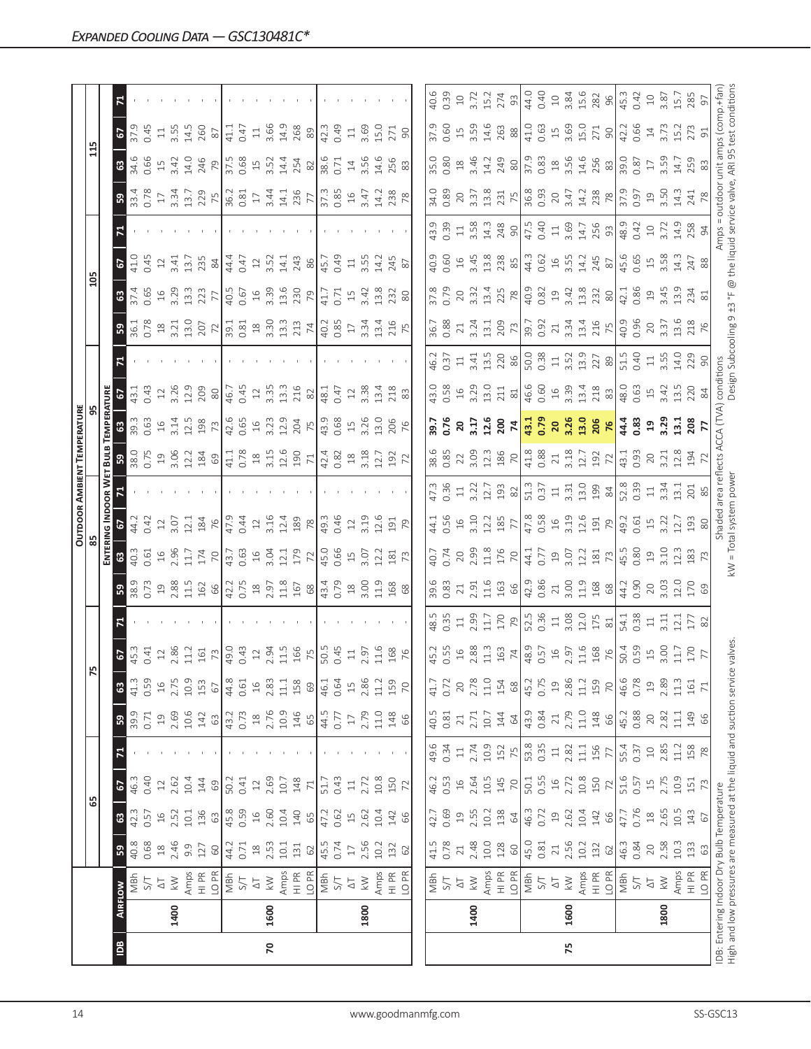# *Expanded Cooling Data — GSC130481C**

| IDB | Airflow | | 65 | | | | 75 | | | | 85 | | | | 95 | | | | 105 | | | | 115 | | | |
|---|---|---|---|---|---|---|---|---|---|---|---|---|---|---|---|---|---|---|---|---|---|---|---|---|---|---|
| | | | **Entering Indoor Wet Bulb Temperature** | | | | | | | | | | | | | | | | | | | | | | | |
| | | | 59 | 63 | 67 | 71 | 59 | 63 | 67 | 71 | 59 | 63 | 67 | 71 | 59 | 63 | 67 | 71 | 59 | 63 | 67 | 71 | 59 | 63 | 67 | 71 |
| 70 | 1400 | MBh | 40.8 | 42.3 | 46.3 | - | 39.9 | 41.3 | 45.3 | - | 38.9 | 40.3 | 44.2 | - | 38.0 | 39.3 | 43.1 | - | 36.1 | 37.4 | 41.0 | - | 33.4 | 34.6 | 37.9 | - |
| | | S/T | 0.68 | 0.57 | 0.40 | - | 0.71 | 0.59 | 0.41 | - | 0.73 | 0.61 | 0.42 | - | 0.75 | 0.63 | 0.43 | - | 0.78 | 0.65 | 0.45 | - | 0.78 | 0.66 | 0.45 | - |
| | | ΔT | 18 | 16 | 12 | - | 19 | 16 | 12 | - | 19 | 16 | 12 | - | 19 | 16 | 12 | - | 18 | 16 | 12 | - | 17 | 15 | 11 | - |
| | | kW | 2.46 | 2.52 | 2.62 | - | 2.69 | 2.75 | 2.86 | - | 2.88 | 2.96 | 3.07 | - | 3.06 | 3.14 | 3.26 | - | 3.21 | 3.29 | 3.41 | - | 3.34 | 3.42 | 3.55 | - |
| | | Amps | 9.9 | 10.1 | 10.4 | - | 10.6 | 10.9 | 11.2 | - | 11.5 | 11.7 | 12.1 | - | 12.2 | 12.5 | 12.9 | - | 13.0 | 13.3 | 13.7 | - | 13.7 | 14.0 | 14.5 | - |
| | | HI PR | 127 | 136 | 144 | - | 142 | 153 | 161 | - | 162 | 174 | 184 | - | 184 | 198 | 209 | - | 207 | 223 | 235 | - | 229 | 246 | 260 | - |
| | | LO PR | 60 | 63 | 69 | - | 63 | 67 | 73 | - | 66 | 70 | 76 | - | 69 | 73 | 80 | - | 72 | 77 | 84 | - | 75 | 79 | 87 | - |
| | 1600 | MBh | 44.2 | 45.8 | 50.2 | - | 43.2 | 44.8 | 49.0 | - | 42.2 | 43.7 | 47.9 | - | 41.1 | 42.6 | 46.7 | - | 39.1 | 40.5 | 44.4 | - | 36.2 | 37.5 | 41.1 | - |
| | | S/T | 0.71 | 0.59 | 0.41 | - | 0.73 | 0.61 | 0.43 | - | 0.75 | 0.63 | 0.44 | - | 0.78 | 0.65 | 0.45 | - | 0.81 | 0.67 | 0.47 | - | 0.81 | 0.68 | 0.47 | - |
| | | ΔT | 18 | 16 | 12 | - | 18 | 16 | 12 | - | 18 | 16 | 12 | - | 18 | 16 | 12 | - | 18 | 16 | 12 | - | 17 | 15 | 11 | - |
| | | kW | 2.53 | 2.60 | 2.69 | - | 2.76 | 2.83 | 2.94 | - | 2.97 | 3.04 | 3.16 | - | 3.15 | 3.23 | 3.35 | - | 3.30 | 3.39 | 3.52 | - | 3.44 | 3.52 | 3.66 | - |
| | | Amps | 10.1 | 10.4 | 10.7 | - | 10.9 | 11.1 | 11.5 | - | 11.8 | 12.1 | 12.4 | - | 12.6 | 12.9 | 13.3 | - | 13.3 | 13.6 | 14.1 | - | 14.1 | 14.4 | 14.9 | - |
| | | HI PR | 131 | 140 | 148 | - | 146 | 158 | 166 | - | 167 | 179 | 189 | - | 190 | 204 | 216 | - | 213 | 230 | 243 | - | 236 | 254 | 268 | - |
| | | LO PR | 62 | 65 | 71 | - | 65 | 69 | 75 | - | 68 | 72 | 78 | - | 71 | 75 | 82 | - | 74 | 79 | 86 | - | 77 | 82 | 89 | - |
| | 1800 | MBh | 45.5 | 47.2 | 51.7 | - | 44.5 | 46.1 | 50.5 | - | 43.4 | 45.0 | 49.3 | - | 42.4 | 43.9 | 48.1 | - | 40.2 | 41.7 | 45.7 | - | 37.3 | 38.6 | 42.3 | - |
| | | S/T | 0.74 | 0.62 | 0.43 | - | 0.77 | 0.64 | 0.45 | - | 0.79 | 0.66 | 0.46 | - | 0.82 | 0.68 | 0.47 | - | 0.85 | 0.71 | 0.49 | - | 0.85 | 0.71 | 0.49 | - |
| | | ΔT | 17 | 15 | 11 | - | 17 | 15 | 11 | - | 18 | 15 | 12 | - | 18 | 15 | 12 | - | 17 | 15 | 11 | - | 16 | 14 | 11 | - |
| | | kW | 2.56 | 2.62 | 2.72 | - | 2.79 | 2.86 | 2.97 | - | 3.00 | 3.07 | 3.19 | - | 3.18 | 3.26 | 3.38 | - | 3.34 | 3.42 | 3.55 | - | 3.47 | 3.56 | 3.69 | - |
| | | Amps | 10.2 | 10.4 | 10.8 | - | 11.0 | 11.2 | 11.6 | - | 11.9 | 12.2 | 12.6 | - | 12.7 | 13.0 | 13.4 | - | 13.4 | 13.8 | 14.2 | - | 14.2 | 14.6 | 15.0 | - |
| | | HI PR | 132 | 142 | 150 | - | 148 | 159 | 168 | - | 168 | 181 | 191 | - | 192 | 206 | 218 | - | 216 | 232 | 245 | - | 238 | 256 | 271 | - |
| | | LO PR | 62 | 66 | 72 | - | 66 | 70 | 76 | - | 68 | 73 | 79 | - | 72 | 76 | 83 | - | 75 | 80 | 87 | - | 78 | 83 | 90 | - |
| 75 | 1400 | MBh | 41.5 | 42.7 | 46.2 | 49.6 | 40.5 | 41.7 | 45.2 | 48.5 | 39.6 | 40.7 | 44.1 | 47.3 | 38.6 | **39.7** | 43.0 | 46.2 | 36.7 | 37.8 | 40.9 | 43.9 | 34.0 | 35.0 | 37.9 | 40.6 |
| | | S/T | 0.78 | 0.69 | 0.53 | 0.34 | 0.81 | 0.72 | 0.55 | 0.35 | 0.83 | 0.74 | 0.56 | 0.36 | 0.85 | **0.76** | 0.58 | 0.37 | 0.88 | 0.79 | 0.60 | 0.39 | 0.89 | 0.80 | 0.60 | 0.39 |
| | | ΔT | 21 | 19 | 16 | 11 | 21 | 20 | 16 | 11 | 21 | 20 | 16 | 11 | 22 | **20** | 16 | 11 | 21 | 20 | 16 | 11 | 20 | 18 | 15 | 10 |
| | | kW | 2.48 | 2.55 | 2.64 | 2.74 | 2.71 | 2.78 | 2.88 | 2.99 | 2.91 | 2.99 | 3.10 | 3.22 | 3.09 | **3.17** | 3.29 | 3.41 | 3.24 | 3.32 | 3.45 | 3.58 | 3.37 | 3.46 | 3.59 | 3.72 |
| | | Amps | 10.0 | 10.2 | 10.5 | 10.9 | 10.7 | 11.0 | 11.3 | 11.7 | 11.6 | 11.8 | 12.2 | 12.7 | 12.3 | **12.6** | 13.0 | 13.5 | 13.1 | 13.4 | 13.8 | 14.3 | 13.8 | 14.2 | 14.6 | 15.2 |
| | | HI PR | 128 | 138 | 145 | 152 | 144 | 154 | 163 | 170 | 163 | 176 | 185 | 193 | 186 | **200** | 211 | 220 | 209 | 225 | 238 | 248 | 231 | 249 | 263 | 274 |
| | | LO PR | 60 | 64 | 70 | 75 | 64 | 68 | 74 | 79 | 66 | 70 | 77 | 82 | 70 | **74** | 81 | 86 | 73 | 78 | 85 | 90 | 75 | 80 | 88 | 93 |
| | 1600 | MBh | 45.0 | 46.3 | 50.1 | 53.8 | 43.9 | 45.2 | 48.9 | 52.5 | 42.9 | 44.1 | 47.8 | 51.3 | 41.8 | **43.1** | 46.6 | 50.0 | 39.7 | 40.9 | 44.3 | 47.5 | 36.8 | 37.9 | 41.0 | 44.0 |
| | | S/T | 0.81 | 0.72 | 0.55 | 0.35 | 0.84 | 0.75 | 0.57 | 0.36 | 0.86 | 0.77 | 0.58 | 0.37 | 0.88 | **0.79** | 0.60 | 0.38 | 0.92 | 0.82 | 0.62 | 0.40 | 0.93 | 0.83 | 0.63 | 0.40 |
| | | ΔT | 21 | 19 | 16 | 11 | 21 | 19 | 16 | 11 | 21 | 19 | 16 | 11 | 21 | **20** | 16 | 11 | 21 | 19 | 16 | 11 | 20 | 18 | 15 | 10 |
| | | kW | 2.56 | 2.62 | 2.72 | 2.82 | 2.79 | 2.86 | 2.97 | 3.08 | 3.00 | 3.07 | 3.19 | 3.31 | 3.18 | **3.26** | 3.39 | 3.52 | 3.34 | 3.42 | 3.55 | 3.69 | 3.47 | 3.56 | 3.69 | 3.84 |
| | | Amps | 10.2 | 10.4 | 10.8 | 11.1 | 11.0 | 11.2 | 11.6 | 12.0 | 11.9 | 12.2 | 12.6 | 13.0 | 12.7 | **13.0** | 13.4 | 13.9 | 13.4 | 13.8 | 14.2 | 14.7 | 14.2 | 14.6 | 15.0 | 15.6 |
| | | HI PR | 132 | 142 | 150 | 156 | 148 | 159 | 168 | 175 | 168 | 181 | 191 | 199 | 192 | **206** | 218 | 227 | 216 | 232 | 245 | 256 | 238 | 256 | 271 | 282 |
| | | LO PR | 62 | 66 | 72 | 77 | 66 | 70 | 76 | 81 | 68 | 73 | 79 | 84 | 72 | **76** | 83 | 89 | 75 | 80 | 87 | 93 | 78 | 83 | 90 | 96 |
| | 1800 | MBh | 46.3 | 47.7 | 51.6 | 55.4 | 45.2 | 46.6 | 50.4 | 54.1 | 44.2 | 45.5 | 49.2 | 52.8 | 43.1 | **44.4** | 48.0 | 51.5 | 40.9 | 42.1 | 45.6 | 48.9 | 37.9 | 39.0 | 42.2 | 45.3 |
| | | S/T | 0.84 | 0.76 | 0.57 | 0.37 | 0.88 | 0.78 | 0.59 | 0.38 | 0.90 | 0.80 | 0.61 | 0.39 | 0.93 | **0.83** | 0.63 | 0.40 | 0.96 | 0.86 | 0.65 | 0.42 | 0.97 | 0.87 | 0.66 | 0.42 |
| | | ΔT | 20 | 18 | 15 | 10 | 20 | 19 | 15 | 11 | 20 | 19 | 15 | 11 | 20 | **19** | 15 | 11 | 20 | 19 | 15 | 10 | 19 | 17 | 14 | 10 |
| | | kW | 2.58 | 2.65 | 2.75 | 2.85 | 2.82 | 2.89 | 3.00 | 3.11 | 3.03 | 3.10 | 3.22 | 3.34 | 3.21 | **3.29** | 3.42 | 3.55 | 3.37 | 3.45 | 3.58 | 3.72 | 3.50 | 3.59 | 3.73 | 3.87 |
| | | Amps | 10.3 | 10.5 | 10.9 | 11.2 | 11.1 | 11.3 | 11.7 | 12.1 | 12.0 | 12.3 | 12.7 | 13.1 | 12.8 | **13.1** | 13.5 | 14.0 | 13.6 | 13.9 | 14.3 | 14.9 | 14.3 | 14.7 | 15.2 | 15.7 |
| | | HI PR | 133 | 143 | 151 | 158 | 149 | 161 | 170 | 177 | 170 | 183 | 193 | 201 | 194 | **208** | 220 | 229 | 218 | 234 | 247 | 258 | 241 | 259 | 273 | 285 |
| | | LO PR | 63 | 67 | 73 | 78 | 66 | 71 | 77 | 82 | 69 | 73 | 80 | 85 | 72 | **77** | 84 | 90 | 76 | 81 | 88 | 94 | 78 | 83 | 91 | 97 |

IDB: Entering Indoor Dry Bulb Temperature
High and low pressures are measured at the liquid and suction service valves.

Shaded area reflects ACCA (TVA) conditions
kW = Total system power

Amps = outdoor unit amps (comp.+fan)
Design Subcooling 9 ±3 °F @ the liquid service valve, ARI 95 test conditions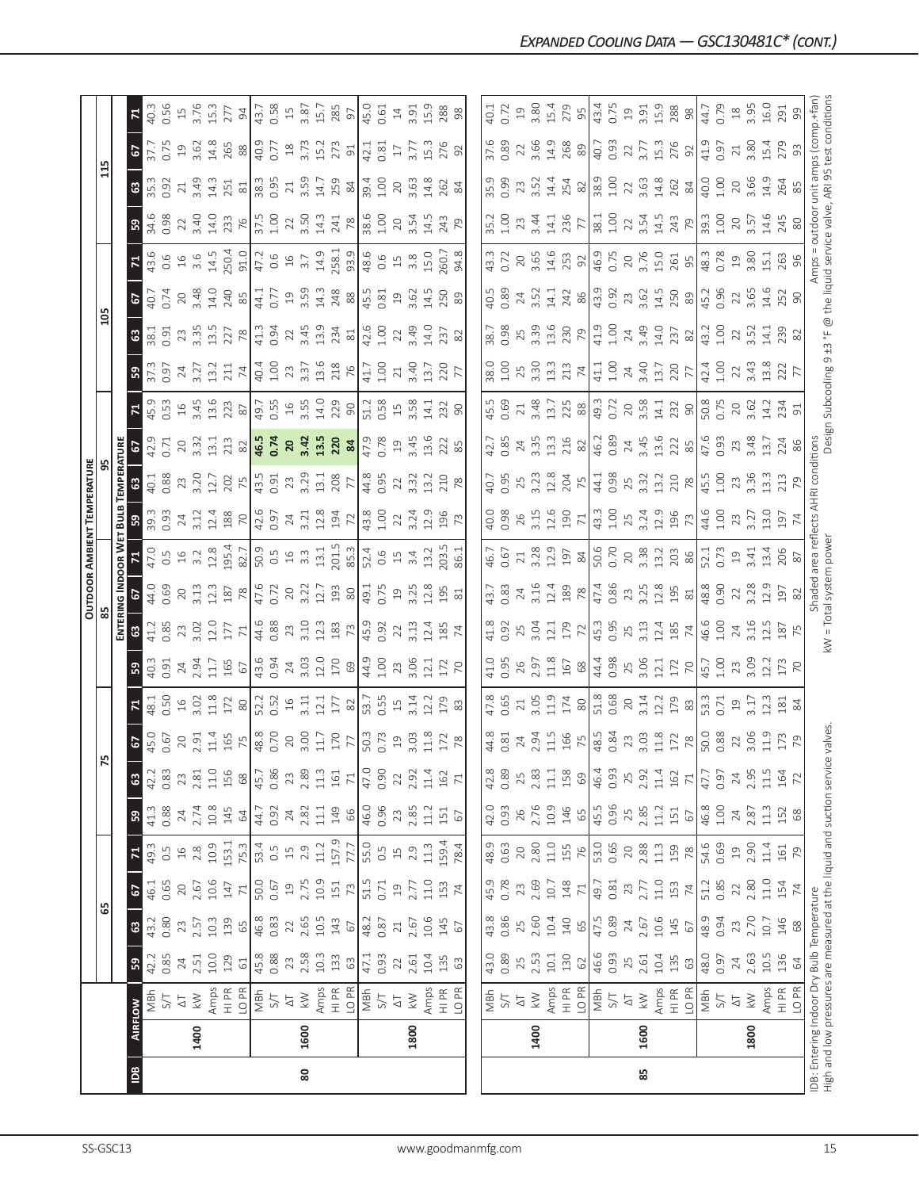## Expanded Cooling Data — GSC130481C* (cont.)

| IDB | Airflow | | Outdoor Ambient Temperature | | | | | | | | | | | | | | | |
|---|---|---|---|---|---|---|---|---|---|---|---|---|---|---|---|---|---|---|
| | | | 65 | | | | 75 | | | | 85 | | | | 95 | | | | 105 | | | | 115 | | | |
| | | | Entering Indoor Wet Bulb Temperature | | | | | | | | | | | | | | | | | | | | | | | |
| | | | 59 | 63 | 67 | 71 | 59 | 63 | 67 | 71 | 59 | 63 | 67 | 71 | 59 | 63 | 67 | 71 | 59 | 63 | 67 | 71 | 59 | 63 | 67 | 71 |
| 80 | 1400 | MBh | 42.2 | 43.2 | 46.1 | 49.3 | 41.3 | 42.2 | 45.0 | 48.1 | 40.3 | 41.2 | 44.0 | 47.0 | 39.3 | 40.1 | 42.9 | 45.9 | 37.3 | 38.1 | 40.7 | 43.6 | 34.6 | 35.3 | 37.7 | 40.3 |
| | | S/T | 0.85 | 0.80 | 0.65 | 0.5 | 0.88 | 0.83 | 0.67 | 0.50 | 0.91 | 0.85 | 0.69 | 0.5 | 0.93 | 0.88 | 0.71 | 0.53 | 0.97 | 0.91 | 0.74 | 0.6 | 0.98 | 0.92 | 0.75 | 0.56 |
| | | ΔT | 24 | 23 | 20 | 16 | 24 | 23 | 20 | 16 | 24 | 23 | 20 | 16 | 24 | 23 | 20 | 16 | 24 | 23 | 20 | 16 | 22 | 21 | 19 | 15 |
| | | kW | 2.51 | 2.57 | 2.67 | 2.8 | 2.74 | 2.81 | 2.91 | 3.02 | 2.94 | 3.02 | 3.13 | 3.2 | 3.12 | 3.20 | 3.32 | 3.45 | 3.27 | 3.35 | 3.48 | 3.6 | 3.40 | 3.49 | 3.62 | 3.76 |
| | | Amps | 10.0 | 10.3 | 10.6 | 10.9 | 10.8 | 11.0 | 11.4 | 11.8 | 11.7 | 12.0 | 12.3 | 12.8 | 12.4 | 12.7 | 13.1 | 13.6 | 13.2 | 13.5 | 14.0 | 14.5 | 14.0 | 14.3 | 14.8 | 15.3 |
| | | HI PR | 129 | 139 | 147 | 153.1 | 145 | 156 | 165 | 172 | 165 | 177 | 187 | 195.4 | 188 | 202 | 213 | 223 | 211 | 227 | 240 | 250.4 | 233 | 251 | 265 | 277 |
| | | LO PR | 61 | 65 | 71 | 75.3 | 64 | 68 | 75 | 80 | 67 | 71 | 78 | 82.7 | 70 | 75 | 82 | 87 | 74 | 78 | 85 | 91.0 | 76 | 81 | 88 | 94 |
| | 1600 | MBh | 45.8 | 46.8 | 50.0 | 53.4 | 44.7 | 45.7 | 48.8 | 52.2 | 43.6 | 44.6 | 47.6 | 50.9 | 42.6 | 43.5 | **46.5** | 49.7 | 40.4 | 41.3 | 44.1 | 47.2 | 37.5 | 38.3 | 40.9 | 43.7 |
| | | S/T | 0.88 | 0.83 | 0.67 | 0.5 | 0.92 | 0.86 | 0.70 | 0.52 | 0.94 | 0.88 | 0.72 | 0.5 | 0.97 | 0.91 | **0.74** | 0.55 | 1.00 | 0.94 | 0.77 | 0.6 | 1.00 | 0.95 | 0.77 | 0.58 |
| | | ΔT | 23 | 22 | 19 | 15 | 24 | 23 | 20 | 16 | 24 | 23 | 20 | 16 | 24 | 23 | **20** | 16 | 23 | 22 | 19 | 16 | 22 | 21 | 18 | 15 |
| | | kW | 2.58 | 2.65 | 2.75 | 2.9 | 2.82 | 2.89 | 3.00 | 3.11 | 3.03 | 3.10 | 3.22 | 3.3 | 3.21 | 3.29 | **3.42** | 3.55 | 3.37 | 3.45 | 3.59 | 3.7 | 3.50 | 3.59 | 3.73 | 3.87 |
| | | Amps | 10.3 | 10.5 | 10.9 | 11.2 | 11.1 | 11.3 | 11.7 | 12.1 | 12.0 | 12.3 | 12.7 | 13.1 | 12.8 | 13.1 | **13.5** | 14.0 | 13.6 | 13.9 | 14.3 | 14.9 | 14.3 | 14.7 | 15.2 | 15.7 |
| | | HI PR | 133 | 143 | 151 | 157.9 | 149 | 161 | 170 | 177 | 170 | 183 | 193 | 201.5 | 194 | 208 | **220** | 229 | 218 | 234 | 248 | 258.1 | 241 | 259 | 273 | 285 |
| | | LO PR | 63 | 67 | 73 | 77.7 | 66 | 71 | 77 | 82 | 69 | 73 | 80 | 85.3 | 72 | 77 | **84** | 90 | 76 | 81 | 88 | 93.9 | 78 | 84 | 91 | 97 |
| | 1800 | MBh | 47.1 | 48.2 | 51.5 | 55.0 | 46.0 | 47.0 | 50.3 | 53.7 | 44.9 | 45.9 | 49.1 | 52.4 | 43.8 | 44.8 | 47.9 | 51.2 | 41.7 | 42.6 | 45.5 | 48.6 | 38.6 | 39.4 | 42.1 | 45.0 |
| | | S/T | 0.93 | 0.87 | 0.71 | 0.5 | 0.96 | 0.90 | 0.73 | 0.55 | 1.00 | 0.92 | 0.75 | 0.6 | 1.00 | 0.95 | 0.78 | 0.58 | 1.00 | 1.00 | 0.81 | 0.6 | 1.00 | 1.00 | 0.81 | 0.61 |
| | | ΔT | 22 | 21 | 19 | 15 | 23 | 22 | 19 | 15 | 23 | 22 | 19 | 15 | 22 | 22 | 19 | 15 | 21 | 22 | 19 | 15 | 20 | 20 | 17 | 14 |
| | | kW | 2.61 | 2.67 | 2.77 | 2.9 | 2.85 | 2.92 | 3.03 | 3.14 | 3.06 | 3.13 | 3.25 | 3.4 | 3.24 | 3.32 | 3.45 | 3.58 | 3.40 | 3.49 | 3.62 | 3.8 | 3.54 | 3.63 | 3.77 | 3.91 |
| | | Amps | 10.4 | 10.6 | 11.0 | 11.3 | 11.2 | 11.4 | 11.8 | 12.2 | 12.1 | 12.4 | 12.8 | 13.2 | 12.9 | 13.2 | 13.6 | 14.1 | 13.7 | 14.0 | 14.5 | 15.0 | 14.5 | 14.8 | 15.3 | 15.9 |
| | | HI PR | 135 | 145 | 153 | 159.4 | 151 | 162 | 172 | 179 | 172 | 185 | 195 | 203.5 | 196 | 210 | 222 | 232 | 220 | 237 | 250 | 260.7 | 243 | 262 | 276 | 288 |
| | | LO PR | 63 | 67 | 74 | 78.4 | 67 | 71 | 78 | 83 | 70 | 74 | 81 | 86.1 | 73 | 78 | 85 | 90 | 77 | 82 | 89 | 94.8 | 79 | 84 | 92 | 98 |
| 85 | 1400 | MBh | 43.0 | 43.8 | 45.9 | 48.9 | 42.0 | 42.8 | 44.8 | 47.8 | 41.0 | 41.8 | 43.7 | 46.7 | 40.0 | 40.7 | 42.7 | 45.5 | 38.0 | 38.7 | 40.5 | 43.3 | 35.2 | 35.9 | 37.6 | 40.1 |
| | | S/T | 0.89 | 0.86 | 0.78 | 0.63 | 0.93 | 0.89 | 0.81 | 0.65 | 0.95 | 0.92 | 0.83 | 0.67 | 0.98 | 0.95 | 0.85 | 0.69 | 1.00 | 0.98 | 0.89 | 0.72 | 1.00 | 0.99 | 0.89 | 0.72 |
| | | ΔT | 25 | 25 | 23 | 20 | 26 | 25 | 24 | 21 | 26 | 25 | 24 | 21 | 26 | 25 | 24 | 21 | 25 | 25 | 24 | 20 | 23 | 23 | 22 | 19 |
| | | kW | 2.53 | 2.60 | 2.69 | 2.80 | 2.76 | 2.83 | 2.94 | 3.05 | 2.97 | 3.04 | 3.16 | 3.28 | 3.15 | 3.23 | 3.35 | 3.48 | 3.30 | 3.39 | 3.52 | 3.65 | 3.44 | 3.52 | 3.66 | 3.80 |
| | | Amps | 10.1 | 10.4 | 10.7 | 11.0 | 10.9 | 11.1 | 11.5 | 11.9 | 11.8 | 12.1 | 12.4 | 12.9 | 12.6 | 12.8 | 13.3 | 13.7 | 13.3 | 13.6 | 14.1 | 14.6 | 14.1 | 14.4 | 14.9 | 15.4 |
| | | HI PR | 130 | 140 | 148 | 155 | 146 | 158 | 166 | 174 | 167 | 179 | 189 | 197 | 190 | 204 | 216 | 225 | 213 | 230 | 242 | 253 | 236 | 254 | 268 | 279 |
| | | LO PR | 62 | 65 | 71 | 76 | 65 | 69 | 75 | 80 | 68 | 72 | 78 | 84 | 71 | 75 | 82 | 88 | 74 | 79 | 86 | 92 | 77 | 82 | 89 | 95 |
| | 1600 | MBh | 46.6 | 47.5 | 49.7 | 53.1 | 45.5 | 46.4 | 48.5 | 51.8 | 44.4 | 45.3 | 47.4 | 50.6 | 43.3 | 44.1 | 46.2 | 49.3 | 41.1 | 41.9 | 43.9 | 46.9 | 38.1 | 38.9 | 40.7 | 43.4 |
| | | S/T | 0.93 | 0.89 | 0.81 | 0.65 | 0.96 | 0.93 | 0.84 | 0.68 | 0.98 | 0.95 | 0.86 | 0.70 | 1.00 | 0.98 | 0.89 | 0.72 | 1.00 | 1.00 | 0.92 | 0.75 | 1.00 | 1.00 | 0.93 | 0.75 |
| | | ΔT | 25 | 24 | 23 | 20 | 25 | 25 | 23 | 20 | 25 | 25 | 23 | 20 | 25 | 25 | 24 | 20 | 24 | 24 | 23 | 20 | 22 | 22 | 22 | 19 |
| | | kW | 2.61 | 2.67 | 2.77 | 2.88 | 2.85 | 2.92 | 3.03 | 3.14 | 3.06 | 3.13 | 3.25 | 3.38 | 3.24 | 3.32 | 3.45 | 3.58 | 3.40 | 3.49 | 3.62 | 3.76 | 3.54 | 3.63 | 3.77 | 3.91 |
| | | Amps | 10.4 | 10.6 | 11.0 | 11.3 | 11.2 | 11.4 | 11.8 | 12.2 | 12.1 | 12.4 | 12.8 | 13.2 | 12.9 | 13.2 | 13.6 | 14.1 | 13.7 | 14.0 | 14.5 | 15.0 | 14.5 | 14.8 | 15.3 | 15.9 |
| | | HI PR | 135 | 145 | 153 | 159 | 151 | 162 | 172 | 179 | 172 | 185 | 195 | 203 | 196 | 210 | 222 | 232 | 220 | 237 | 250 | 261 | 243 | 262 | 276 | 288 |
| | | LO PR | 63 | 67 | 74 | 78 | 67 | 71 | 78 | 83 | 70 | 74 | 81 | 86 | 73 | 78 | 85 | 90 | 77 | 82 | 89 | 95 | 79 | 84 | 92 | 98 |
| | 1800 | MBh | 48.0 | 48.9 | 51.2 | 54.6 | 46.8 | 47.7 | 50.0 | 53.3 | 45.7 | 46.6 | 48.8 | 52.1 | 44.6 | 45.5 | 47.6 | 50.8 | 42.4 | 43.2 | 45.2 | 48.3 | 39.3 | 40.0 | 41.9 | 44.7 |
| | | S/T | 0.97 | 0.94 | 0.85 | 0.69 | 1.00 | 0.97 | 0.88 | 0.71 | 1.00 | 1.00 | 0.90 | 0.73 | 1.00 | 1.00 | 0.93 | 0.75 | 1.00 | 1.00 | 0.96 | 0.78 | 1.00 | 1.00 | 0.97 | 0.79 |
| | | ΔT | 24 | 23 | 22 | 19 | 24 | 24 | 22 | 19 | 23 | 24 | 22 | 19 | 23 | 23 | 23 | 20 | 22 | 22 | 22 | 19 | 20 | 20 | 21 | 18 |
| | | kW | 2.63 | 2.70 | 2.80 | 2.90 | 2.87 | 2.95 | 3.06 | 3.17 | 3.09 | 3.16 | 3.28 | 3.41 | 3.27 | 3.36 | 3.48 | 3.62 | 3.43 | 3.52 | 3.65 | 3.80 | 3.57 | 3.66 | 3.80 | 3.95 |
| | | Amps | 10.5 | 10.7 | 11.0 | 11.4 | 11.3 | 11.5 | 11.9 | 12.3 | 12.2 | 12.5 | 12.9 | 13.4 | 13.0 | 13.3 | 13.7 | 14.2 | 13.8 | 14.1 | 14.6 | 15.1 | 14.6 | 14.9 | 15.4 | 16.0 |
| | | HI PR | 136 | 146 | 154 | 161 | 152 | 164 | 173 | 181 | 173 | 187 | 197 | 206 | 197 | 213 | 224 | 234 | 222 | 239 | 252 | 263 | 245 | 264 | 279 | 291 |
| | | LO PR | 64 | 68 | 74 | 79 | 68 | 72 | 79 | 84 | 70 | 75 | 82 | 87 | 74 | 79 | 86 | 91 | 77 | 82 | 90 | 96 | 80 | 85 | 93 | 99 |

IDB: Entering Indoor Dry Bulb Temperature
High and low pressures are measured at the liquid and suction service valves.

Shaded area reflects AHRI conditions
KW = Total system power

Amps = outdoor unit amps (comp.+fan)
Design Subcooling 9 ±3 °F @ the liquid service valve, ARI 95 test conditions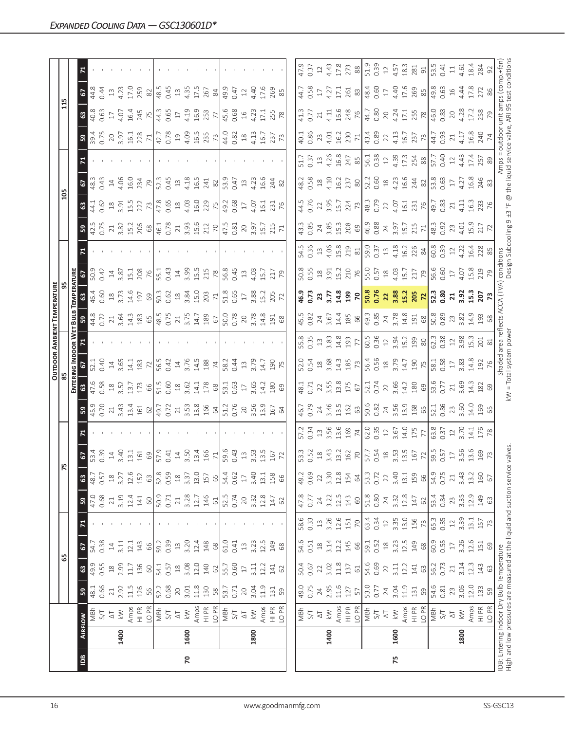## Expanded Cooling Data — GSC130601D*

| IDB | Airflow | | 65 | | | | 75 | | | | 85 | | | | 95 | | | | 105 | | | | 115 | | | |
|---|---|---|---|---|---|---|---|---|---|---|---|---|---|---|---|---|---|---|---|---|---|---|---|---|---|---|
| | | | 59 | 63 | 67 | 71 | 59 | 63 | 67 | 71 | 59 | 63 | 67 | 71 | 59 | 63 | 67 | 71 | 59 | 63 | 67 | 71 | 59 | 63 | 67 | 71 |
| 70 | 1400 | MBh | 48.1 | 49.9 | 54.7 | - | 47.0 | 48.7 | 53.4 | - | 45.9 | 47.6 | 52.1 | - | 44.8 | 46.4 | 50.9 | - | 42.5 | 44.1 | 48.3 | - | 39.4 | 40.8 | 44.8 | - |
| | | S/T | 0.66 | 0.55 | 0.38 | - | 0.68 | 0.57 | 0.39 | - | 0.70 | 0.58 | 0.40 | - | 0.72 | 0.60 | 0.42 | - | 0.75 | 0.62 | 0.43 | - | 0.75 | 0.63 | 0.44 | - |
| | | ΔT | 21 | 18 | 14 | - | 21 | 18 | 14 | - | 21 | 18 | 14 | - | 21 | 18 | 14 | - | 21 | 18 | 14 | - | 20 | 17 | 13 | - |
| | | kW | 2.92 | 2.99 | 3.11 | - | 3.19 | 3.27 | 3.40 | - | 3.43 | 3.52 | 3.65 | - | 3.64 | 3.73 | 3.87 | - | 3.82 | 3.91 | 4.06 | - | 3.97 | 4.07 | 4.23 | - |
| | | Amps | 11.5 | 11.7 | 12.1 | - | 12.4 | 12.6 | 13.1 | - | 13.4 | 13.7 | 14.1 | - | 14.3 | 14.6 | 15.1 | - | 15.2 | 15.5 | 16.0 | - | 16.1 | 16.4 | 17.0 | - |
| | | HI PR | 126 | 136 | 143 | - | 141 | 152 | 161 | - | 161 | 173 | 183 | - | 183 | 197 | 208 | - | 206 | 222 | 234 | - | 228 | 245 | 259 | - |
| | | LO PR | 56 | 60 | 66 | - | 60 | 63 | 69 | - | 62 | 66 | 72 | - | 65 | 69 | 76 | - | 68 | 73 | 79 | - | 71 | 75 | 82 | - |
| | 1600 | MBh | 52.2 | 54.1 | 59.2 | - | 50.9 | 52.8 | 57.9 | - | 49.7 | 51.5 | 56.5 | - | 48.5 | 50.3 | 55.1 | - | 46.1 | 47.8 | 52.3 | - | 42.7 | 44.3 | 48.5 | - |
| | | S/T | 0.68 | 0.57 | 0.39 | - | 0.71 | 0.59 | 0.41 | - | 0.72 | 0.60 | 0.42 | - | 0.75 | 0.62 | 0.43 | - | 0.78 | 0.65 | 0.45 | - | 0.78 | 0.65 | 0.45 | - |
| | | ΔT | 20 | 18 | 13 | - | 21 | 18 | 14 | - | 21 | 18 | 14 | - | 21 | 18 | 14 | - | 21 | 18 | 13 | - | 19 | 17 | 13 | - |
| | | kW | 3.01 | 3.08 | 3.20 | - | 3.28 | 3.37 | 3.50 | - | 3.53 | 3.62 | 3.76 | - | 3.75 | 3.84 | 3.99 | - | 3.93 | 4.03 | 4.18 | - | 4.09 | 4.19 | 4.35 | - |
| | | Amps | 11.8 | 12.0 | 12.4 | - | 12.7 | 13.0 | 13.4 | - | 13.8 | 14.1 | 14.5 | - | 14.7 | 15.0 | 15.5 | - | 15.6 | 16.0 | 16.5 | - | 16.5 | 16.9 | 17.5 | - |
| | | HI PR | 130 | 140 | 148 | - | 146 | 157 | 166 | - | 166 | 178 | 188 | - | 189 | 203 | 215 | - | 212 | 229 | 241 | - | 235 | 253 | 267 | - |
| | | LO PR | 58 | 62 | 68 | - | 61 | 65 | 71 | - | 64 | 68 | 74 | - | 67 | 71 | 78 | - | 70 | 75 | 82 | - | 73 | 77 | 84 | - |
| | 1800 | MBh | 53.7 | 55.7 | 61.0 | - | 52.5 | 54.4 | 59.6 | - | 51.2 | 53.1 | 58.2 | - | 50.0 | 51.8 | 56.8 | - | 47.5 | 49.2 | 53.9 | - | 44.0 | 45.6 | 49.9 | - |
| | | S/T | 0.71 | 0.60 | 0.41 | - | 0.74 | 0.62 | 0.43 | - | 0.76 | 0.63 | 0.44 | - | 0.78 | 0.65 | 0.45 | - | 0.81 | 0.68 | 0.47 | - | 0.82 | 0.68 | 0.47 | - |
| | | ΔT | 20 | 17 | 13 | - | 20 | 17 | 13 | - | 20 | 17 | 13 | - | 20 | 17 | 13 | - | 20 | 17 | 13 | - | 18 | 16 | 12 | - |
| | | kW | 3.04 | 3.11 | 3.23 | - | 3.32 | 3.40 | 3.53 | - | 3.56 | 3.65 | 3.79 | - | 3.78 | 3.88 | 4.03 | - | 3.97 | 4.07 | 4.23 | - | 4.13 | 4.23 | 4.40 | - |
| | | Amps | 11.9 | 12.2 | 12.5 | - | 12.8 | 13.1 | 13.5 | - | 13.9 | 14.2 | 14.7 | - | 14.8 | 15.2 | 15.7 | - | 15.7 | 16.1 | 16.6 | - | 16.7 | 17.1 | 17.6 | - |
| | | HI PR | 131 | 141 | 149 | - | 147 | 158 | 167 | - | 167 | 180 | 190 | - | 191 | 205 | 217 | - | 215 | 231 | 244 | - | 237 | 255 | 269 | - |
| | | LO PR | 59 | 62 | 68 | - | 62 | 66 | 72 | - | 64 | 69 | 75 | - | 68 | 72 | 79 | - | 71 | 76 | 82 | - | 73 | 78 | 85 | - |
| 75 | 1400 | MBh | 49.0 | 50.4 | 54.6 | 58.6 | 47.8 | 49.2 | 53.3 | 57.2 | 46.7 | 48.1 | 52.0 | 55.8 | 45.5 | **46.9** | 50.8 | 54.5 | 43.3 | 44.5 | 48.2 | 51.7 | 40.1 | 41.3 | 44.7 | 47.9 |
| | | S/T | 0.75 | 0.67 | 0.51 | 0.33 | 0.77 | 0.69 | 0.52 | 0.34 | 0.79 | 0.71 | 0.54 | 0.35 | 0.82 | **0.73** | 0.55 | 0.36 | 0.85 | 0.76 | 0.58 | 0.37 | 0.86 | 0.77 | 0.58 | 0.37 |
| | | ΔT | 24 | 22 | 18 | 13 | 24 | 22 | 18 | 13 | 24 | 22 | 18 | 13 | 24 | **23** | 18 | 13 | 24 | 22 | 18 | 13 | 23 | 21 | 17 | 12 |
| | | kW | 2.95 | 3.02 | 3.14 | 3.26 | 3.22 | 3.30 | 3.43 | 3.56 | 3.46 | 3.55 | 3.68 | 3.83 | 3.67 | **3.77** | 3.91 | 4.06 | 3.85 | 3.95 | 4.10 | 4.26 | 4.01 | 4.11 | 4.27 | 4.43 |
| | | Amps | 11.6 | 11.8 | 12.2 | 12.6 | 12.5 | 12.8 | 13.2 | 13.6 | 13.5 | 13.8 | 14.3 | 14.8 | 14.4 | **14.8** | 15.2 | 15.8 | 15.3 | 15.7 | 16.2 | 16.8 | 16.2 | 16.6 | 17.1 | 17.8 |
| | | HI PR | 127 | 137 | 145 | 151 | 143 | 154 | 162 | 169 | 162 | 175 | 185 | 193 | 185 | **199** | 210 | 219 | 208 | 224 | 237 | 247 | 230 | 248 | 261 | 273 |
| | | LO PR | 57 | 61 | 66 | 70 | 60 | 64 | 70 | 74 | 63 | 67 | 73 | 77 | 66 | **70** | 76 | 81 | 69 | 73 | 80 | 85 | 71 | 76 | 83 | 88 |
| | 1600 | MBh | 53.0 | 54.6 | 59.1 | 63.4 | 51.8 | 53.3 | 57.7 | 62.0 | 50.6 | 52.1 | 56.4 | 60.5 | 49.3 | **50.8** | 55.0 | 59.0 | 46.9 | 48.3 | 52.2 | 56.1 | 43.4 | 44.7 | 48.4 | 51.9 |
| | | S/T | 0.77 | 0.69 | 0.52 | 0.34 | 0.80 | 0.72 | 0.54 | 0.35 | 0.82 | 0.74 | 0.56 | 0.36 | 0.85 | **0.76** | 0.57 | 0.37 | 0.88 | 0.79 | 0.60 | 0.38 | 0.89 | 0.80 | 0.60 | 0.39 |
| | | ΔT | 24 | 22 | 18 | 12 | 24 | 22 | 18 | 12 | 24 | 22 | 18 | 12 | 24 | **22** | 18 | 13 | 24 | 22 | 18 | 12 | 22 | 20 | 17 | 12 |
| | | kW | 3.04 | 3.11 | 3.23 | 3.35 | 3.32 | 3.40 | 3.53 | 3.67 | 3.56 | 3.66 | 3.79 | 3.94 | 3.78 | **3.88** | 4.03 | 4.18 | 3.97 | 4.07 | 4.23 | 4.39 | 4.13 | 4.24 | 4.40 | 4.57 |
| | | Amps | 11.9 | 12.2 | 12.5 | 13.0 | 12.8 | 13.1 | 13.5 | 14.0 | 13.9 | 14.2 | 14.7 | 15.2 | 14.8 | **15.2** | 15.7 | 16.2 | 15.7 | 16.1 | 16.6 | 17.3 | 16.7 | 17.1 | 17.6 | 18.3 |
| | | HI PR | 131 | 141 | 149 | 156 | 147 | 159 | 167 | 175 | 168 | 180 | 190 | 199 | 191 | **205** | 217 | 226 | 215 | 231 | 244 | 254 | 237 | 255 | 269 | 281 |
| | | LO PR | 59 | 63 | 68 | 73 | 62 | 66 | 72 | 77 | 65 | 69 | 75 | 80 | 68 | **72** | 79 | 84 | 71 | 76 | 82 | 88 | 73 | 78 | 85 | 91 |
| | 1800 | MBh | 54.6 | 56.2 | 60.9 | 65.3 | 53.4 | 54.9 | 59.5 | 63.8 | 52.1 | 53.6 | 58.1 | 62.3 | 50.8 | **52.3** | 56.6 | 60.8 | 48.3 | 49.7 | 53.8 | 57.7 | 44.7 | 46.0 | 49.8 | 53.5 |
| | | S/T | 0.81 | 0.73 | 0.55 | 0.35 | 0.84 | 0.75 | 0.57 | 0.37 | 0.86 | 0.77 | 0.58 | 0.38 | 0.89 | **0.80** | 0.60 | 0.39 | 0.92 | 0.83 | 0.63 | 0.40 | 0.93 | 0.83 | 0.63 | 0.41 |
| | | ΔT | 23 | 21 | 17 | 12 | 23 | 21 | 17 | 12 | 23 | 21 | 17 | 12 | 23 | **21** | 17 | 12 | 23 | 21 | 17 | 12 | 21 | 20 | 16 | 11 |
| | | kW | 3.06 | 3.14 | 3.26 | 3.39 | 3.35 | 3.43 | 3.56 | 3.70 | 3.60 | 3.69 | 3.83 | 3.98 | 3.82 | **3.92** | 4.07 | 4.22 | 4.01 | 4.11 | 4.27 | 4.43 | 4.17 | 4.28 | 4.44 | 4.61 |
| | | Amps | 12.0 | 12.3 | 12.6 | 13.1 | 12.9 | 13.2 | 13.6 | 14.1 | 14.0 | 14.3 | 14.8 | 15.3 | 14.9 | **15.3** | 15.8 | 16.4 | 15.9 | 16.3 | 16.8 | 17.4 | 16.8 | 17.2 | 17.8 | 18.4 |
| | | HI PR | 133 | 143 | 151 | 157 | 149 | 160 | 169 | 176 | 169 | 182 | 192 | 201 | 193 | **207** | 219 | 228 | 217 | 233 | 246 | 257 | 240 | 258 | 272 | 284 |
| | | LO PR | 59 | 63 | 69 | 73 | 63 | 67 | 73 | 78 | 65 | 69 | 76 | 81 | 68 | **73** | 79 | 85 | 72 | 76 | 83 | 89 | 74 | 79 | 86 | 92 |

Column groups 65–115 = Outdoor Ambient Temperature; 59–71 = Entering Indoor Wet Bulb Temperature.

IDB: Entering Indoor Dry Bulb Temperature
High and low pressures are measured at the liquid and suction service valves.

Shaded area reflects ACCA (TVA) conditions
kW = Total system power

Amps = outdoor unit amps (comp.+fan)
Design Subcooling 9 ±3 °F @ the liquid service valve, ARI 95 test conditions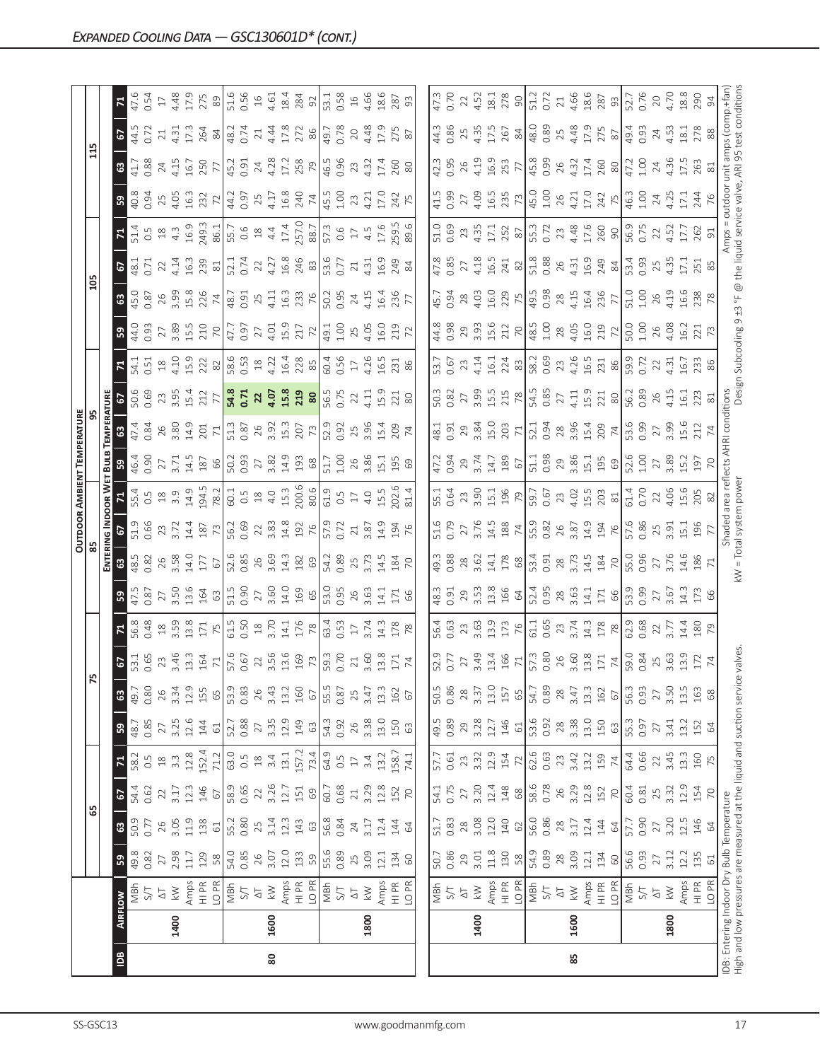# Expanded Cooling Data — GSC130601D* (cont.)

| IDB | Airflow | | 65 | | | | 75 | | | | 85 | | | | 95 | | | | 105 | | | | 115 | | | |
|---|---|---|---|---|---|---|---|---|---|---|---|---|---|---|---|---|---|---|---|---|---|---|---|---|---|---|
| | | | **Entering Indoor Wet Bulb Temperature** | | | | | | | | | | | | | | | | | | | | | | | |
| | | | 59 | 63 | 67 | 71 | 59 | 63 | 67 | 71 | 59 | 63 | 67 | 71 | 59 | 63 | 67 | 71 | 59 | 63 | 67 | 71 | 59 | 63 | 67 | 71 |
| 80 | 1400 | MBh | 49.8 | 50.9 | 54.4 | 58.2 | 48.7 | 49.7 | 53.1 | 56.8 | 47.5 | 48.5 | 51.9 | 55.4 | 46.4 | 47.4 | 50.6 | 54.1 | 44.0 | 45.0 | 48.1 | 51.4 | 40.8 | 41.7 | 44.5 | 47.6 |
| | | S/T | 0.82 | 0.77 | 0.62 | 0.5 | 0.85 | 0.80 | 0.65 | 0.48 | 0.87 | 0.82 | 0.66 | 0.5 | 0.90 | 0.84 | 0.69 | 0.51 | 0.93 | 0.87 | 0.71 | 0.5 | 0.94 | 0.88 | 0.72 | 0.54 |
| | | ΔT | 27 | 26 | 22 | 18 | 27 | 26 | 23 | 18 | 27 | 26 | 23 | 18 | 27 | 26 | 23 | 18 | 27 | 26 | 22 | 18 | 25 | 24 | 21 | 17 |
| | | kW | 2.98 | 3.05 | 3.17 | 3.3 | 3.25 | 3.34 | 3.46 | 3.59 | 3.50 | 3.58 | 3.72 | 3.9 | 3.71 | 3.80 | 3.95 | 4.10 | 3.89 | 3.99 | 4.14 | 4.3 | 4.05 | 4.15 | 4.31 | 4.48 |
| | | Amps | 11.7 | 11.9 | 12.3 | 12.8 | 12.6 | 12.9 | 13.3 | 13.8 | 13.6 | 14.0 | 14.4 | 14.9 | 14.5 | 14.9 | 15.4 | 15.9 | 15.5 | 15.8 | 16.3 | 16.9 | 16.3 | 16.7 | 17.3 | 17.9 |
| | | HI PR | 129 | 138 | 146 | 152.4 | 144 | 155 | 164 | 171 | 164 | 177 | 187 | 194.5 | 187 | 201 | 212 | 222 | 210 | 226 | 239 | 249.3 | 232 | 250 | 264 | 275 |
| | | LO PR | 58 | 61 | 67 | 71.2 | 61 | 65 | 71 | 75 | 63 | 67 | 73 | 78.2 | 66 | 71 | 77 | 82 | 70 | 74 | 81 | 86.1 | 72 | 77 | 84 | 89 |
| | 1600 | MBh | 54.0 | 55.2 | 58.9 | 63.0 | 52.7 | 53.9 | 57.6 | 61.5 | 51.5 | 52.6 | 56.2 | 60.1 | 50.2 | 51.3 | **54.8** | 58.6 | 47.7 | 48.7 | 52.1 | 55.7 | 44.2 | 45.2 | 48.2 | 51.6 |
| | | S/T | 0.85 | 0.80 | 0.65 | 0.5 | 0.88 | 0.83 | 0.67 | 0.50 | 0.90 | 0.85 | 0.69 | 0.5 | 0.93 | 0.87 | **0.71** | 0.53 | 0.97 | 0.91 | 0.74 | 0.6 | 0.97 | 0.91 | 0.74 | 0.56 |
| | | ΔT | 26 | 25 | 22 | 18 | 27 | 26 | 22 | 18 | 27 | 26 | 22 | 18 | 27 | 26 | **22** | 18 | 27 | 25 | 22 | 18 | 25 | 24 | 21 | 16 |
| | | kW | 3.07 | 3.14 | 3.26 | 3.4 | 3.35 | 3.43 | 3.56 | 3.70 | 3.60 | 3.69 | 3.83 | 4.0 | 3.82 | 3.92 | **4.07** | 4.22 | 4.01 | 4.11 | 4.27 | 4.4 | 4.17 | 4.28 | 4.44 | 4.61 |
| | | Amps | 12.0 | 12.3 | 12.7 | 13.1 | 12.9 | 13.2 | 13.6 | 14.1 | 14.0 | 14.3 | 14.8 | 15.3 | 14.9 | 15.3 | **15.8** | 16.4 | 15.9 | 16.3 | 16.8 | 17.4 | 16.8 | 17.2 | 17.8 | 18.4 |
| | | HI PR | 133 | 143 | 151 | 157.2 | 149 | 160 | 169 | 176 | 169 | 182 | 192 | 200.6 | 193 | 207 | **219** | 228 | 217 | 233 | 246 | 257.0 | 240 | 258 | 272 | 284 |
| | | LO PR | 59 | 63 | 69 | 73.4 | 63 | 67 | 73 | 78 | 65 | 69 | 76 | 80.6 | 68 | 73 | **80** | 85 | 72 | 76 | 83 | 88.7 | 74 | 79 | 86 | 92 |
| | 1800 | MBh | 55.6 | 56.8 | 60.7 | 64.9 | 54.3 | 55.5 | 59.3 | 63.4 | 53.0 | 54.2 | 57.9 | 61.9 | 51.7 | 52.9 | 56.5 | 60.4 | 49.1 | 50.2 | 53.6 | 57.3 | 45.5 | 46.5 | 49.7 | 53.1 |
| | | S/T | 0.89 | 0.84 | 0.68 | 0.5 | 0.92 | 0.87 | 0.70 | 0.53 | 0.95 | 0.89 | 0.72 | 0.5 | 1.00 | 0.92 | 0.75 | 0.56 | 1.00 | 0.95 | 0.77 | 0.6 | 1.00 | 0.96 | 0.78 | 0.58 |
| | | ΔT | 25 | 24 | 21 | 17 | 26 | 25 | 21 | 17 | 26 | 25 | 21 | 17 | 26 | 25 | 22 | 17 | 25 | 24 | 21 | 17 | 23 | 23 | 20 | 16 |
| | | kW | 3.09 | 3.17 | 3.29 | 3.4 | 3.38 | 3.47 | 3.60 | 3.74 | 3.63 | 3.73 | 3.87 | 4.0 | 3.86 | 3.96 | 4.11 | 4.26 | 4.05 | 4.15 | 4.31 | 4.5 | 4.21 | 4.32 | 4.48 | 4.66 |
| | | Amps | 12.1 | 12.4 | 12.8 | 13.2 | 13.0 | 13.3 | 13.8 | 14.3 | 14.1 | 14.5 | 14.9 | 15.5 | 15.1 | 15.4 | 15.9 | 16.5 | 16.0 | 16.4 | 16.9 | 17.6 | 17.0 | 17.4 | 17.9 | 18.6 |
| | | HI PR | 134 | 144 | 152 | 158.7 | 150 | 162 | 171 | 178 | 171 | 184 | 194 | 202.6 | 195 | 209 | 221 | 231 | 219 | 236 | 249 | 259.5 | 242 | 260 | 275 | 287 |
| | | LO PR | 60 | 64 | 70 | 74.1 | 63 | 67 | 74 | 78 | 66 | 70 | 76 | 81.4 | 69 | 74 | 80 | 86 | 72 | 77 | 84 | 89.6 | 75 | 80 | 87 | 93 |
| 85 | 1400 | MBh | 50.7 | 51.7 | 54.1 | 57.7 | 49.5 | 50.5 | 52.9 | 56.4 | 48.3 | 49.3 | 51.6 | 55.1 | 47.2 | 48.1 | 50.3 | 53.7 | 44.8 | 45.7 | 47.8 | 51.0 | 41.5 | 42.3 | 44.3 | 47.3 |
| | | S/T | 0.86 | 0.83 | 0.75 | 0.61 | 0.89 | 0.86 | 0.77 | 0.63 | 0.91 | 0.88 | 0.79 | 0.64 | 0.94 | 0.91 | 0.82 | 0.67 | 0.98 | 0.94 | 0.85 | 0.69 | 0.99 | 0.95 | 0.86 | 0.70 |
| | | ΔT | 29 | 28 | 27 | 23 | 29 | 28 | 27 | 23 | 29 | 28 | 27 | 23 | 29 | 29 | 27 | 23 | 29 | 28 | 27 | 23 | 27 | 26 | 25 | 22 |
| | | kW | 3.01 | 3.08 | 3.20 | 3.32 | 3.28 | 3.37 | 3.49 | 3.63 | 3.53 | 3.62 | 3.76 | 3.90 | 3.74 | 3.84 | 3.99 | 4.14 | 3.93 | 4.03 | 4.18 | 4.35 | 4.09 | 4.19 | 4.35 | 4.52 |
| | | Amps | 11.8 | 12.0 | 12.4 | 12.9 | 12.7 | 13.0 | 13.4 | 13.9 | 13.8 | 14.1 | 14.5 | 15.1 | 14.7 | 15.0 | 15.5 | 16.1 | 15.6 | 16.0 | 16.5 | 17.1 | 16.5 | 16.9 | 17.5 | 18.1 |
| | | HI PR | 130 | 140 | 148 | 154 | 146 | 157 | 166 | 173 | 166 | 178 | 188 | 196 | 189 | 203 | 215 | 224 | 212 | 229 | 241 | 252 | 235 | 253 | 267 | 278 |
| | | LO PR | 58 | 62 | 68 | 72 | 61 | 65 | 71 | 76 | 64 | 68 | 74 | 79 | 67 | 71 | 78 | 83 | 70 | 75 | 82 | 87 | 73 | 77 | 84 | 90 |
| | 1600 | MBh | 54.9 | 56.0 | 58.6 | 62.6 | 53.6 | 54.7 | 57.3 | 61.1 | 52.4 | 53.4 | 55.9 | 59.7 | 51.1 | 52.1 | 54.5 | 58.2 | 48.5 | 49.5 | 51.8 | 55.3 | 45.0 | 45.8 | 48.0 | 51.2 |
| | | S/T | 0.89 | 0.86 | 0.78 | 0.63 | 0.92 | 0.89 | 0.80 | 0.65 | 0.95 | 0.91 | 0.82 | 0.67 | 0.98 | 0.94 | 0.85 | 0.69 | 1.00 | 0.98 | 0.88 | 0.72 | 1.00 | 0.99 | 0.89 | 0.72 |
| | | ΔT | 28 | 28 | 26 | 23 | 28 | 28 | 26 | 23 | 28 | 28 | 26 | 23 | 29 | 28 | 27 | 23 | 28 | 28 | 26 | 23 | 26 | 26 | 25 | 21 |
| | | kW | 3.09 | 3.17 | 3.29 | 3.42 | 3.38 | 3.47 | 3.60 | 3.74 | 3.63 | 3.73 | 3.87 | 4.02 | 3.86 | 3.96 | 4.11 | 4.26 | 4.05 | 4.15 | 4.31 | 4.48 | 4.21 | 4.32 | 4.48 | 4.66 |
| | | Amps | 12.1 | 12.4 | 12.8 | 13.2 | 13.0 | 13.3 | 13.8 | 14.3 | 14.1 | 14.5 | 14.9 | 15.5 | 15.1 | 15.4 | 15.9 | 16.5 | 16.0 | 16.4 | 16.9 | 17.6 | 17.0 | 17.4 | 17.9 | 18.6 |
| | | HI PR | 134 | 144 | 152 | 159 | 150 | 162 | 171 | 178 | 171 | 184 | 194 | 203 | 195 | 209 | 221 | 231 | 219 | 236 | 249 | 260 | 242 | 260 | 275 | 287 |
| | | LO PR | 60 | 64 | 70 | 74 | 63 | 67 | 74 | 78 | 66 | 70 | 76 | 81 | 69 | 74 | 80 | 86 | 72 | 77 | 84 | 90 | 75 | 80 | 87 | 93 |
| | 1800 | MBh | 56.6 | 57.7 | 60.4 | 64.4 | 55.3 | 56.3 | 59.0 | 62.9 | 53.9 | 55.0 | 57.6 | 61.4 | 52.6 | 53.6 | 56.2 | 59.9 | 50.0 | 51.0 | 53.4 | 56.9 | 46.3 | 47.2 | 49.4 | 52.7 |
| | | S/T | 0.93 | 0.90 | 0.81 | 0.66 | 0.97 | 0.93 | 0.84 | 0.68 | 0.99 | 0.96 | 0.86 | 0.70 | 1.00 | 0.99 | 0.89 | 0.72 | 1.00 | 1.00 | 0.93 | 0.75 | 1.00 | 1.00 | 0.93 | 0.76 |
| | | ΔT | 27 | 27 | 25 | 22 | 27 | 27 | 25 | 22 | 27 | 27 | 25 | 22 | 27 | 27 | 26 | 22 | 26 | 26 | 25 | 22 | 24 | 24 | 24 | 20 |
| | | kW | 3.12 | 3.20 | 3.32 | 3.45 | 3.41 | 3.50 | 3.63 | 3.77 | 3.67 | 3.76 | 3.91 | 4.06 | 3.89 | 3.99 | 4.15 | 4.31 | 4.08 | 4.19 | 4.35 | 4.52 | 4.25 | 4.36 | 4.53 | 4.70 |
| | | Amps | 12.2 | 12.5 | 12.9 | 13.3 | 13.2 | 13.5 | 13.9 | 14.4 | 14.3 | 14.6 | 15.1 | 15.6 | 15.2 | 15.6 | 16.1 | 16.7 | 16.2 | 16.6 | 17.1 | 17.7 | 17.1 | 17.5 | 18.1 | 18.8 |
| | | HI PR | 135 | 146 | 154 | 160 | 152 | 163 | 172 | 180 | 173 | 186 | 196 | 205 | 197 | 212 | 223 | 233 | 221 | 238 | 251 | 262 | 244 | 263 | 278 | 290 |
| | | LO PR | 61 | 64 | 70 | 75 | 64 | 68 | 74 | 79 | 66 | 71 | 77 | 82 | 70 | 74 | 81 | 86 | 73 | 78 | 85 | 91 | 76 | 81 | 88 | 94 |

IDB: Entering Indoor Dry Bulb Temperature
High and low pressures are measured at the liquid and suction service valves.

Shaded area reflects AHRI conditions
kW = Total system power

Amps = outdoor unit amps (comp.+fan)
Design Subcooling 9 ±3 °F @ the liquid service valve, ARI 95 test conditions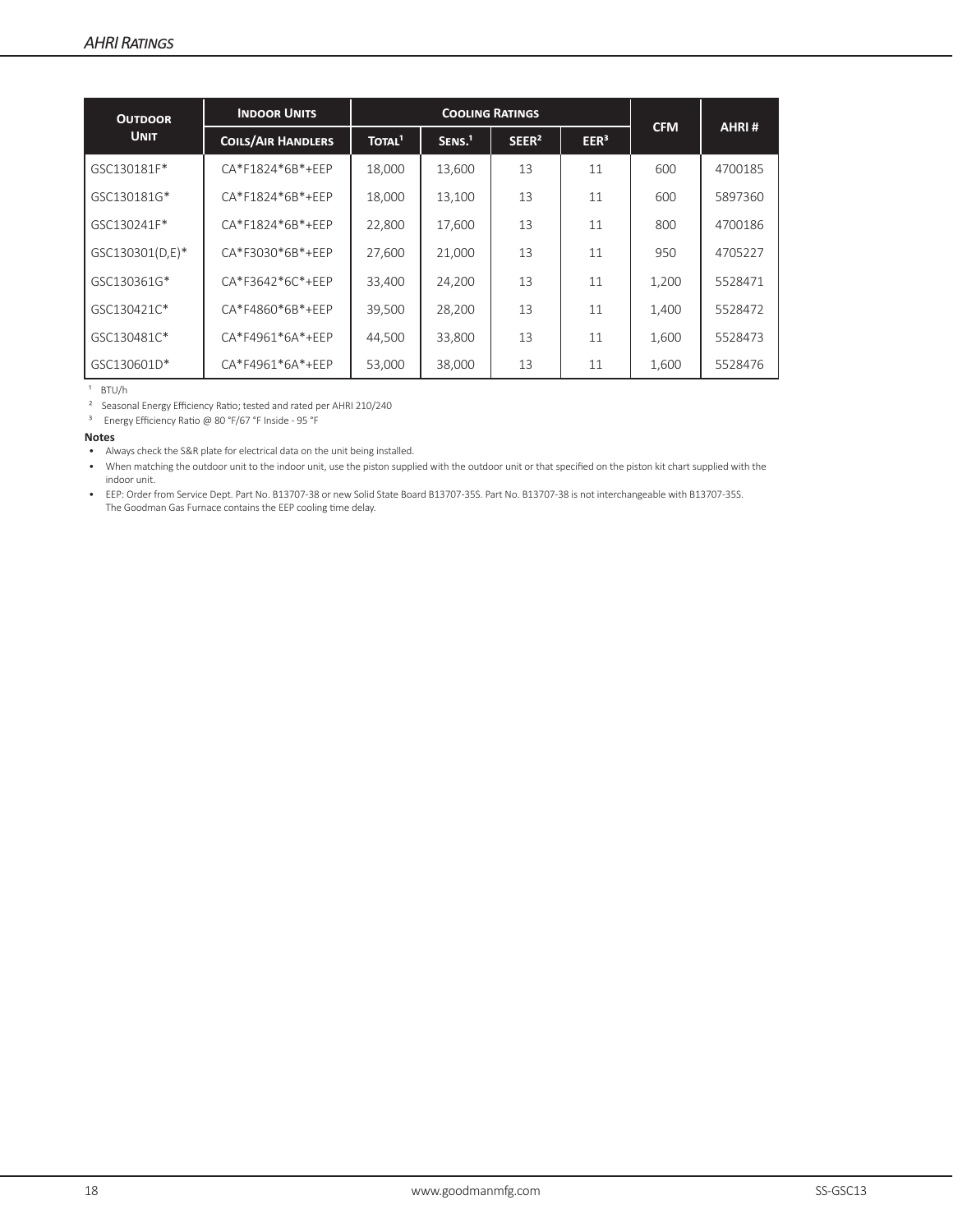## AHRI Ratings

| Outdoor Unit | Indoor Units | Cooling Ratings | | | | CFM | AHRI # |
|---|---|---|---|---|---|---|---|
| | Coils/Air Handlers | Total[1] | Sens.[1] | SEER[2] | EER[3] | | |
| GSC130181F* | CA*F1824*6B*+EEP | 18,000 | 13,600 | 13 | 11 | 600 | 4700185 |
| GSC130181G* | CA*F1824*6B*+EEP | 18,000 | 13,100 | 13 | 11 | 600 | 5897360 |
| GSC130241F* | CA*F1824*6B*+EEP | 22,800 | 17,600 | 13 | 11 | 800 | 4700186 |
| GSC130301(D,E)* | CA*F3030*6B*+EEP | 27,600 | 21,000 | 13 | 11 | 950 | 4705227 |
| GSC130361G* | CA*F3642*6C*+EEP | 33,400 | 24,200 | 13 | 11 | 1,200 | 5528471 |
| GSC130421C* | CA*F4860*6B*+EEP | 39,500 | 28,200 | 13 | 11 | 1,400 | 5528472 |
| GSC130481C* | CA*F4961*6A*+EEP | 44,500 | 33,800 | 13 | 11 | 1,600 | 5528473 |
| GSC130601D* | CA*F4961*6A*+EEP | 53,000 | 38,000 | 13 | 11 | 1,600 | 5528476 |

[1] BTU/h

[2] Seasonal Energy Efficiency Ratio; tested and rated per AHRI 210/240

[3] Energy Efficiency Ratio @ 80 °F/67 °F Inside - 95 °F

**Notes**

- Always check the S&R plate for electrical data on the unit being installed.
- When matching the outdoor unit to the indoor unit, use the piston supplied with the outdoor unit or that specified on the piston kit chart supplied with the indoor unit.
- EEP: Order from Service Dept. Part No. B13707-38 or new Solid State Board B13707-35S. Part No. B13707-38 is not interchangeable with B13707-35S. The Goodman Gas Furnace contains the EEP cooling time delay.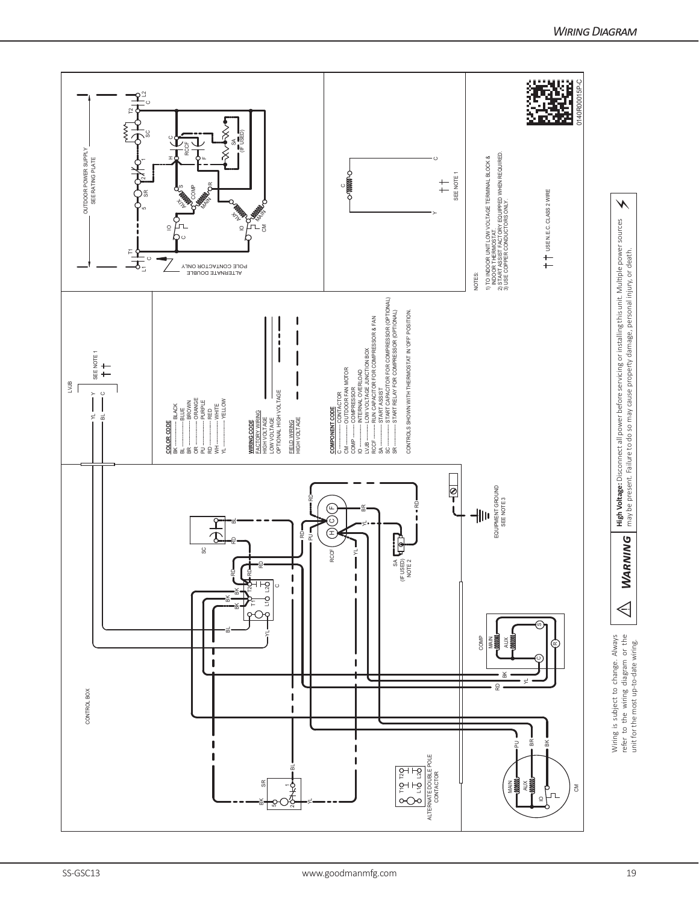## Wiring Diagram

OUTDOOR POWER SUPPLY
SEE RATING PLATE

ALTERNATE DOUBLE POLE CONTACTOR ONLY

SA (IF USED)

SEE NOTE 1

NOTES:

1) TO INDOOR UNIT LOW VOLTAGE TERMINAL BLOCK & INDOOR THERMOSTAT.
2) START ASSIST FACTORY EQUIPPED WHEN REQUIRED.
3) USE COPPER CONDUCTORS ONLY.

USE N.E.C. CLASS 2 WIRE

0140R00015P-C

LVJB

SEE NOTE 1

**COLOR CODE**

- BK ............ BLACK
- BL ............ BLUE
- BR ............ BROWN
- OR ............ ORANGE
- PU ............ PURPLE
- RD ............ RED
- WH ............ WHITE
- YL ............ YELLOW

**WIRING CODE**

FACTORY WIRING
- HIGH VOLTAGE
- LOW VOLTAGE
- OPTIONAL HIGH VOLTAGE

FIELD WIRING
- HIGH VOLTAGE

**COMPONENT CODE**

- C ............ CONTACTOR
- CM ............ OUTDOOR FAN MOTOR
- COMP ............ COMPRESSOR
- IO ............ INTERNAL OVERLOAD
- LVJB ............ LOW VOLTAGE JUNCTION BOX
- RCCF ............ RUN CAPACITOR FOR COMPRESSOR & FAN
- SA ............ START ASSIST
- SC ............ START CAPACITOR FOR COMPRESSOR (OPTIONAL)
- SR ............ START RELAY FOR COMPRESSOR (OPTIONAL)

CONTROLS SHOWN WITH THERMOSTAT IN 'OFF' POSITION.

CONTROL BOX

SA (IF USED) NOTE 2

EQUIPMENT GROUND SEE NOTE 3

ALTERNATE DOUBLE POLE CONTACTOR

**WARNING** — **High Voltage:** Disconnect all power before servicing or installing this unit. Multiple power sources may be present. Failure to do so may cause property damage, personal injury, or death.

Wiring is subject to change. Always refer to the wiring diagram or the unit for the most up-to-date wiring.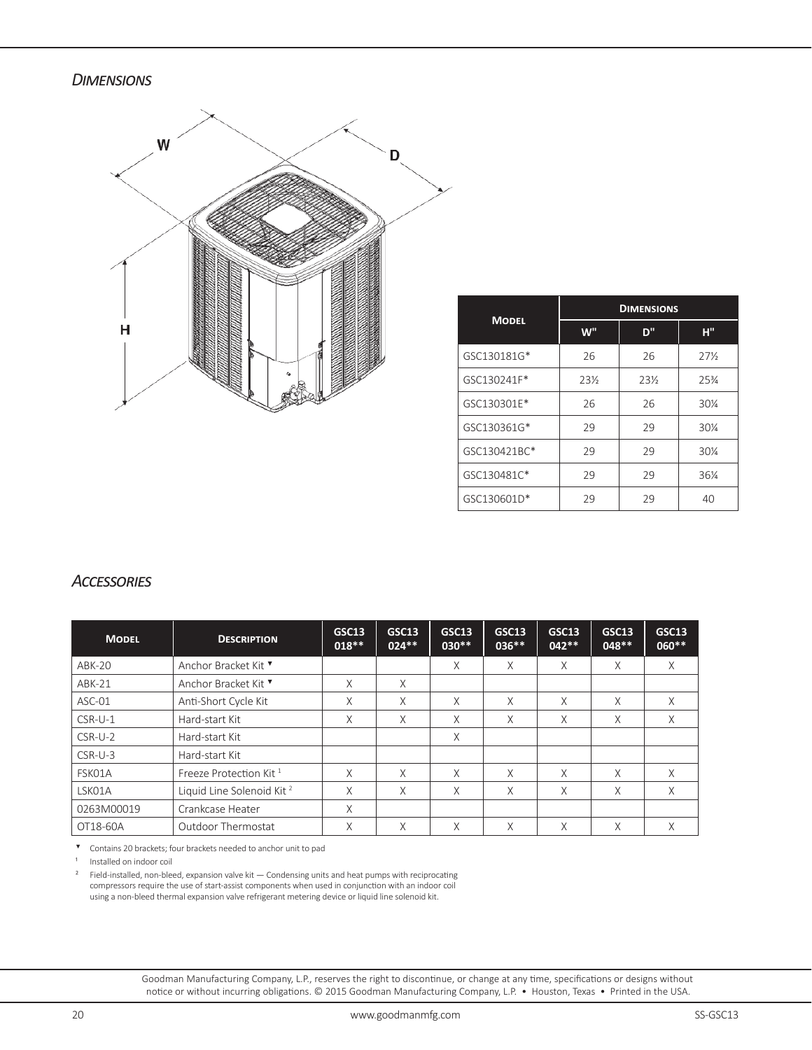## *Dimensions*

| Model | Dimensions | | |
|---|---|---|---|
| | W" | D" | H" |
| GSC130181G* | 26 | 26 | 27½ |
| GSC130241F* | 23½ | 23½ | 25¾ |
| GSC130301E* | 26 | 26 | 30¼ |
| GSC130361G* | 29 | 29 | 30¼ |
| GSC130421BC* | 29 | 29 | 30¼ |
| GSC130481C* | 29 | 29 | 36¼ |
| GSC130601D* | 29 | 29 | 40 |

## *Accessories*

| Model | Description | GSC13 018** | GSC13 024** | GSC13 030** | GSC13 036** | GSC13 042** | GSC13 048** | GSC13 060** |
|---|---|---|---|---|---|---|---|---|
| ABK-20 | Anchor Bracket Kit ▼ | | | X | X | X | X | X |
| ABK-21 | Anchor Bracket Kit ▼ | X | X | | | | | |
| ASC-01 | Anti-Short Cycle Kit | X | X | X | X | X | X | X |
| CSR-U-1 | Hard-start Kit | X | X | X | X | X | X | X |
| CSR-U-2 | Hard-start Kit | | | X | | | | |
| CSR-U-3 | Hard-start Kit | | | | | | | |
| FSK01A | Freeze Protection Kit [1] | X | X | X | X | X | X | X |
| LSK01A | Liquid Line Solenoid Kit [2] | X | X | X | X | X | X | X |
| 0263M00019 | Crankcase Heater | X | | | | | | |
| OT18-60A | Outdoor Thermostat | X | X | X | X | X | X | X |

▼ Contains 20 brackets; four brackets needed to anchor unit to pad

[1] Installed on indoor coil

[2] Field-installed, non-bleed, expansion valve kit — Condensing units and heat pumps with reciprocating compressors require the use of start-assist components when used in conjunction with an indoor coil using a non-bleed thermal expansion valve refrigerant metering device or liquid line solenoid kit.

Goodman Manufacturing Company, L.P., reserves the right to discontinue, or change at any time, specifications or designs without notice or without incurring obligations. © 2015 Goodman Manufacturing Company, L.P. • Houston, Texas • Printed in the USA.